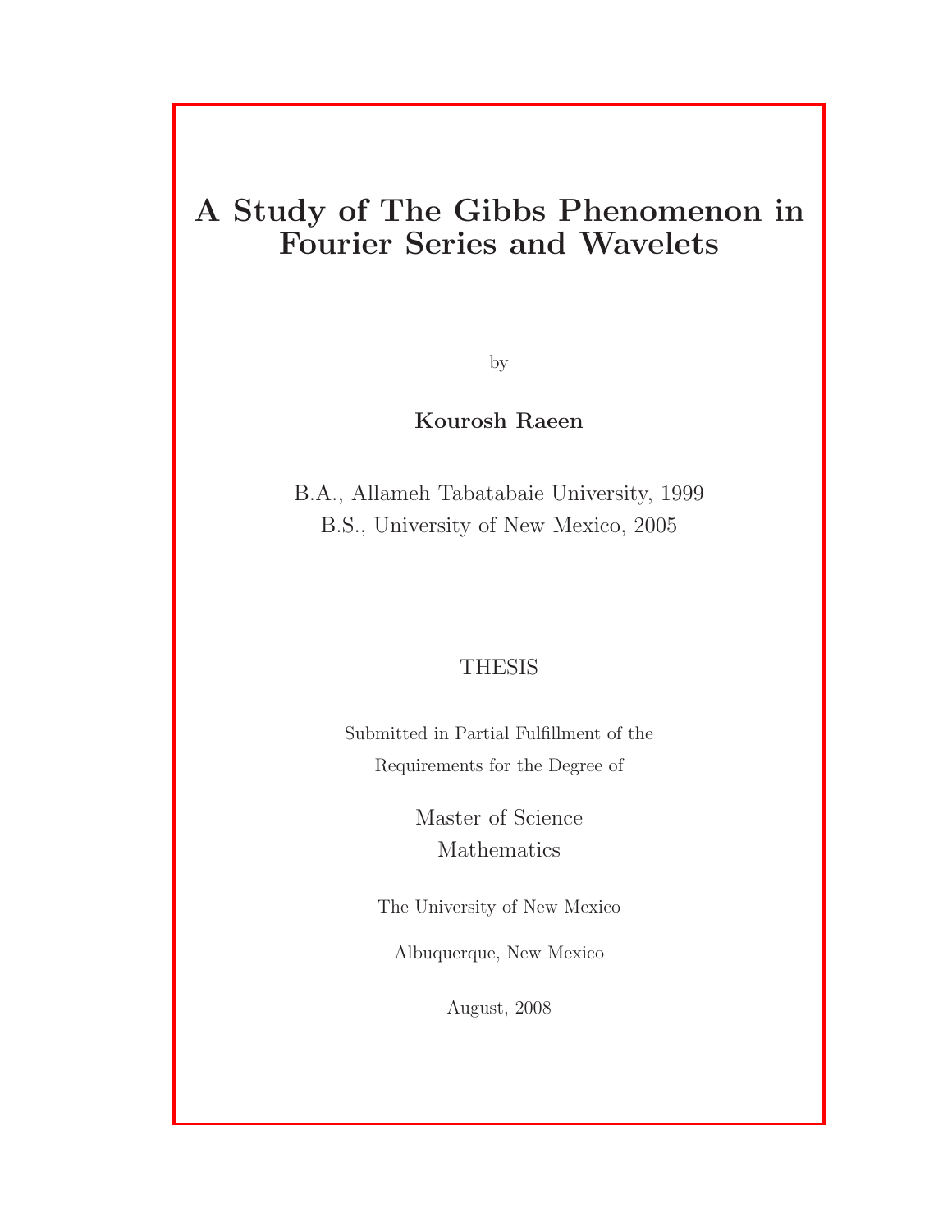# A Study of The Gibbs Phenomenon in Fourier Series and Wavelets

by

**Kourosh Raeen**

B.A., Allameh Tabatabaie University, 1999

B.S., University of New Mexico, 2005

THESIS

Submitted in Partial Fulfillment of the Requirements for the Degree of

Master of Science
Mathematics

The University of New Mexico

Albuquerque, New Mexico

August, 2008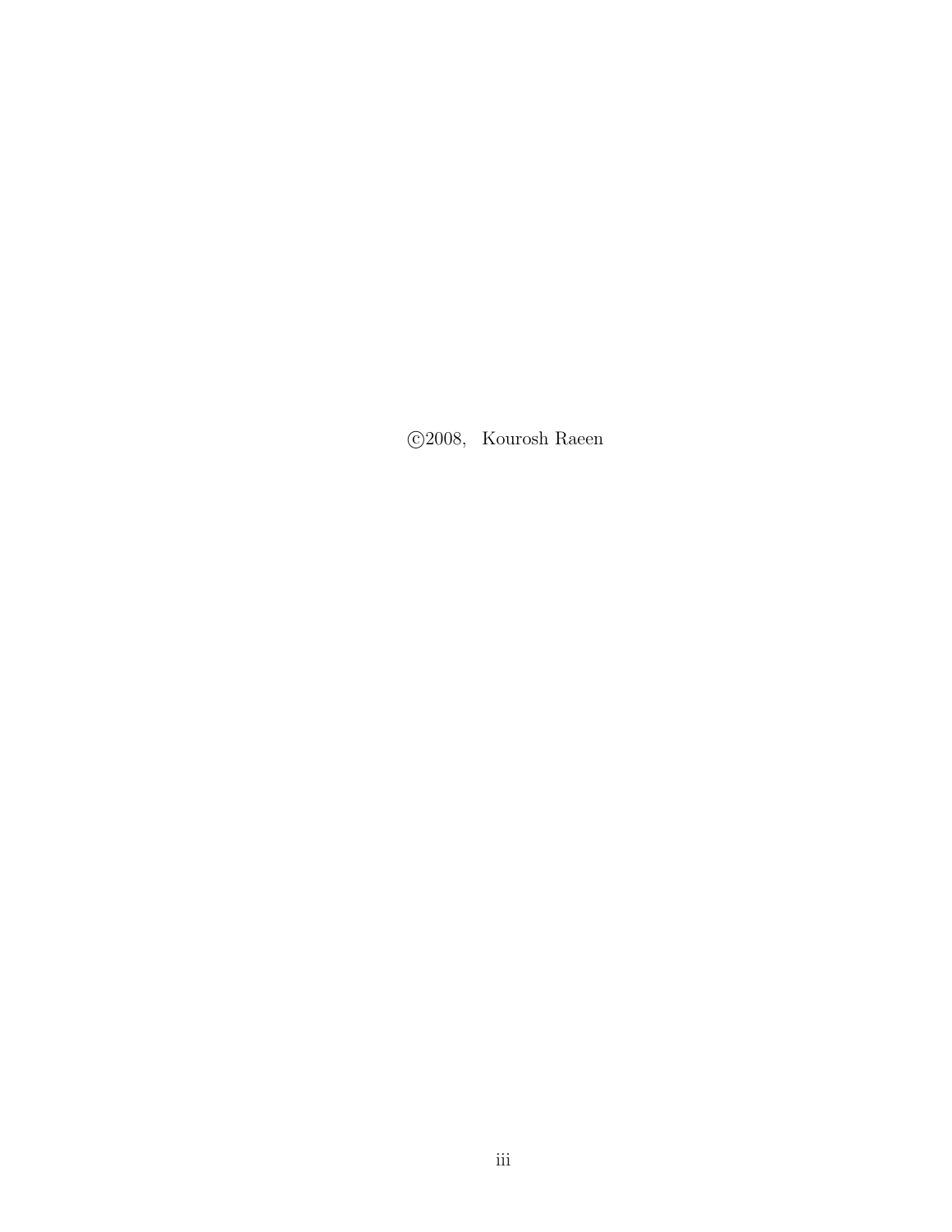©2008, Kourosh Raeen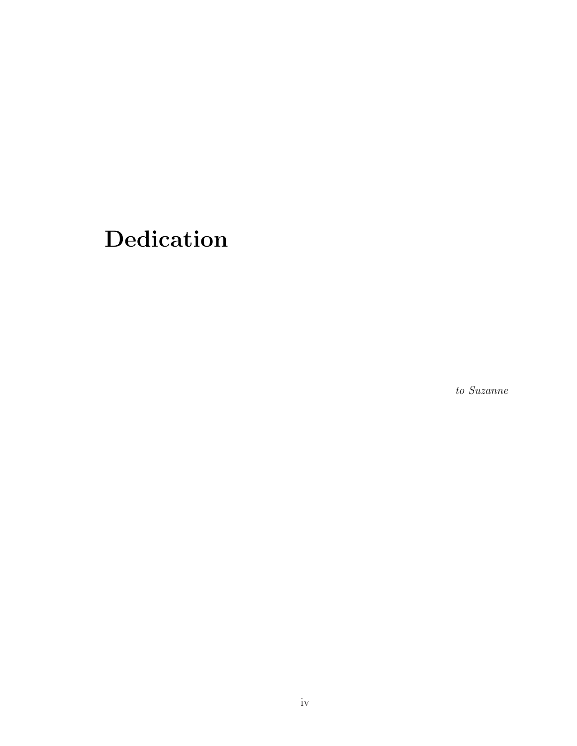# Dedication

*to Suzanne*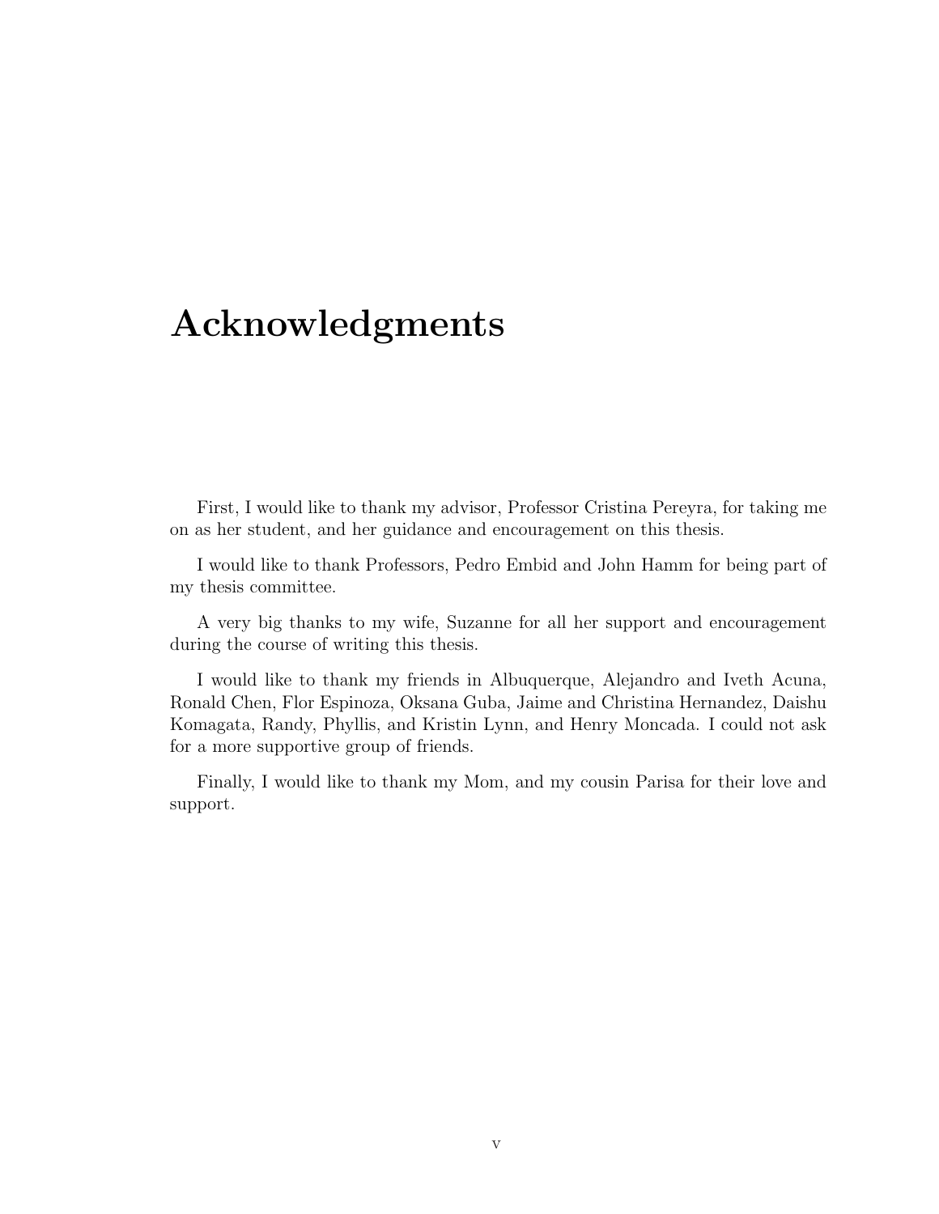# Acknowledgments

First, I would like to thank my advisor, Professor Cristina Pereyra, for taking me on as her student, and her guidance and encouragement on this thesis.

I would like to thank Professors, Pedro Embid and John Hamm for being part of my thesis committee.

A very big thanks to my wife, Suzanne for all her support and encouragement during the course of writing this thesis.

I would like to thank my friends in Albuquerque, Alejandro and Iveth Acuna, Ronald Chen, Flor Espinoza, Oksana Guba, Jaime and Christina Hernandez, Daishu Komagata, Randy, Phyllis, and Kristin Lynn, and Henry Moncada. I could not ask for a more supportive group of friends.

Finally, I would like to thank my Mom, and my cousin Parisa for their love and support.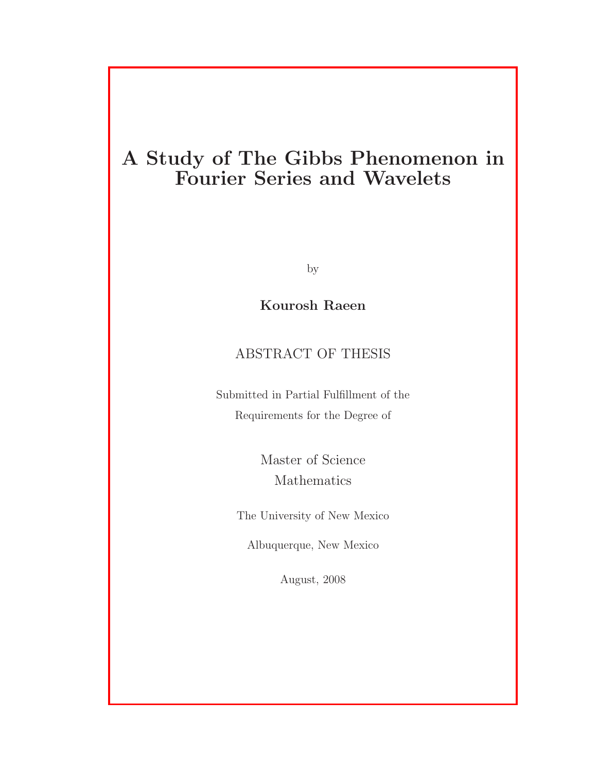# A Study of The Gibbs Phenomenon in Fourier Series and Wavelets

by

**Kourosh Raeen**

ABSTRACT OF THESIS

Submitted in Partial Fulfillment of the
Requirements for the Degree of

Master of Science
Mathematics

The University of New Mexico

Albuquerque, New Mexico

August, 2008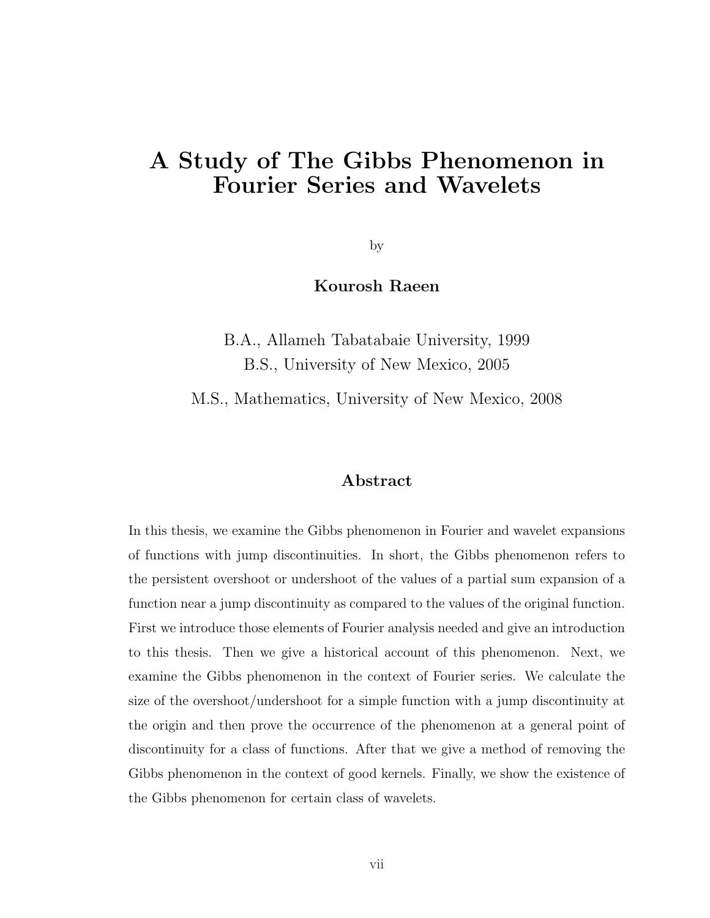# A Study of The Gibbs Phenomenon in Fourier Series and Wavelets

by

**Kourosh Raeen**

B.A., Allameh Tabatabaie University, 1999

B.S., University of New Mexico, 2005

M.S., Mathematics, University of New Mexico, 2008

## Abstract

In this thesis, we examine the Gibbs phenomenon in Fourier and wavelet expansions of functions with jump discontinuities. In short, the Gibbs phenomenon refers to the persistent overshoot or undershoot of the values of a partial sum expansion of a function near a jump discontinuity as compared to the values of the original function. First we introduce those elements of Fourier analysis needed and give an introduction to this thesis. Then we give a historical account of this phenomenon. Next, we examine the Gibbs phenomenon in the context of Fourier series. We calculate the size of the overshoot/undershoot for a simple function with a jump discontinuity at the origin and then prove the occurrence of the phenomenon at a general point of discontinuity for a class of functions. After that we give a method of removing the Gibbs phenomenon in the context of good kernels. Finally, we show the existence of the Gibbs phenomenon for certain class of wavelets.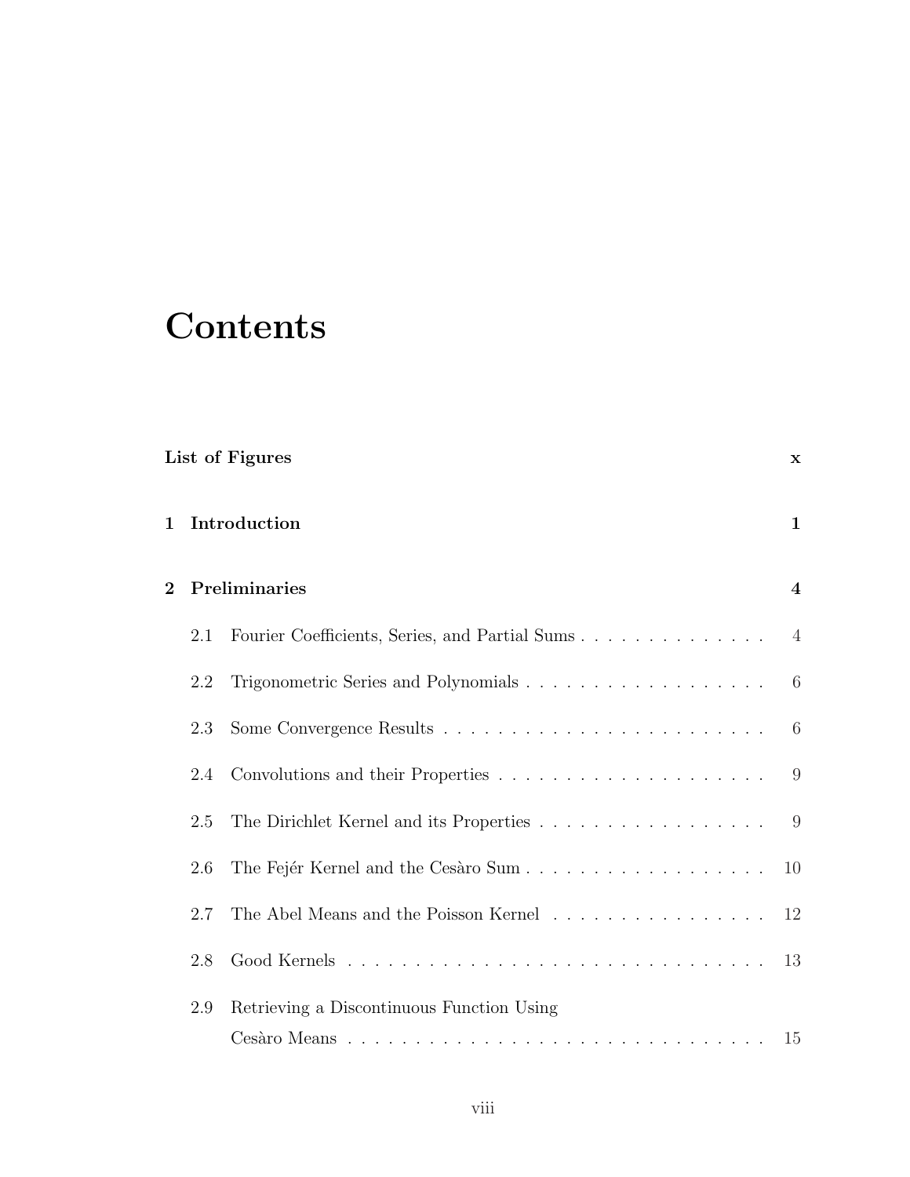# Contents

**List of Figures** **x**

**1 Introduction** **1**

**2 Preliminaries** **4**

- 2.1 Fourier Coefficients, Series, and Partial Sums . . . . . . . . . . . . . . 4
- 2.2 Trigonometric Series and Polynomials . . . . . . . . . . . . . . . . . . 6
- 2.3 Some Convergence Results . . . . . . . . . . . . . . . . . . . . . . . . 6
- 2.4 Convolutions and their Properties . . . . . . . . . . . . . . . . . . . . 9
- 2.5 The Dirichlet Kernel and its Properties . . . . . . . . . . . . . . . . . 9
- 2.6 The Fejér Kernel and the Cesàro Sum . . . . . . . . . . . . . . . . . . 10
- 2.7 The Abel Means and the Poisson Kernel . . . . . . . . . . . . . . . . 12
- 2.8 Good Kernels . . . . . . . . . . . . . . . . . . . . . . . . . . . . . . . 13
- 2.9 Retrieving a Discontinuous Function Using Cesàro Means . . . . . . . . . . . . . . . . . . . . . . . . . . . . . . . 15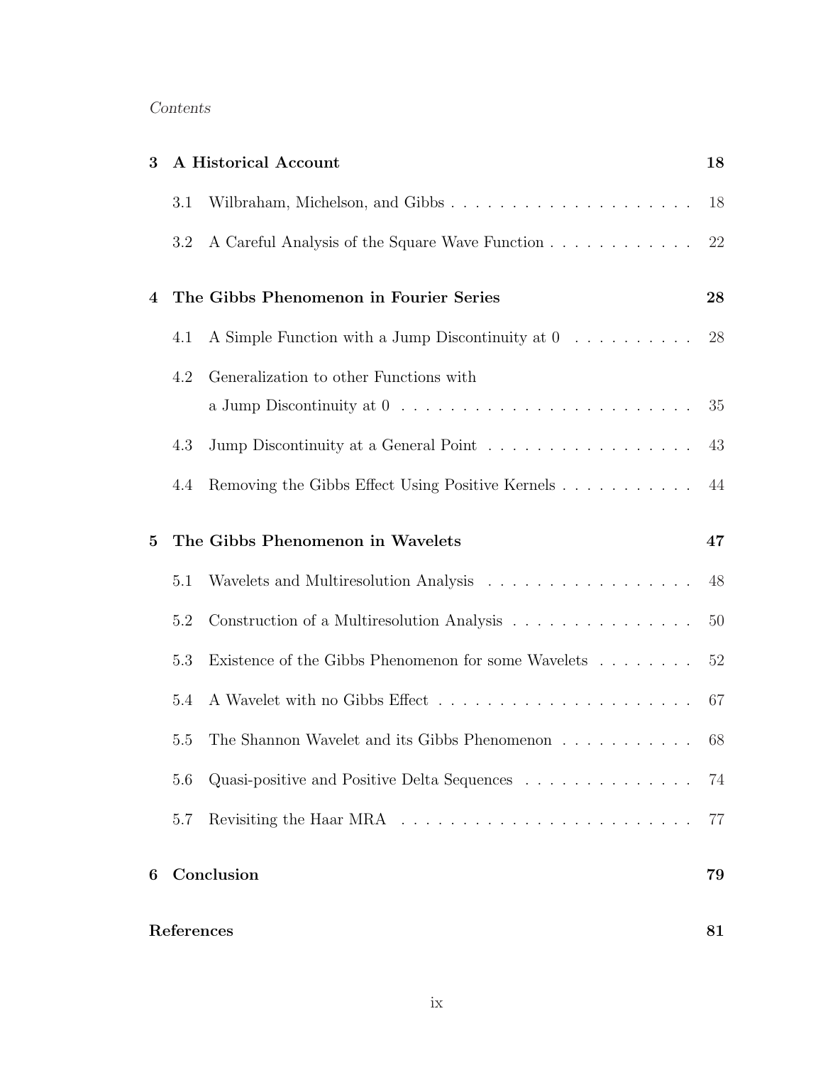*Contents*

| | | |
|---|---|---|
| **3** | **A Historical Account** | **18** |
| 3.1 | Wilbraham, Michelson, and Gibbs | 18 |
| 3.2 | A Careful Analysis of the Square Wave Function | 22 |
| **4** | **The Gibbs Phenomenon in Fourier Series** | **28** |
| 4.1 | A Simple Function with a Jump Discontinuity at 0 | 28 |
| 4.2 | Generalization to other Functions with a Jump Discontinuity at 0 | 35 |
| 4.3 | Jump Discontinuity at a General Point | 43 |
| 4.4 | Removing the Gibbs Effect Using Positive Kernels | 44 |
| **5** | **The Gibbs Phenomenon in Wavelets** | **47** |
| 5.1 | Wavelets and Multiresolution Analysis | 48 |
| 5.2 | Construction of a Multiresolution Analysis | 50 |
| 5.3 | Existence of the Gibbs Phenomenon for some Wavelets | 52 |
| 5.4 | A Wavelet with no Gibbs Effect | 67 |
| 5.5 | The Shannon Wavelet and its Gibbs Phenomenon | 68 |
| 5.6 | Quasi-positive and Positive Delta Sequences | 74 |
| 5.7 | Revisiting the Haar MRA | 77 |
| **6** | **Conclusion** | **79** |
| **References** | | **81** |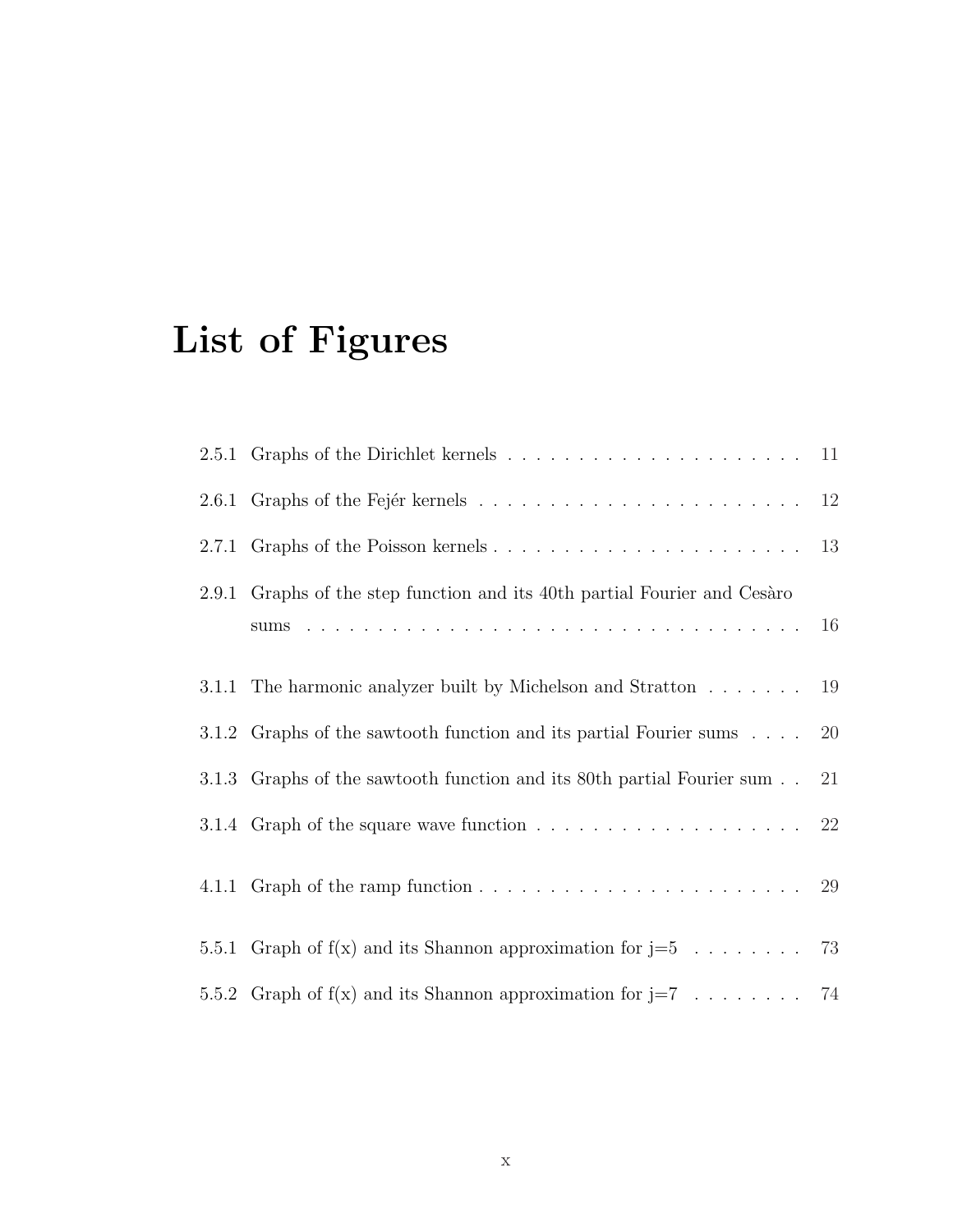# List of Figures

2.5.1 Graphs of the Dirichlet kernels . . . . . . . . . . . . . . . . . . . . . 11

2.6.1 Graphs of the Fejér kernels . . . . . . . . . . . . . . . . . . . . . . . 12

2.7.1 Graphs of the Poisson kernels . . . . . . . . . . . . . . . . . . . . . . 13

2.9.1 Graphs of the step function and its 40th partial Fourier and Cesàro sums . . . . . . . . . . . . . . . . . . . . . . . . . . . . . . . . . . 16

3.1.1 The harmonic analyzer built by Michelson and Stratton . . . . . . . 19

3.1.2 Graphs of the sawtooth function and its partial Fourier sums . . . . 20

3.1.3 Graphs of the sawtooth function and its 80th partial Fourier sum . . 21

3.1.4 Graph of the square wave function . . . . . . . . . . . . . . . . . . . 22

4.1.1 Graph of the ramp function . . . . . . . . . . . . . . . . . . . . . . . 29

5.5.1 Graph of f(x) and its Shannon approximation for j=5 . . . . . . . . 73

5.5.2 Graph of f(x) and its Shannon approximation for j=7 . . . . . . . . 74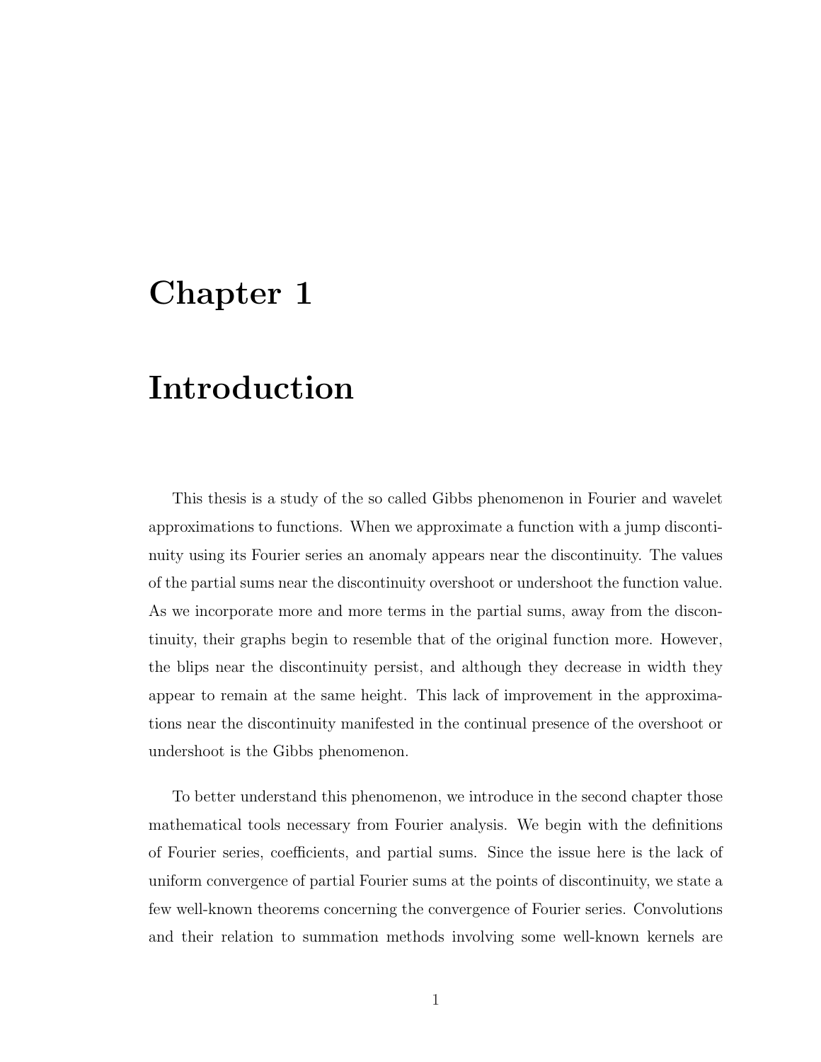# Chapter 1

# Introduction

This thesis is a study of the so called Gibbs phenomenon in Fourier and wavelet approximations to functions. When we approximate a function with a jump discontinuity using its Fourier series an anomaly appears near the discontinuity. The values of the partial sums near the discontinuity overshoot or undershoot the function value. As we incorporate more and more terms in the partial sums, away from the discontinuity, their graphs begin to resemble that of the original function more. However, the blips near the discontinuity persist, and although they decrease in width they appear to remain at the same height. This lack of improvement in the approximations near the discontinuity manifested in the continual presence of the overshoot or undershoot is the Gibbs phenomenon.

To better understand this phenomenon, we introduce in the second chapter those mathematical tools necessary from Fourier analysis. We begin with the definitions of Fourier series, coefficients, and partial sums. Since the issue here is the lack of uniform convergence of partial Fourier sums at the points of discontinuity, we state a few well-known theorems concerning the convergence of Fourier series. Convolutions and their relation to summation methods involving some well-known kernels are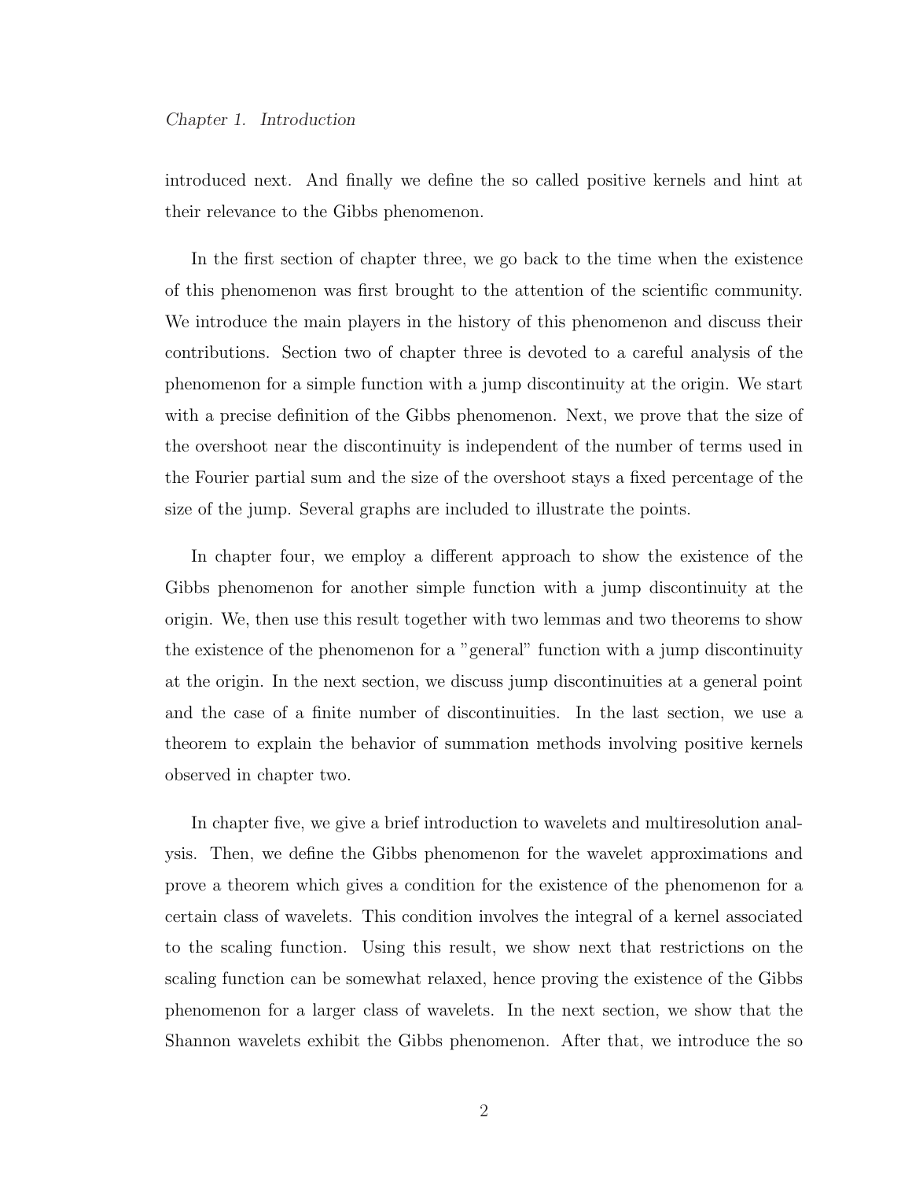introduced next. And finally we define the so called positive kernels and hint at their relevance to the Gibbs phenomenon.

In the first section of chapter three, we go back to the time when the existence of this phenomenon was first brought to the attention of the scientific community. We introduce the main players in the history of this phenomenon and discuss their contributions. Section two of chapter three is devoted to a careful analysis of the phenomenon for a simple function with a jump discontinuity at the origin. We start with a precise definition of the Gibbs phenomenon. Next, we prove that the size of the overshoot near the discontinuity is independent of the number of terms used in the Fourier partial sum and the size of the overshoot stays a fixed percentage of the size of the jump. Several graphs are included to illustrate the points.

In chapter four, we employ a different approach to show the existence of the Gibbs phenomenon for another simple function with a jump discontinuity at the origin. We, then use this result together with two lemmas and two theorems to show the existence of the phenomenon for a "general" function with a jump discontinuity at the origin. In the next section, we discuss jump discontinuities at a general point and the case of a finite number of discontinuities. In the last section, we use a theorem to explain the behavior of summation methods involving positive kernels observed in chapter two.

In chapter five, we give a brief introduction to wavelets and multiresolution analysis. Then, we define the Gibbs phenomenon for the wavelet approximations and prove a theorem which gives a condition for the existence of the phenomenon for a certain class of wavelets. This condition involves the integral of a kernel associated to the scaling function. Using this result, we show next that restrictions on the scaling function can be somewhat relaxed, hence proving the existence of the Gibbs phenomenon for a larger class of wavelets. In the next section, we show that the Shannon wavelets exhibit the Gibbs phenomenon. After that, we introduce the so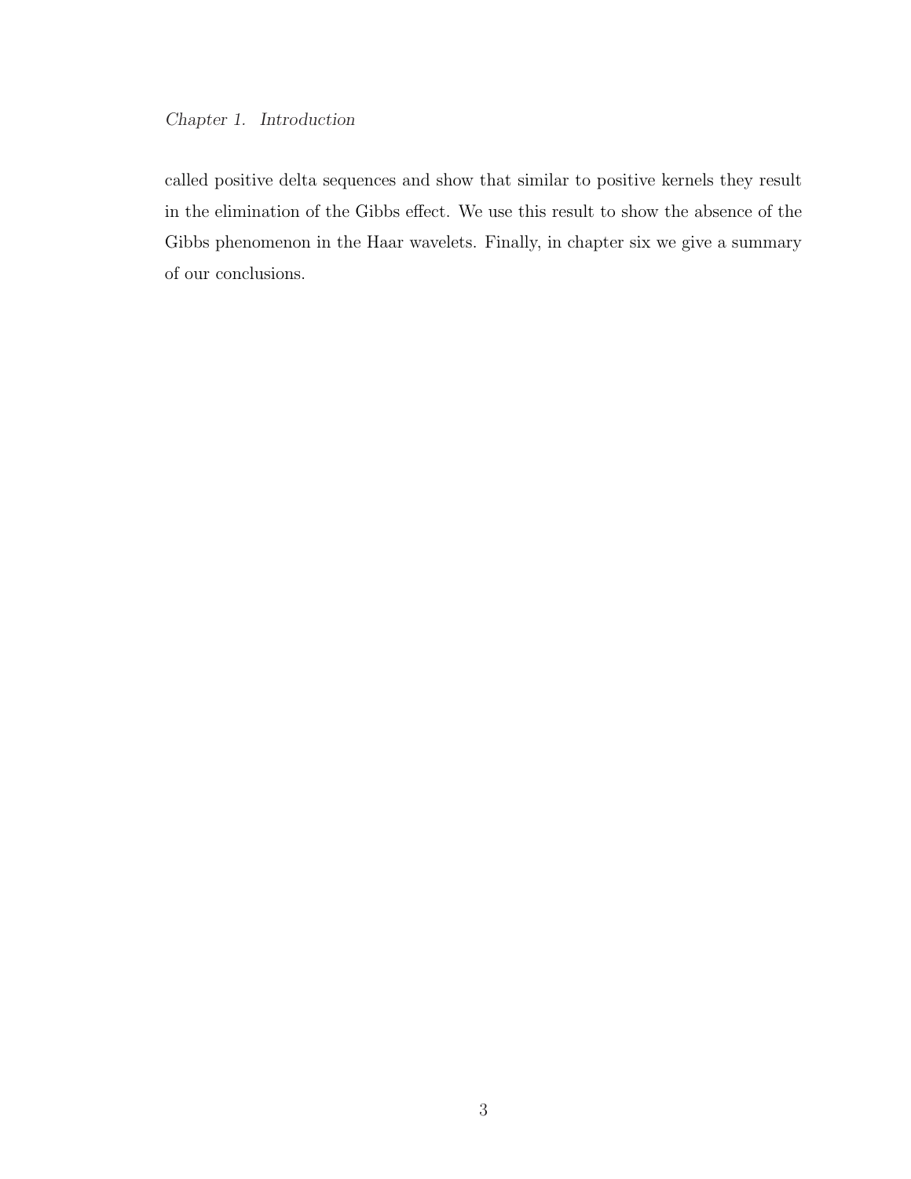called positive delta sequences and show that similar to positive kernels they result in the elimination of the Gibbs effect. We use this result to show the absence of the Gibbs phenomenon in the Haar wavelets. Finally, in chapter six we give a summary of our conclusions.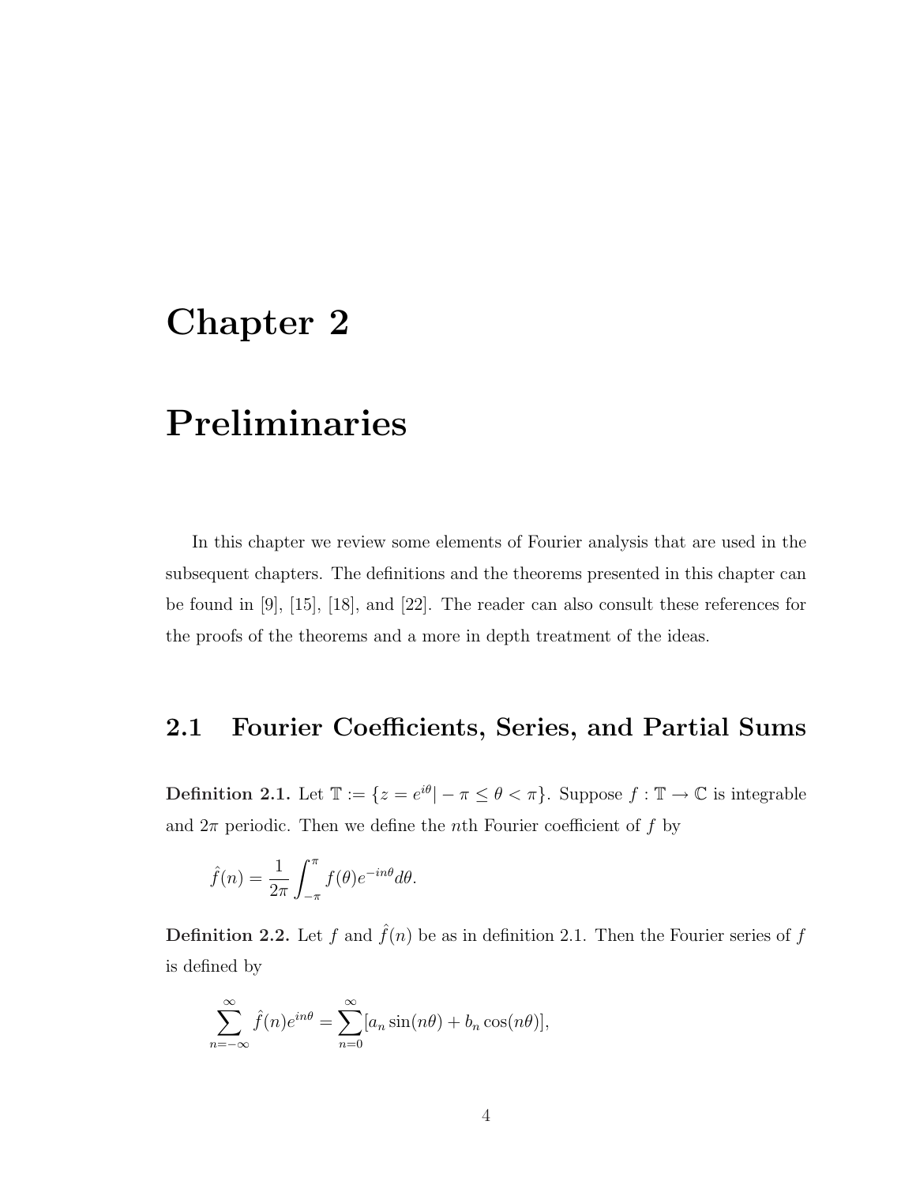# Chapter 2

# Preliminaries

In this chapter we review some elements of Fourier analysis that are used in the subsequent chapters. The definitions and the theorems presented in this chapter can be found in [9], [15], [18], and [22]. The reader can also consult these references for the proofs of the theorems and a more in depth treatment of the ideas.

## 2.1 Fourier Coefficients, Series, and Partial Sums

**Definition 2.1.** Let $\mathbb{T} := \{z = e^{i\theta} | -\pi \leq \theta < \pi\}$. Suppose $f : \mathbb{T} \to \mathbb{C}$ is integrable and $2\pi$ periodic. Then we define the $n$th Fourier coefficient of $f$ by

$$\hat{f}(n) = \frac{1}{2\pi} \int_{-\pi}^{\pi} f(\theta) e^{-in\theta} d\theta.$$

**Definition 2.2.** Let $f$ and $\hat{f}(n)$ be as in definition 2.1. Then the Fourier series of $f$ is defined by

$$\sum_{n=-\infty}^{\infty} \hat{f}(n) e^{in\theta} = \sum_{n=0}^{\infty} [a_n \sin(n\theta) + b_n \cos(n\theta)],$$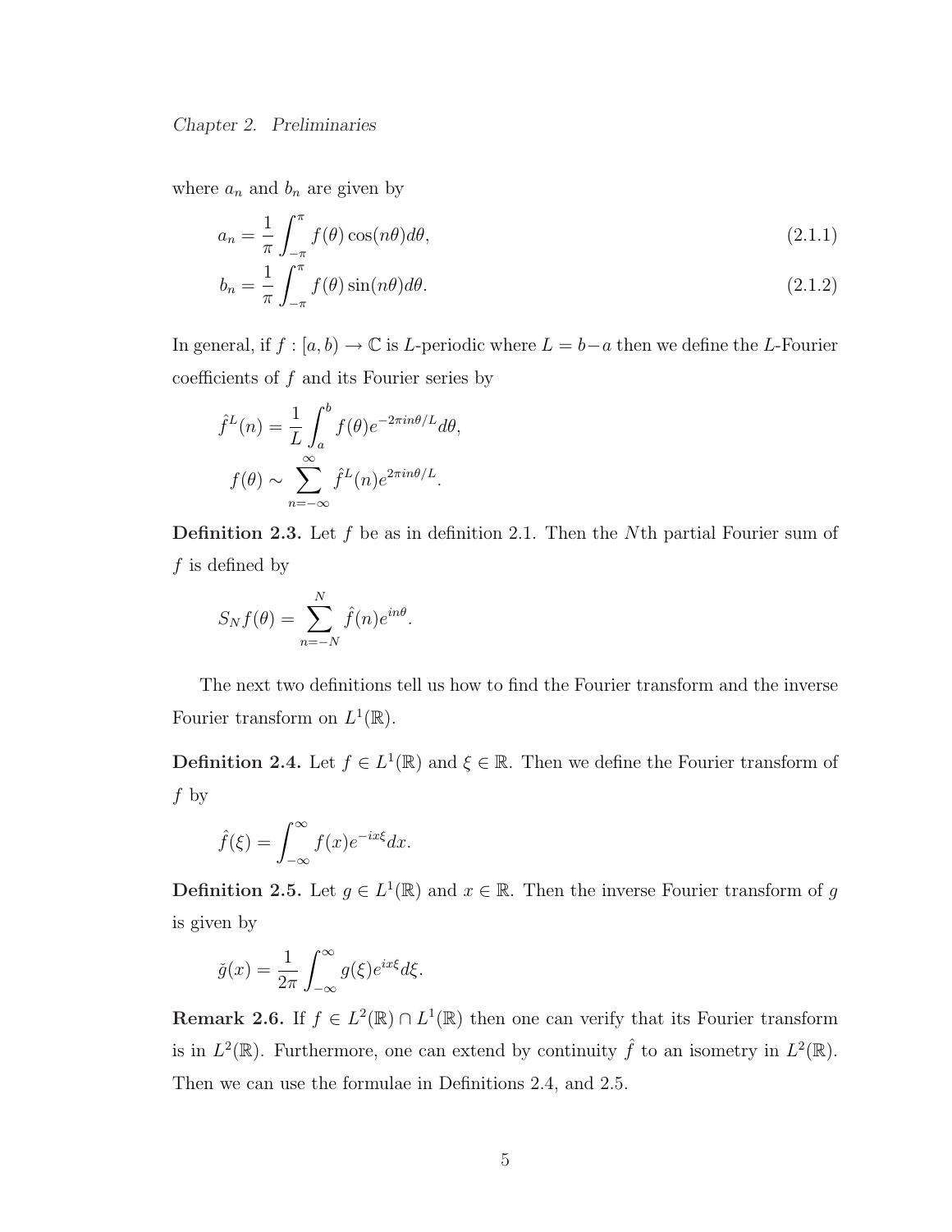where $a_n$ and $b_n$ are given by

$$a_n = \frac{1}{\pi} \int_{-\pi}^{\pi} f(\theta) \cos(n\theta) d\theta, \tag{2.1.1}$$

$$b_n = \frac{1}{\pi} \int_{-\pi}^{\pi} f(\theta) \sin(n\theta) d\theta. \tag{2.1.2}$$

In general, if $f : [a, b) \to \mathbb{C}$ is $L$-periodic where $L = b-a$ then we define the $L$-Fourier coefficients of $f$ and its Fourier series by

$$\hat{f}^L(n) = \frac{1}{L} \int_a^b f(\theta) e^{-2\pi in\theta/L} d\theta,$$

$$f(\theta) \sim \sum_{n=-\infty}^{\infty} \hat{f}^L(n) e^{2\pi in\theta/L}.$$

**Definition 2.3.** Let $f$ be as in definition 2.1. Then the $N$th partial Fourier sum of $f$ is defined by

$$S_N f(\theta) = \sum_{n=-N}^{N} \hat{f}(n) e^{in\theta}.$$

The next two definitions tell us how to find the Fourier transform and the inverse Fourier transform on $L^1(\mathbb{R})$.

**Definition 2.4.** Let $f \in L^1(\mathbb{R})$ and $\xi \in \mathbb{R}$. Then we define the Fourier transform of $f$ by

$$\hat{f}(\xi) = \int_{-\infty}^{\infty} f(x) e^{-ix\xi} dx.$$

**Definition 2.5.** Let $g \in L^1(\mathbb{R})$ and $x \in \mathbb{R}$. Then the inverse Fourier transform of $g$ is given by

$$\check{g}(x) = \frac{1}{2\pi} \int_{-\infty}^{\infty} g(\xi) e^{ix\xi} d\xi.$$

**Remark 2.6.** If $f \in L^2(\mathbb{R}) \cap L^1(\mathbb{R})$ then one can verify that its Fourier transform is in $L^2(\mathbb{R})$. Furthermore, one can extend by continuity $\hat{f}$ to an isometry in $L^2(\mathbb{R})$. Then we can use the formulae in Definitions 2.4, and 2.5.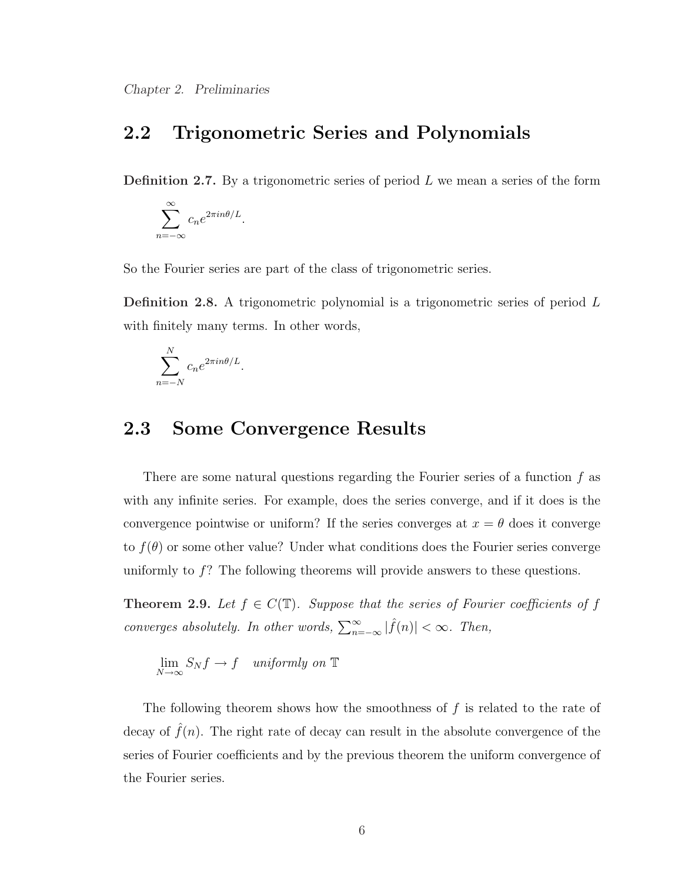## 2.2 Trigonometric Series and Polynomials

**Definition 2.7.** By a trigonometric series of period $L$ we mean a series of the form

$$\sum_{n=-\infty}^{\infty} c_n e^{2\pi i n\theta/L}.$$

So the Fourier series are part of the class of trigonometric series.

**Definition 2.8.** A trigonometric polynomial is a trigonometric series of period $L$ with finitely many terms. In other words,

$$\sum_{n=-N}^{N} c_n e^{2\pi i n\theta/L}.$$

## 2.3 Some Convergence Results

There are some natural questions regarding the Fourier series of a function $f$ as with any infinite series. For example, does the series converge, and if it does is the convergence pointwise or uniform? If the series converges at $x = \theta$ does it converge to $f(\theta)$ or some other value? Under what conditions does the Fourier series converge uniformly to $f$? The following theorems will provide answers to these questions.

**Theorem 2.9.** *Let $f \in C(\mathbb{T})$. Suppose that the series of Fourier coefficients of $f$ converges absolutely. In other words, $\sum_{n=-\infty}^{\infty} |\hat{f}(n)| < \infty$. Then,*

$$\lim_{N\to\infty} S_N f \to f \quad \textit{uniformly on } \mathbb{T}$$

The following theorem shows how the smoothness of $f$ is related to the rate of decay of $\hat{f}(n)$. The right rate of decay can result in the absolute convergence of the series of Fourier coefficients and by the previous theorem the uniform convergence of the Fourier series.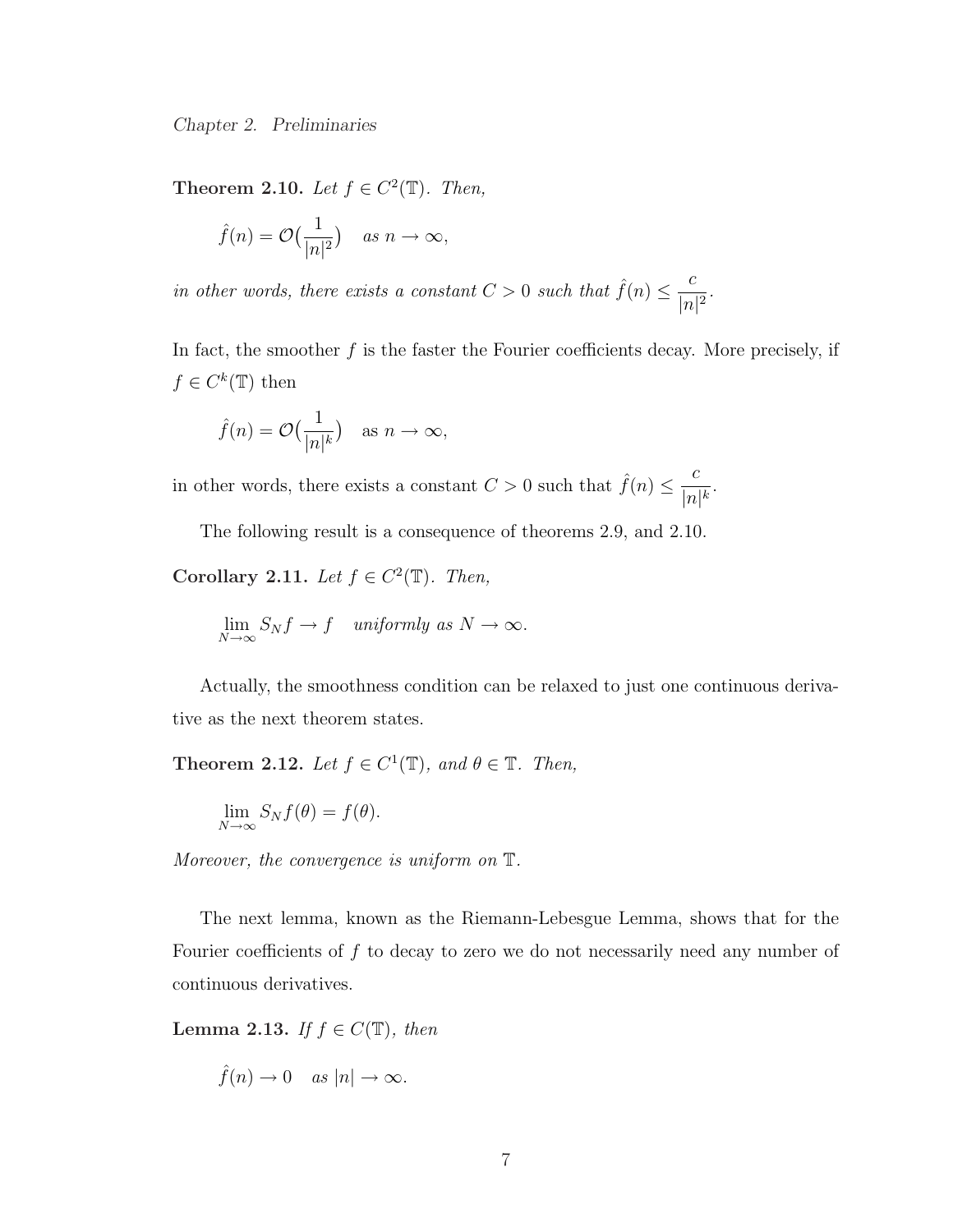**Theorem 2.10.** *Let $f \in C^2(\mathbb{T})$. Then,*

$$\hat{f}(n) = \mathcal{O}(\frac{1}{|n|^2}) \quad \textit{as } n \to \infty,$$

*in other words, there exists a constant $C > 0$ such that $\hat{f}(n) \leq \dfrac{c}{|n|^2}$.*

In fact, the smoother $f$ is the faster the Fourier coefficients decay. More precisely, if $f \in C^k(\mathbb{T})$ then

$$\hat{f}(n) = \mathcal{O}(\frac{1}{|n|^k}) \quad \text{as } n \to \infty,$$

in other words, there exists a constant $C > 0$ such that $\hat{f}(n) \leq \dfrac{c}{|n|^k}$.

The following result is a consequence of theorems 2.9, and 2.10.

**Corollary 2.11.** *Let $f \in C^2(\mathbb{T})$. Then,*

$$\lim_{N\to\infty} S_N f \to f \quad \textit{uniformly as } N \to \infty.$$

Actually, the smoothness condition can be relaxed to just one continuous derivative as the next theorem states.

**Theorem 2.12.** *Let $f \in C^1(\mathbb{T})$, and $\theta \in \mathbb{T}$. Then,*

$$\lim_{N\to\infty} S_N f(\theta) = f(\theta).$$

*Moreover, the convergence is uniform on $\mathbb{T}$.*

The next lemma, known as the Riemann-Lebesgue Lemma, shows that for the Fourier coefficients of $f$ to decay to zero we do not necessarily need any number of continuous derivatives.

**Lemma 2.13.** *If $f \in C(\mathbb{T})$, then*

$$\hat{f}(n) \to 0 \quad \textit{as } |n| \to \infty.$$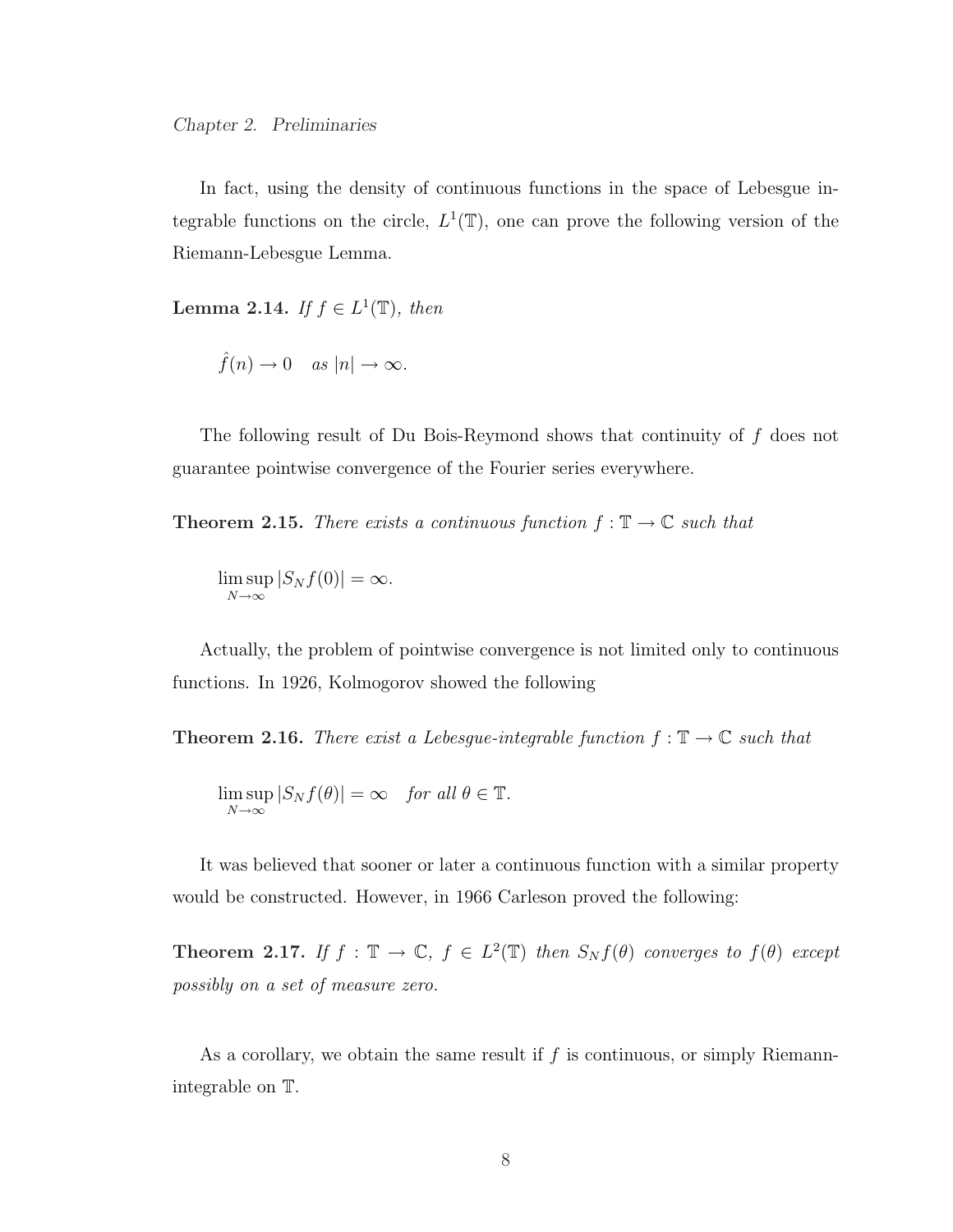In fact, using the density of continuous functions in the space of Lebesgue integrable functions on the circle, $L^1(\mathbb{T})$, one can prove the following version of the Riemann-Lebesgue Lemma.

**Lemma 2.14.** *If $f \in L^1(\mathbb{T})$, then*

$$\hat{f}(n) \to 0 \quad \text{as } |n| \to \infty.$$

The following result of Du Bois-Reymond shows that continuity of $f$ does not guarantee pointwise convergence of the Fourier series everywhere.

**Theorem 2.15.** *There exists a continuous function $f : \mathbb{T} \to \mathbb{C}$ such that*

$$\limsup_{N\to\infty} |S_N f(0)| = \infty.$$

Actually, the problem of pointwise convergence is not limited only to continuous functions. In 1926, Kolmogorov showed the following

**Theorem 2.16.** *There exist a Lebesgue-integrable function $f : \mathbb{T} \to \mathbb{C}$ such that*

$$\limsup_{N\to\infty} |S_N f(\theta)| = \infty \quad \text{for all } \theta \in \mathbb{T}.$$

It was believed that sooner or later a continuous function with a similar property would be constructed. However, in 1966 Carleson proved the following:

**Theorem 2.17.** *If $f : \mathbb{T} \to \mathbb{C}$, $f \in L^2(\mathbb{T})$ then $S_N f(\theta)$ converges to $f(\theta)$ except possibly on a set of measure zero.*

As a corollary, we obtain the same result if $f$ is continuous, or simply Riemann-integrable on $\mathbb{T}$.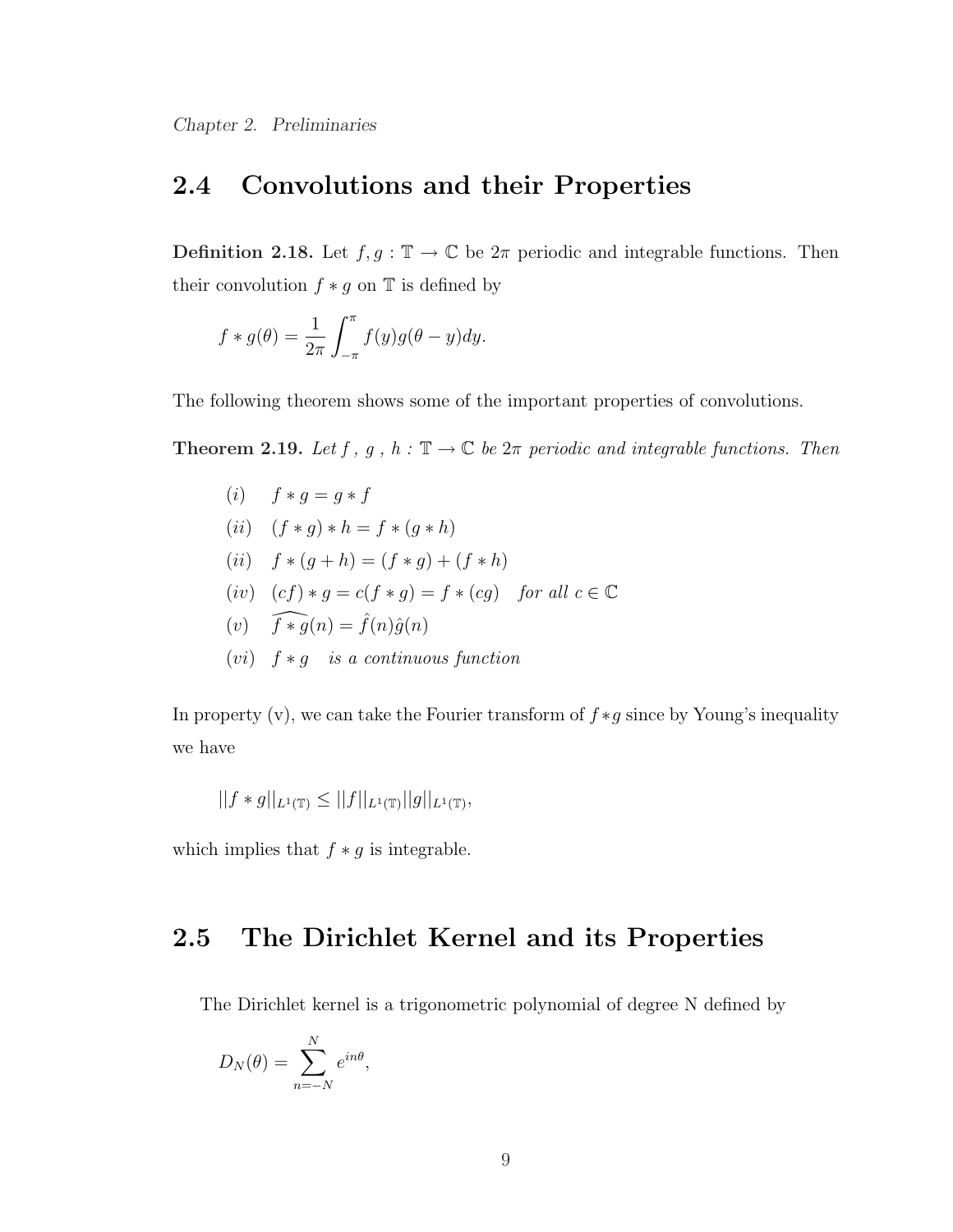## 2.4 Convolutions and their Properties

**Definition 2.18.** Let $f, g : \mathbb{T} \to \mathbb{C}$ be $2\pi$ periodic and integrable functions. Then their convolution $f * g$ on $\mathbb{T}$ is defined by

$$f * g(\theta) = \frac{1}{2\pi} \int_{-\pi}^{\pi} f(y) g(\theta - y) dy.$$

The following theorem shows some of the important properties of convolutions.

**Theorem 2.19.** *Let $f$ , $g$ , $h : \mathbb{T} \to \mathbb{C}$ be $2\pi$ periodic and integrable functions. Then*

$$
\begin{aligned}
&(i) \quad f * g = g * f \\
&(ii) \quad (f * g) * h = f * (g * h) \\
&(ii) \quad f * (g + h) = (f * g) + (f * h) \\
&(iv) \quad (cf) * g = c(f * g) = f * (cg) \quad \textit{for all } c \in \mathbb{C} \\
&(v) \quad \widehat{f * g}(n) = \hat{f}(n)\hat{g}(n) \\
&(vi) \quad f * g \quad \textit{is a continuous function}
\end{aligned}
$$

In property (v), we can take the Fourier transform of $f * g$ since by Young's inequality we have

$$||f * g||_{L^1(\mathbb{T})} \leq ||f||_{L^1(\mathbb{T})} ||g||_{L^1(\mathbb{T})},$$

which implies that $f * g$ is integrable.

## 2.5 The Dirichlet Kernel and its Properties

The Dirichlet kernel is a trigonometric polynomial of degree N defined by

$$D_N(\theta) = \sum_{n=-N}^{N} e^{in\theta},$$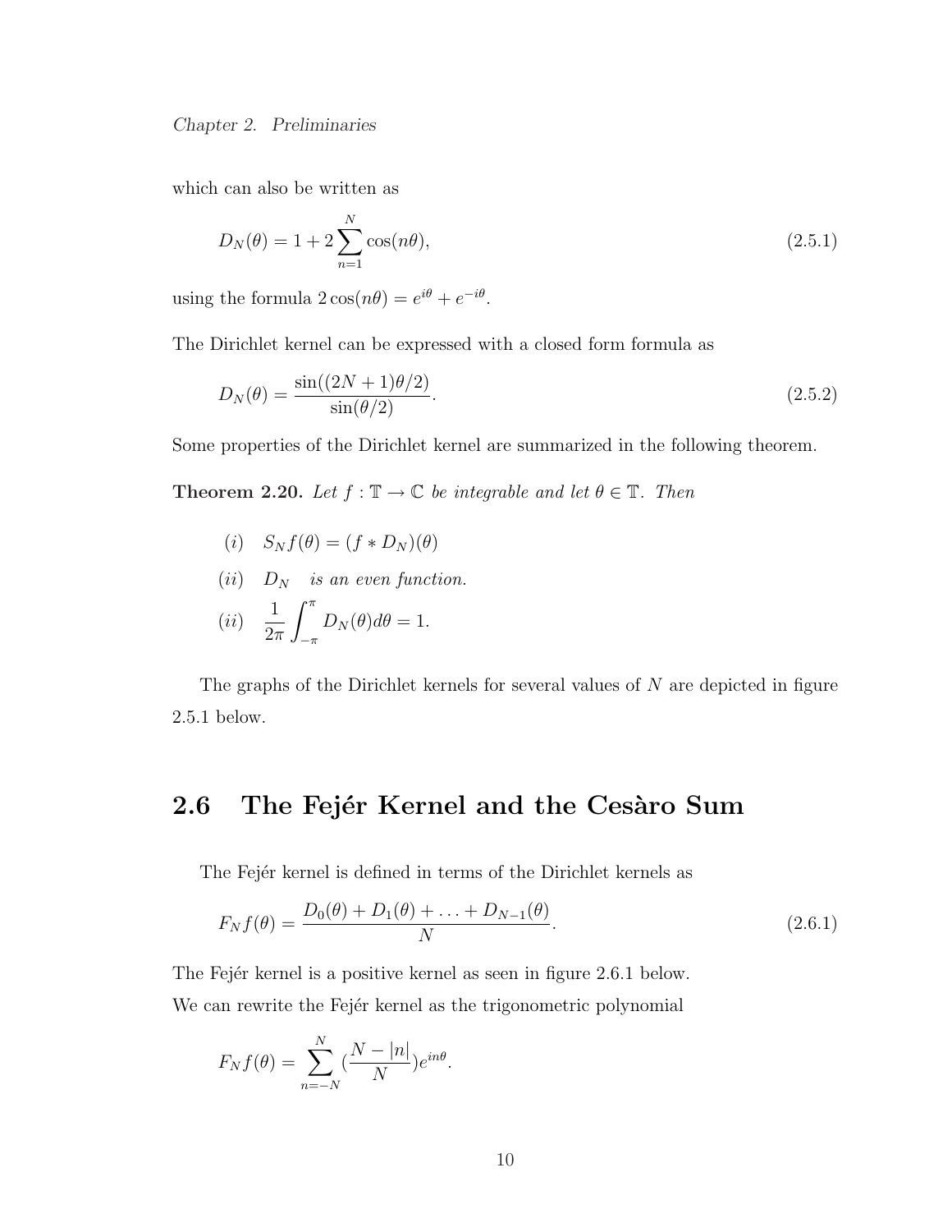which can also be written as

$$D_N(\theta) = 1 + 2\sum_{n=1}^{N} \cos(n\theta), \tag{2.5.1}$$

using the formula $2\cos(n\theta) = e^{i\theta} + e^{-i\theta}$.

The Dirichlet kernel can be expressed with a closed form formula as

$$D_N(\theta) = \frac{\sin((2N+1)\theta/2)}{\sin(\theta/2)}. \tag{2.5.2}$$

Some properties of the Dirichlet kernel are summarized in the following theorem.

**Theorem 2.20.** *Let $f : \mathbb{T} \to \mathbb{C}$ be integrable and let $\theta \in \mathbb{T}$. Then*

$(i)$ $\quad S_N f(\theta) = (f * D_N)(\theta)$

$(ii)$ $\quad D_N$ *is an even function.*

$(ii)$ $\quad \dfrac{1}{2\pi}\displaystyle\int_{-\pi}^{\pi} D_N(\theta)d\theta = 1.$

The graphs of the Dirichlet kernels for several values of $N$ are depicted in figure 2.5.1 below.

## 2.6 The Fejér Kernel and the Cesàro Sum

The Fejér kernel is defined in terms of the Dirichlet kernels as

$$F_N f(\theta) = \frac{D_0(\theta) + D_1(\theta) + \ldots + D_{N-1}(\theta)}{N}. \tag{2.6.1}$$

The Fejér kernel is a positive kernel as seen in figure 2.6.1 below.
We can rewrite the Fejér kernel as the trigonometric polynomial

$$F_N f(\theta) = \sum_{n=-N}^{N} (\frac{N - |n|}{N}) e^{in\theta}.$$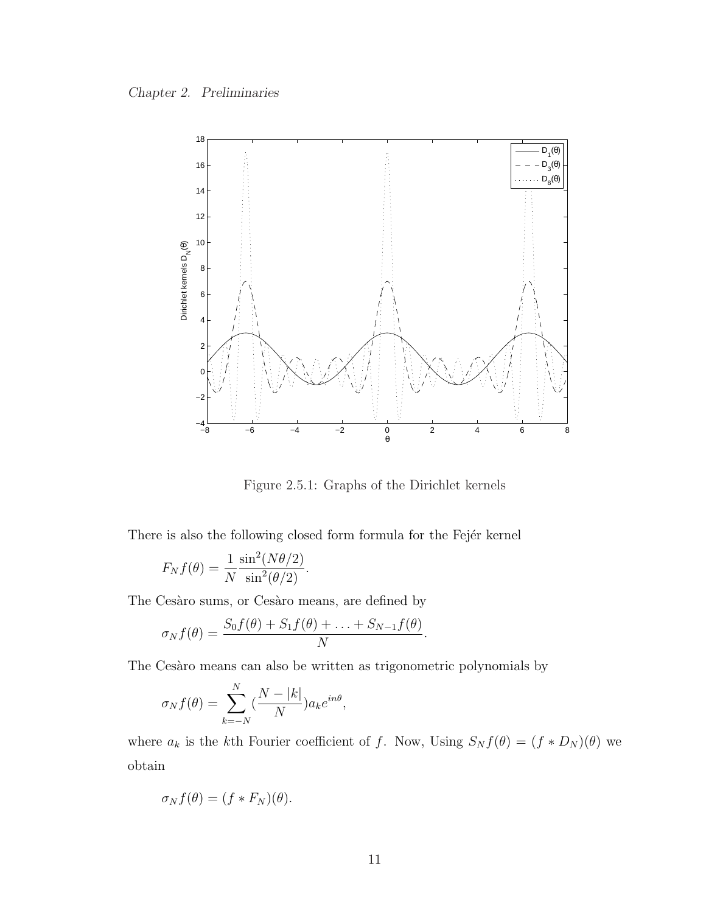Figure 2.5.1: Graphs of the Dirichlet kernels

There is also the following closed form formula for the Fejér kernel

$$F_N f(\theta) = \frac{1}{N} \frac{\sin^2(N\theta/2)}{\sin^2(\theta/2)}.$$

The Cesàro sums, or Cesàro means, are defined by

$$\sigma_N f(\theta) = \frac{S_0 f(\theta) + S_1 f(\theta) + \ldots + S_{N-1} f(\theta)}{N}.$$

The Cesàro means can also be written as trigonometric polynomials by

$$\sigma_N f(\theta) = \sum_{k=-N}^{N} (\frac{N - |k|}{N}) a_k e^{in\theta},$$

where $a_k$ is the $k$th Fourier coefficient of $f$. Now, Using $S_N f(\theta) = (f * D_N)(\theta)$ we obtain

$$\sigma_N f(\theta) = (f * F_N)(\theta).$$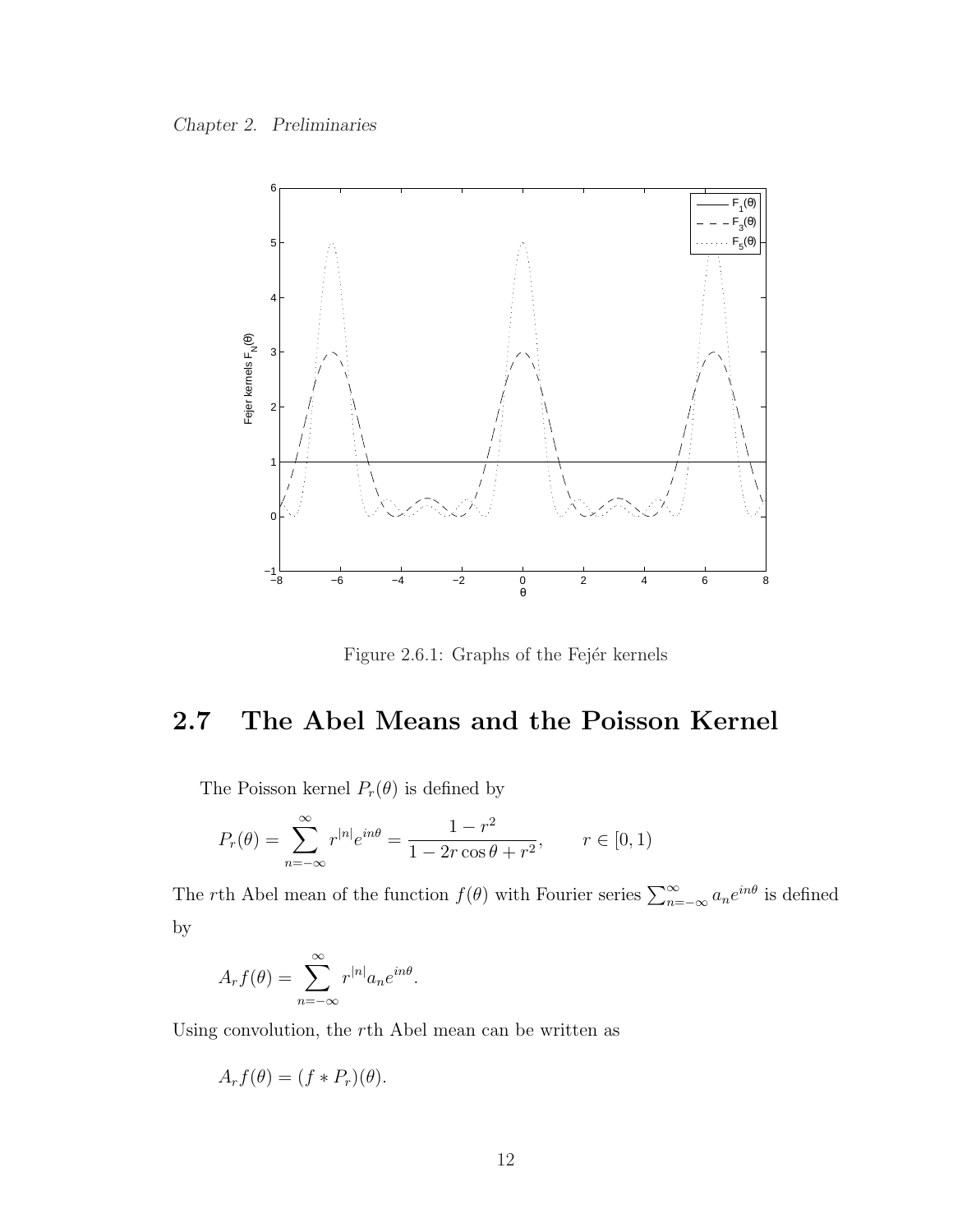Figure 2.6.1: Graphs of the Fejér kernels

## 2.7 The Abel Means and the Poisson Kernel

The Poisson kernel $P_r(\theta)$ is defined by

$$P_r(\theta) = \sum_{n=-\infty}^{\infty} r^{|n|} e^{in\theta} = \frac{1 - r^2}{1 - 2r\cos\theta + r^2}, \qquad r \in [0, 1)$$

The $r$th Abel mean of the function $f(\theta)$ with Fourier series $\sum_{n=-\infty}^{\infty} a_n e^{in\theta}$ is defined by

$$A_r f(\theta) = \sum_{n=-\infty}^{\infty} r^{|n|} a_n e^{in\theta}.$$

Using convolution, the $r$th Abel mean can be written as

$$A_r f(\theta) = (f * P_r)(\theta).$$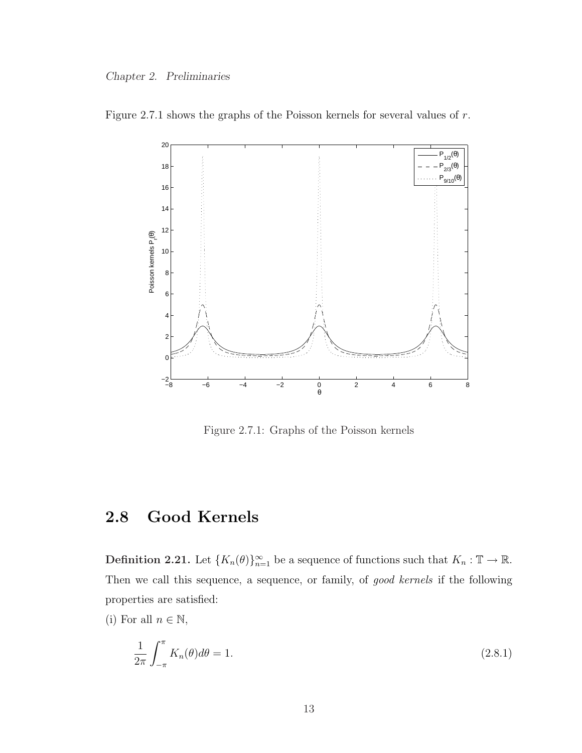Figure 2.7.1 shows the graphs of the Poisson kernels for several values of $r$.

Figure 2.7.1: Graphs of the Poisson kernels

## 2.8 Good Kernels

**Definition 2.21.** Let $\{K_n(\theta)\}_{n=1}^{\infty}$ be a sequence of functions such that $K_n : \mathbb{T} \to \mathbb{R}$. Then we call this sequence, a sequence, or family, of *good kernels* if the following properties are satisfied:

(i) For all $n \in \mathbb{N}$,

$$\frac{1}{2\pi}\int_{-\pi}^{\pi} K_n(\theta)d\theta = 1. \tag{2.8.1}$$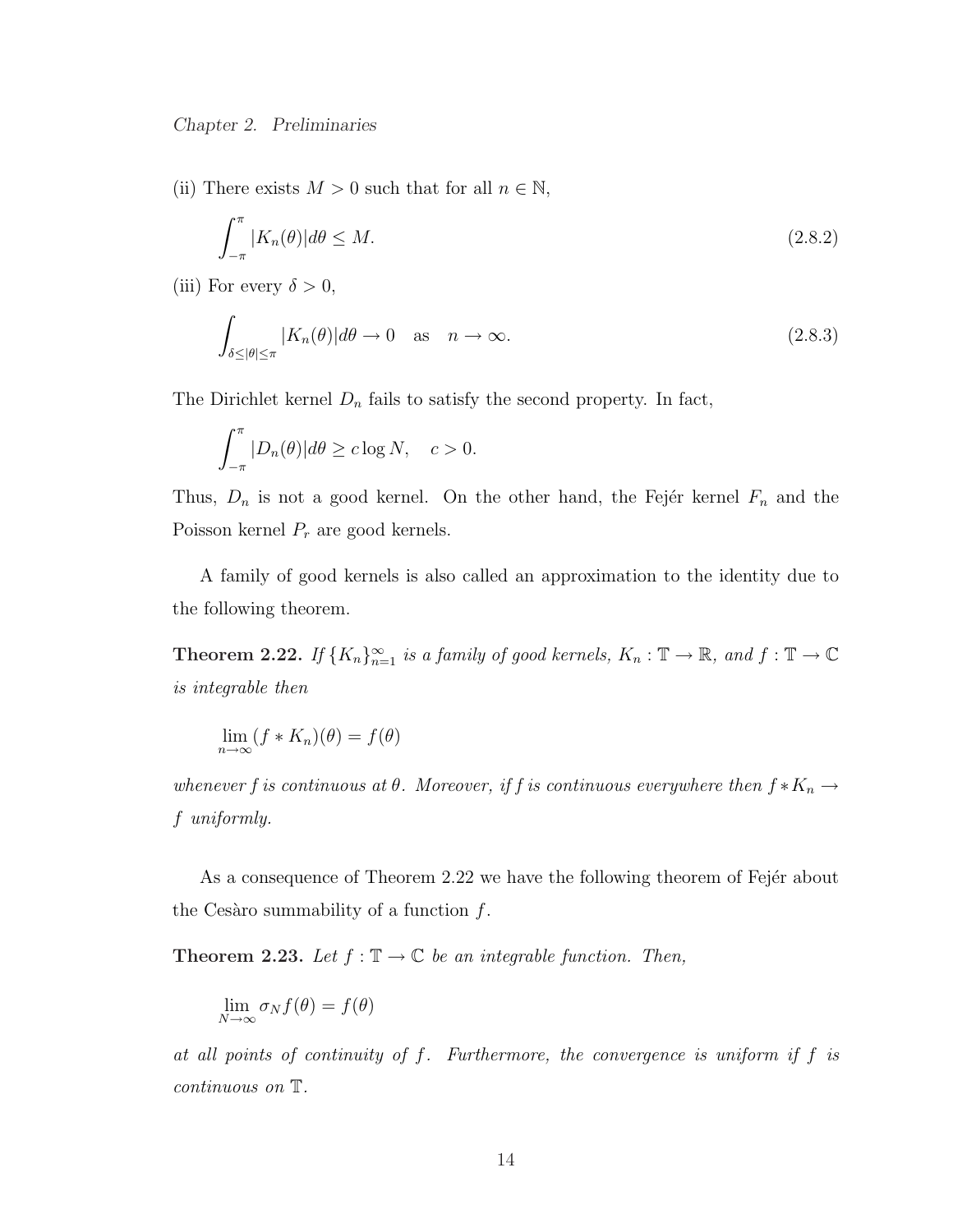(ii) There exists $M > 0$ such that for all $n \in \mathbb{N}$,

$$\int_{-\pi}^{\pi} |K_n(\theta)| d\theta \leq M. \tag{2.8.2}$$

(iii) For every $\delta > 0$,

$$\int_{\delta \leq |\theta| \leq \pi} |K_n(\theta)| d\theta \to 0 \quad \text{as} \quad n \to \infty. \tag{2.8.3}$$

The Dirichlet kernel $D_n$ fails to satisfy the second property. In fact,

$$\int_{-\pi}^{\pi} |D_n(\theta)| d\theta \geq c \log N, \quad c > 0.$$

Thus, $D_n$ is not a good kernel. On the other hand, the Fejér kernel $F_n$ and the Poisson kernel $P_r$ are good kernels.

A family of good kernels is also called an approximation to the identity due to the following theorem.

**Theorem 2.22.** *If $\{K_n\}_{n=1}^{\infty}$ is a family of good kernels, $K_n : \mathbb{T} \to \mathbb{R}$, and $f : \mathbb{T} \to \mathbb{C}$ is integrable then*

$$\lim_{n \to \infty} (f * K_n)(\theta) = f(\theta)$$

*whenever $f$ is continuous at $\theta$. Moreover, if $f$ is continuous everywhere then $f * K_n \to f$ uniformly.*

As a consequence of Theorem 2.22 we have the following theorem of Fejér about the Cesàro summability of a function $f$.

**Theorem 2.23.** *Let $f : \mathbb{T} \to \mathbb{C}$ be an integrable function. Then,*

$$\lim_{N \to \infty} \sigma_N f(\theta) = f(\theta)$$

*at all points of continuity of $f$. Furthermore, the convergence is uniform if $f$ is continuous on $\mathbb{T}$.*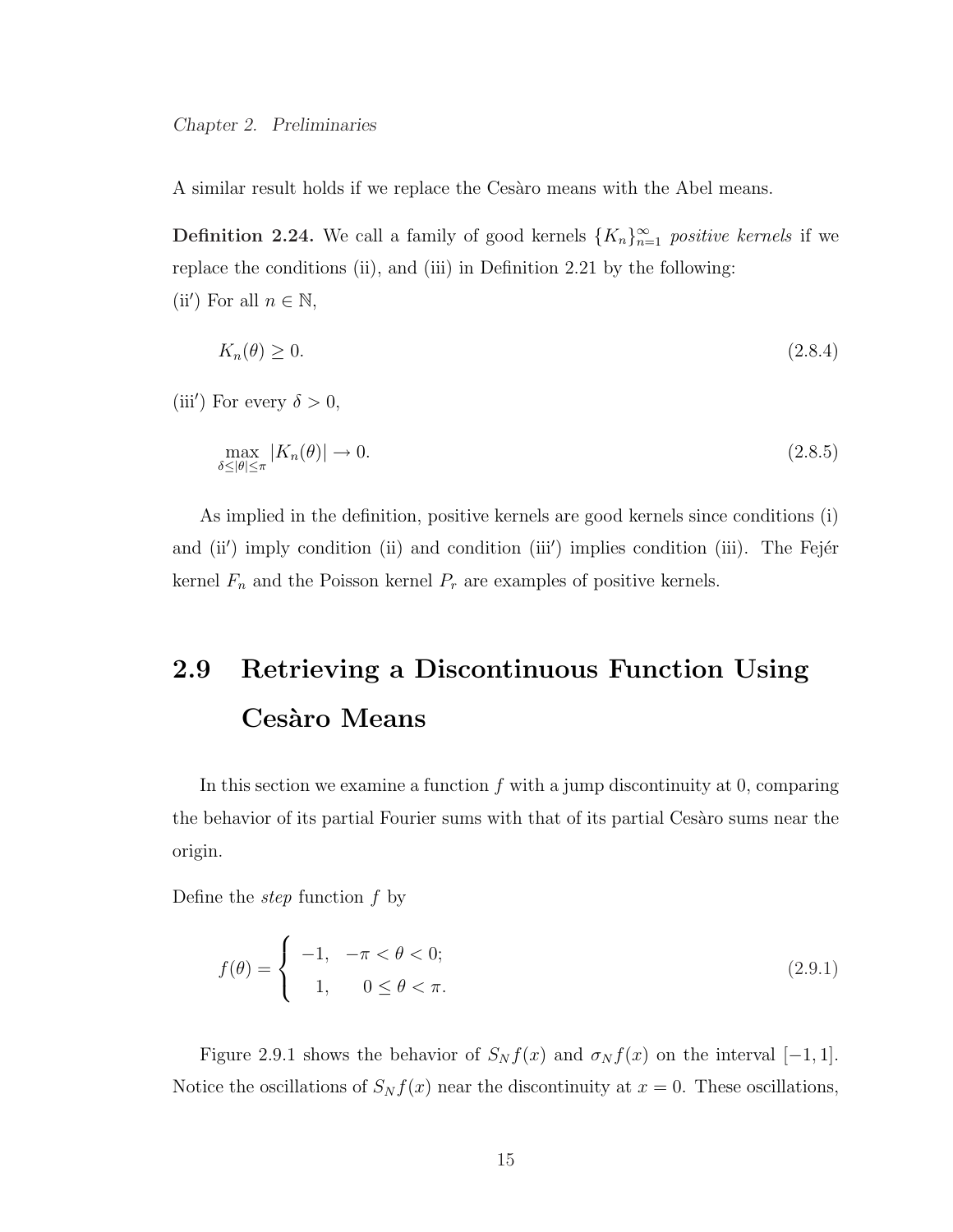A similar result holds if we replace the Cesàro means with the Abel means.

**Definition 2.24.** We call a family of good kernels $\{K_n\}_{n=1}^{\infty}$ *positive kernels* if we replace the conditions (ii), and (iii) in Definition 2.21 by the following:
(ii′) For all $n \in \mathbb{N}$,

$$K_n(\theta) \geq 0. \tag{2.8.4}$$

(iii′) For every $\delta > 0$,

$$\max_{\delta \leq |\theta| \leq \pi} |K_n(\theta)| \to 0. \tag{2.8.5}$$

As implied in the definition, positive kernels are good kernels since conditions (i) and (ii′) imply condition (ii) and condition (iii′) implies condition (iii). The Fejér kernel $F_n$ and the Poisson kernel $P_r$ are examples of positive kernels.

## 2.9 Retrieving a Discontinuous Function Using Cesàro Means

In this section we examine a function $f$ with a jump discontinuity at 0, comparing the behavior of its partial Fourier sums with that of its partial Cesàro sums near the origin.

Define the *step* function $f$ by

$$f(\theta) = \begin{cases} -1, & -\pi < \theta < 0; \\ 1, & 0 \leq \theta < \pi. \end{cases} \tag{2.9.1}$$

Figure 2.9.1 shows the behavior of $S_N f(x)$ and $\sigma_N f(x)$ on the interval $[-1, 1]$. Notice the oscillations of $S_N f(x)$ near the discontinuity at $x = 0$. These oscillations,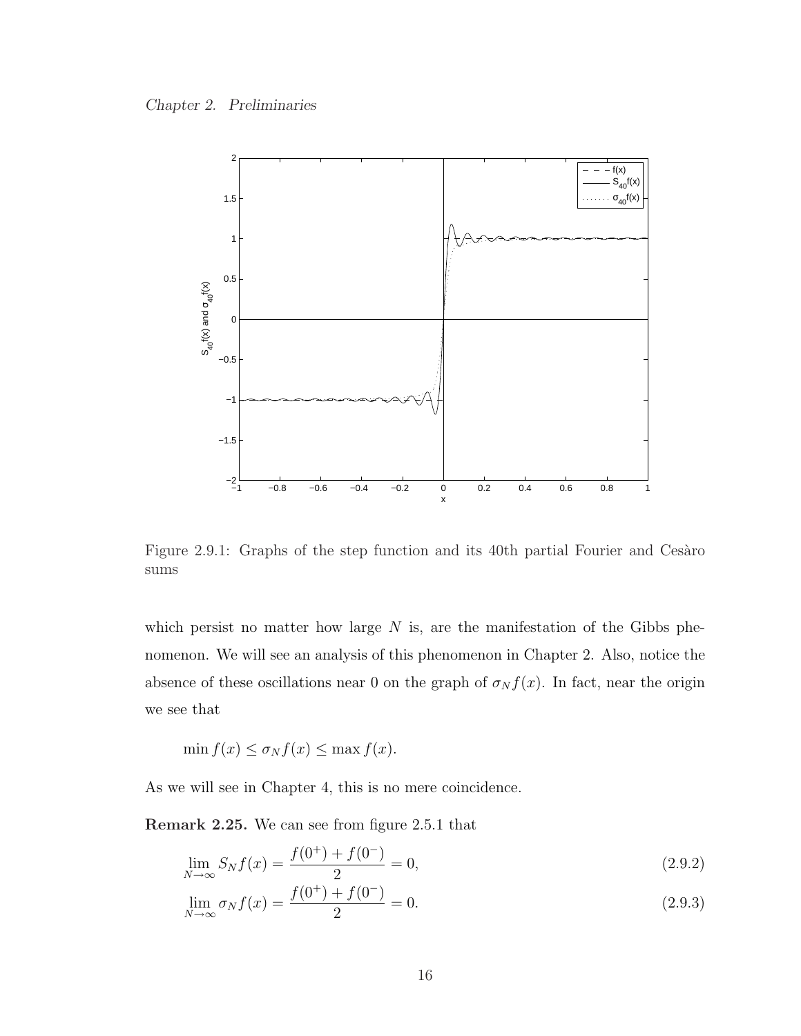Figure 2.9.1: Graphs of the step function and its 40th partial Fourier and Cesàro sums

which persist no matter how large $N$ is, are the manifestation of the Gibbs phenomenon. We will see an analysis of this phenomenon in Chapter 2. Also, notice the absence of these oscillations near 0 on the graph of $\sigma_N f(x)$. In fact, near the origin we see that

$$\min f(x) \leq \sigma_N f(x) \leq \max f(x).$$

As we will see in Chapter 4, this is no mere coincidence.

**Remark 2.25.** We can see from figure 2.5.1 that

$$\lim_{N\to\infty} S_N f(x) = \frac{f(0^+) + f(0^-)}{2} = 0, \tag{2.9.2}$$

$$\lim_{N\to\infty} \sigma_N f(x) = \frac{f(0^+) + f(0^-)}{2} = 0. \tag{2.9.3}$$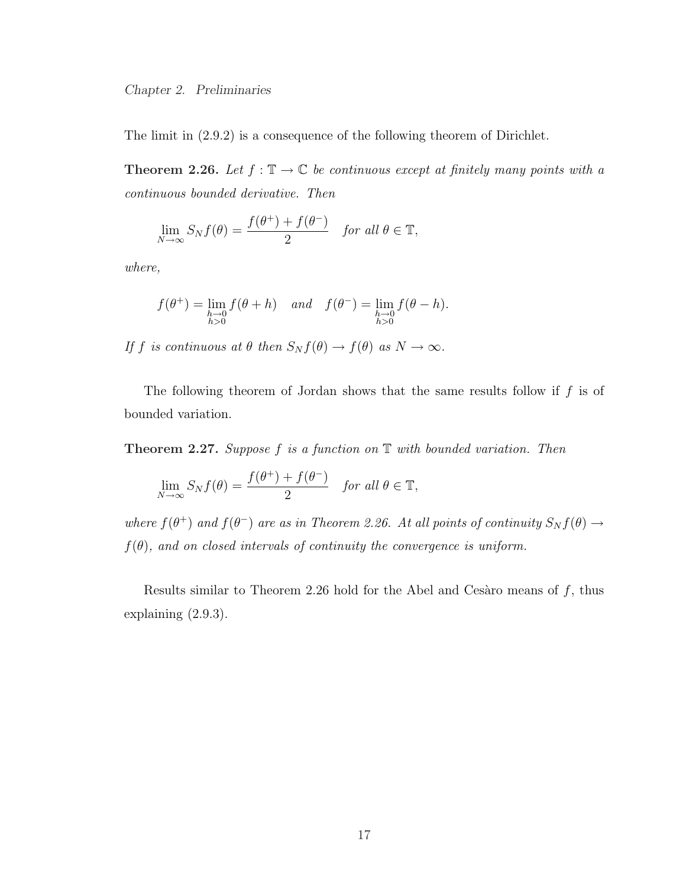The limit in (2.9.2) is a consequence of the following theorem of Dirichlet.

**Theorem 2.26.** *Let $f : \mathbb{T} \to \mathbb{C}$ be continuous except at finitely many points with a continuous bounded derivative. Then*

$$\lim_{N\to\infty} S_N f(\theta) = \frac{f(\theta^+) + f(\theta^-)}{2} \quad \text{for all } \theta \in \mathbb{T},$$

*where,*

$$f(\theta^+) = \lim_{\substack{h\to 0\\ h>0}} f(\theta + h) \quad \text{and} \quad f(\theta^-) = \lim_{\substack{h\to 0\\ h>0}} f(\theta - h).$$

*If $f$ is continuous at $\theta$ then $S_N f(\theta) \to f(\theta)$ as $N \to \infty$.*

The following theorem of Jordan shows that the same results follow if $f$ is of bounded variation.

**Theorem 2.27.** *Suppose $f$ is a function on $\mathbb{T}$ with bounded variation. Then*

$$\lim_{N\to\infty} S_N f(\theta) = \frac{f(\theta^+) + f(\theta^-)}{2} \quad \text{for all } \theta \in \mathbb{T},$$

*where $f(\theta^+)$ and $f(\theta^-)$ are as in Theorem 2.26. At all points of continuity $S_N f(\theta) \to f(\theta)$, and on closed intervals of continuity the convergence is uniform.*

Results similar to Theorem 2.26 hold for the Abel and Cesàro means of $f$, thus explaining (2.9.3).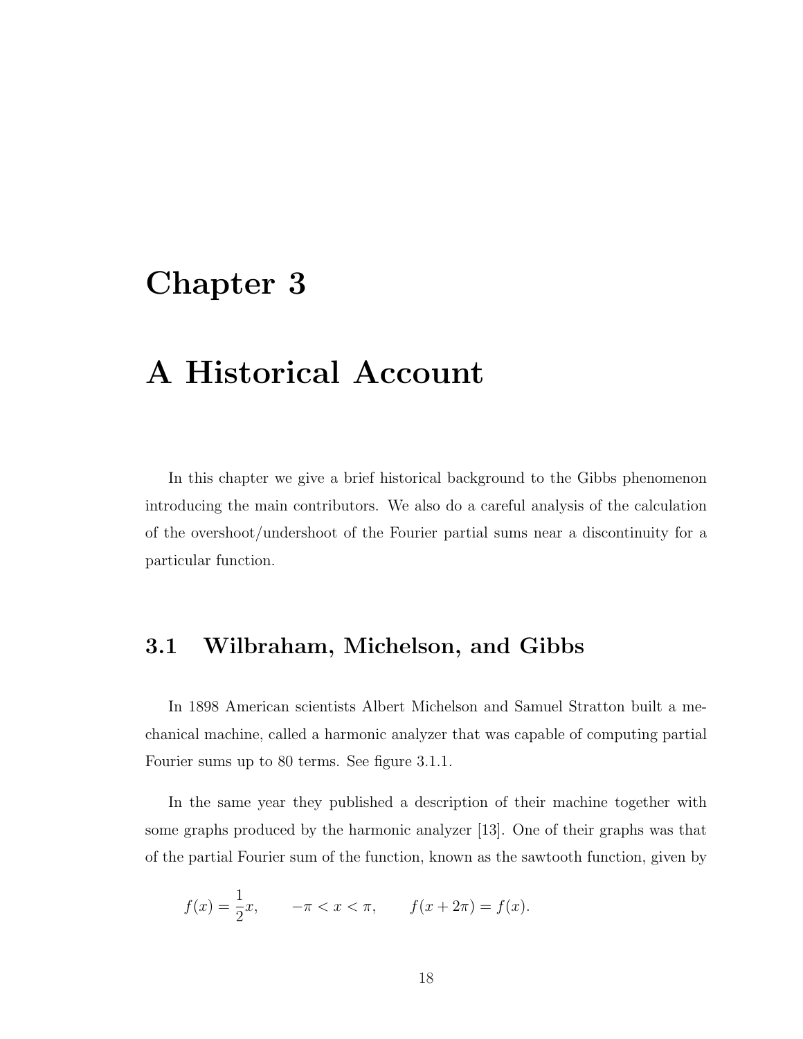# Chapter 3

# A Historical Account

In this chapter we give a brief historical background to the Gibbs phenomenon introducing the main contributors. We also do a careful analysis of the calculation of the overshoot/undershoot of the Fourier partial sums near a discontinuity for a particular function.

## 3.1 Wilbraham, Michelson, and Gibbs

In 1898 American scientists Albert Michelson and Samuel Stratton built a mechanical machine, called a harmonic analyzer that was capable of computing partial Fourier sums up to 80 terms. See figure 3.1.1.

In the same year they published a description of their machine together with some graphs produced by the harmonic analyzer [13]. One of their graphs was that of the partial Fourier sum of the function, known as the sawtooth function, given by

$$f(x) = \frac{1}{2}x, \qquad -\pi < x < \pi, \qquad f(x + 2\pi) = f(x).$$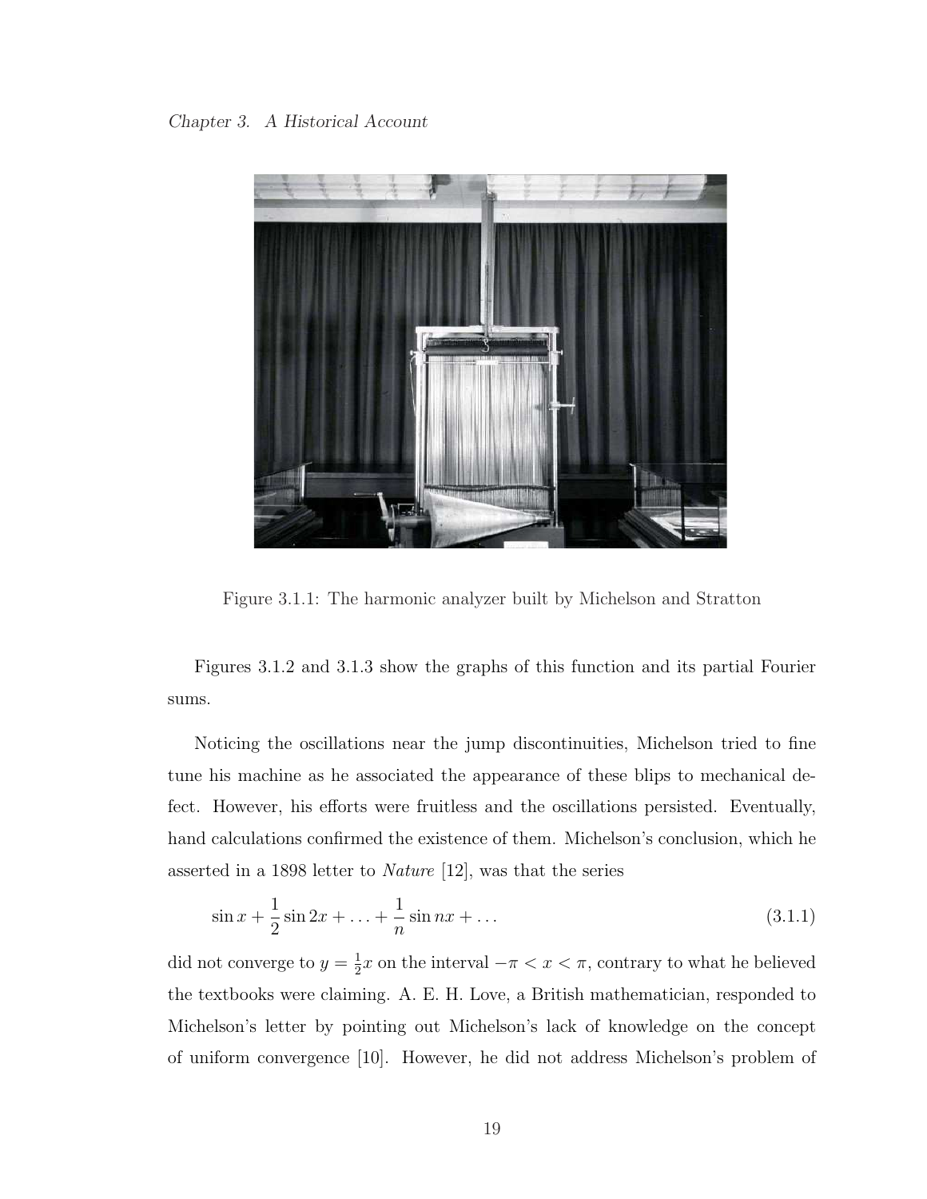Figure 3.1.1: The harmonic analyzer built by Michelson and Stratton

Figures 3.1.2 and 3.1.3 show the graphs of this function and its partial Fourier sums.

Noticing the oscillations near the jump discontinuities, Michelson tried to fine tune his machine as he associated the appearance of these blips to mechanical defect. However, his efforts were fruitless and the oscillations persisted. Eventually, hand calculations confirmed the existence of them. Michelson's conclusion, which he asserted in a 1898 letter to *Nature* [12], was that the series

$$\sin x + \frac{1}{2}\sin 2x + \ldots + \frac{1}{n}\sin nx + \ldots \tag{3.1.1}$$

did not converge to $y = \frac{1}{2}x$ on the interval $-\pi < x < \pi$, contrary to what he believed the textbooks were claiming. A. E. H. Love, a British mathematician, responded to Michelson's letter by pointing out Michelson's lack of knowledge on the concept of uniform convergence [10]. However, he did not address Michelson's problem of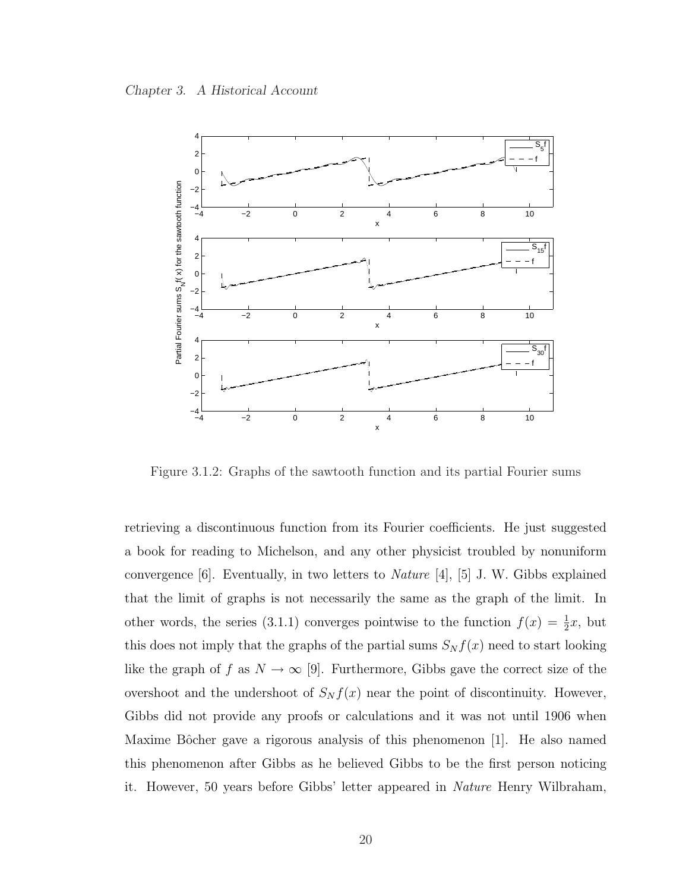Figure 3.1.2: Graphs of the sawtooth function and its partial Fourier sums

retrieving a discontinuous function from its Fourier coefficients. He just suggested a book for reading to Michelson, and any other physicist troubled by nonuniform convergence [6]. Eventually, in two letters to *Nature* [4], [5] J. W. Gibbs explained that the limit of graphs is not necessarily the same as the graph of the limit. In other words, the series (3.1.1) converges pointwise to the function $f(x) = \frac{1}{2}x$, but this does not imply that the graphs of the partial sums $S_N f(x)$ need to start looking like the graph of $f$ as $N \to \infty$ [9]. Furthermore, Gibbs gave the correct size of the overshoot and the undershoot of $S_N f(x)$ near the point of discontinuity. However, Gibbs did not provide any proofs or calculations and it was not until 1906 when Maxime Bôcher gave a rigorous analysis of this phenomenon [1]. He also named this phenomenon after Gibbs as he believed Gibbs to be the first person noticing it. However, 50 years before Gibbs' letter appeared in *Nature* Henry Wilbraham,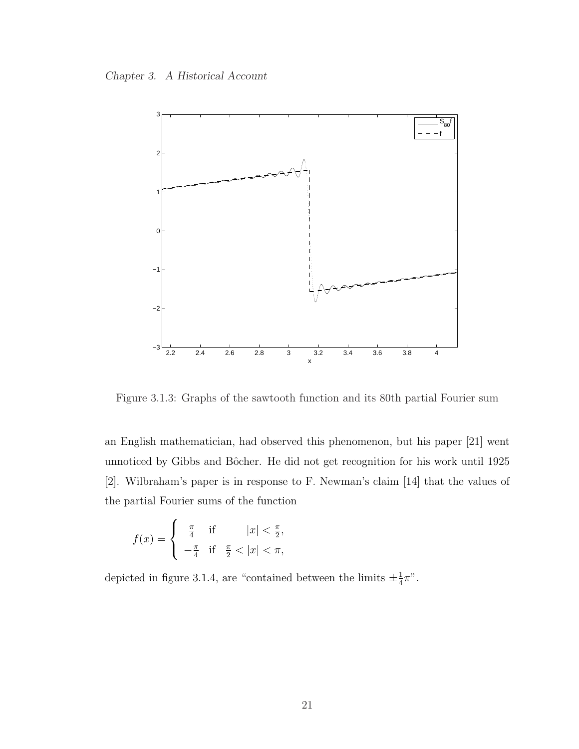Figure 3.1.3: Graphs of the sawtooth function and its 80th partial Fourier sum

an English mathematician, had observed this phenomenon, but his paper [21] went unnoticed by Gibbs and Bôcher. He did not get recognition for his work until 1925 [2]. Wilbraham's paper is in response to F. Newman's claim [14] that the values of the partial Fourier sums of the function

$$f(x) = \begin{cases} \frac{\pi}{4} & \text{if} \quad |x| < \frac{\pi}{2}, \\ -\frac{\pi}{4} & \text{if} \quad \frac{\pi}{2} < |x| < \pi, \end{cases}$$

depicted in figure 3.1.4, are "contained between the limits $\pm\frac{1}{4}\pi$".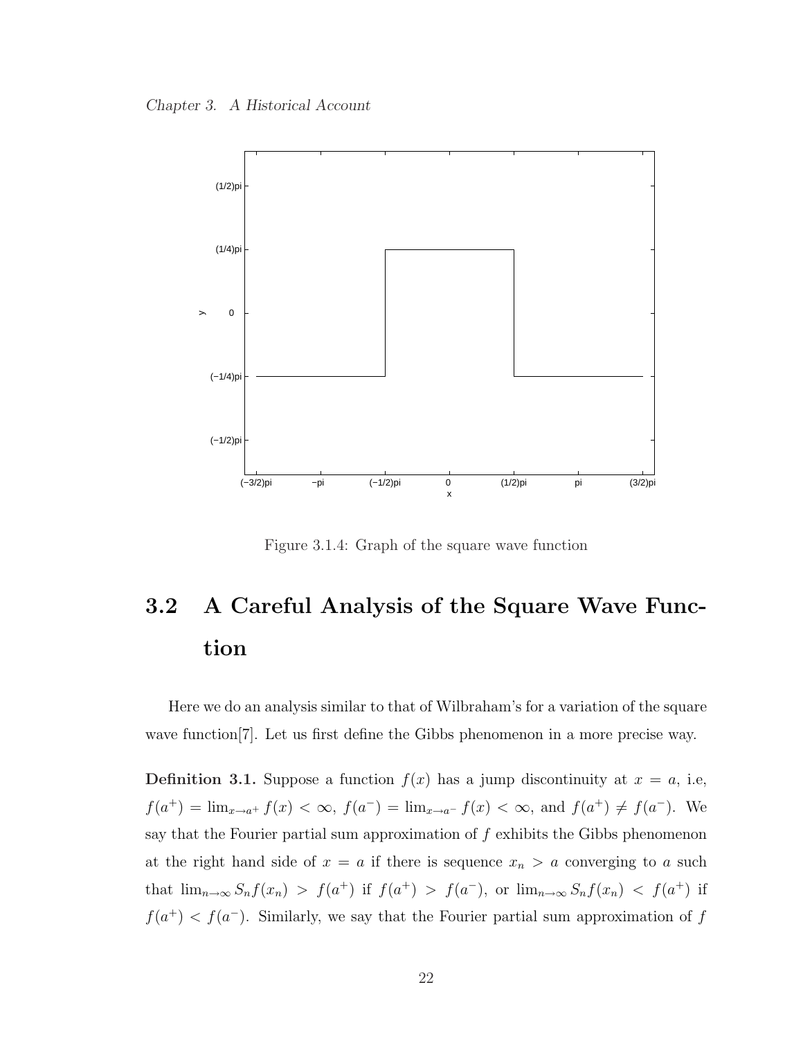Figure 3.1.4: Graph of the square wave function

## 3.2 A Careful Analysis of the Square Wave Function

Here we do an analysis similar to that of Wilbraham's for a variation of the square wave function[7]. Let us first define the Gibbs phenomenon in a more precise way.

**Definition 3.1.** Suppose a function $f(x)$ has a jump discontinuity at $x = a$, i.e, $f(a^+) = \lim_{x \to a^+} f(x) < \infty$, $f(a^-) = \lim_{x \to a^-} f(x) < \infty$, and $f(a^+) \neq f(a^-)$. We say that the Fourier partial sum approximation of $f$ exhibits the Gibbs phenomenon at the right hand side of $x = a$ if there is sequence $x_n > a$ converging to $a$ such that $\lim_{n \to \infty} S_n f(x_n) > f(a^+)$ if $f(a^+) > f(a^-)$, or $\lim_{n \to \infty} S_n f(x_n) < f(a^+)$ if $f(a^+) < f(a^-)$. Similarly, we say that the Fourier partial sum approximation of $f$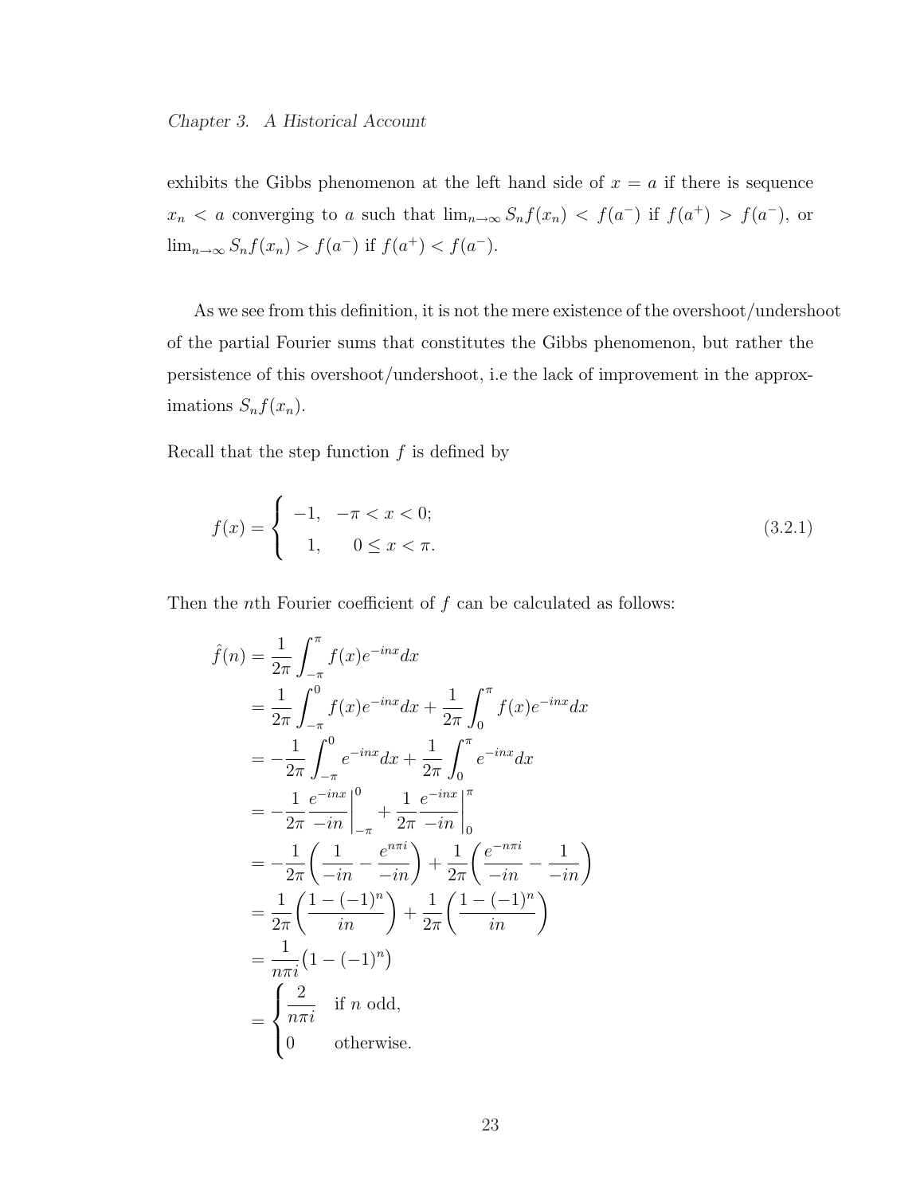exhibits the Gibbs phenomenon at the left hand side of $x = a$ if there is sequence $x_n < a$ converging to $a$ such that $\lim_{n\to\infty} S_n f(x_n) < f(a^-)$ if $f(a^+) > f(a^-)$, or $\lim_{n\to\infty} S_n f(x_n) > f(a^-)$ if $f(a^+) < f(a^-)$.

As we see from this definition, it is not the mere existence of the overshoot/undershoot of the partial Fourier sums that constitutes the Gibbs phenomenon, but rather the persistence of this overshoot/undershoot, i.e the lack of improvement in the approximations $S_n f(x_n)$.

Recall that the step function $f$ is defined by

$$f(x) = \begin{cases} -1, & -\pi < x < 0; \\ \ \ 1, & \ \ \ 0 \leq x < \pi. \end{cases} \tag{3.2.1}$$

Then the $n$th Fourier coefficient of $f$ can be calculated as follows:

$$\begin{aligned}
\hat{f}(n) &= \frac{1}{2\pi}\int_{-\pi}^{\pi} f(x)e^{-inx}dx \\
&= \frac{1}{2\pi}\int_{-\pi}^{0} f(x)e^{-inx}dx + \frac{1}{2\pi}\int_{0}^{\pi} f(x)e^{-inx}dx \\
&= -\frac{1}{2\pi}\int_{-\pi}^{0} e^{-inx}dx + \frac{1}{2\pi}\int_{0}^{\pi} e^{-inx}dx \\
&= -\frac{1}{2\pi}\frac{e^{-inx}}{-in}\bigg|_{-\pi}^{0} + \frac{1}{2\pi}\frac{e^{-inx}}{-in}\bigg|_{0}^{\pi} \\
&= -\frac{1}{2\pi}\left(\frac{1}{-in} - \frac{e^{n\pi i}}{-in}\right) + \frac{1}{2\pi}\left(\frac{e^{-n\pi i}}{-in} - \frac{1}{-in}\right) \\
&= \frac{1}{2\pi}\left(\frac{1-(-1)^n}{in}\right) + \frac{1}{2\pi}\left(\frac{1-(-1)^n}{in}\right) \\
&= \frac{1}{n\pi i}\big(1-(-1)^n\big) \\
&= \begin{cases} \dfrac{2}{n\pi i} & \text{if } n \text{ odd,} \\ 0 & \text{otherwise.} \end{cases}
\end{aligned}$$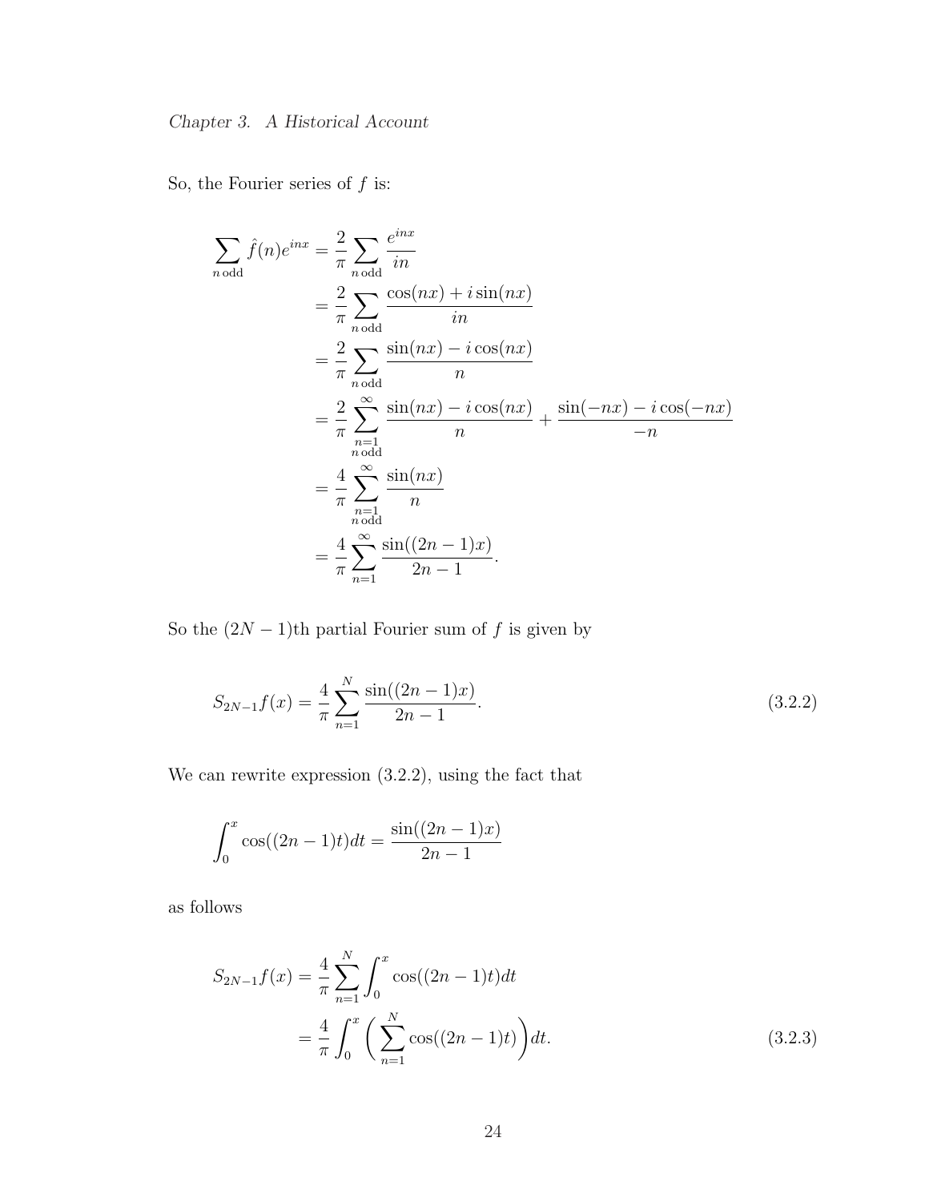So, the Fourier series of $f$ is:

$$
\begin{aligned}
\sum_{n\,\text{odd}} \hat{f}(n)e^{inx} &= \frac{2}{\pi}\sum_{n\,\text{odd}} \frac{e^{inx}}{in} \\
&= \frac{2}{\pi}\sum_{n\,\text{odd}} \frac{\cos(nx) + i\sin(nx)}{in} \\
&= \frac{2}{\pi}\sum_{n\,\text{odd}} \frac{\sin(nx) - i\cos(nx)}{n} \\
&= \frac{2}{\pi}\sum_{\substack{n=1 \\ n\,\text{odd}}}^{\infty} \frac{\sin(nx) - i\cos(nx)}{n} + \frac{\sin(-nx) - i\cos(-nx)}{-n} \\
&= \frac{4}{\pi}\sum_{\substack{n=1 \\ n\,\text{odd}}}^{\infty} \frac{\sin(nx)}{n} \\
&= \frac{4}{\pi}\sum_{n=1}^{\infty} \frac{\sin((2n-1)x)}{2n-1}.
\end{aligned}
$$

So the $(2N-1)$th partial Fourier sum of $f$ is given by

$$
S_{2N-1}f(x) = \frac{4}{\pi}\sum_{n=1}^{N} \frac{\sin((2n-1)x)}{2n-1}. \tag{3.2.2}
$$

We can rewrite expression (3.2.2), using the fact that

$$
\int_0^x \cos((2n-1)t)dt = \frac{\sin((2n-1)x)}{2n-1}
$$

as follows

$$
\begin{aligned}
S_{2N-1}f(x) &= \frac{4}{\pi}\sum_{n=1}^{N} \int_0^x \cos((2n-1)t)dt \\
&= \frac{4}{\pi}\int_0^x \left(\sum_{n=1}^{N} \cos((2n-1)t)\right)dt.
\end{aligned} \tag{3.2.3}
$$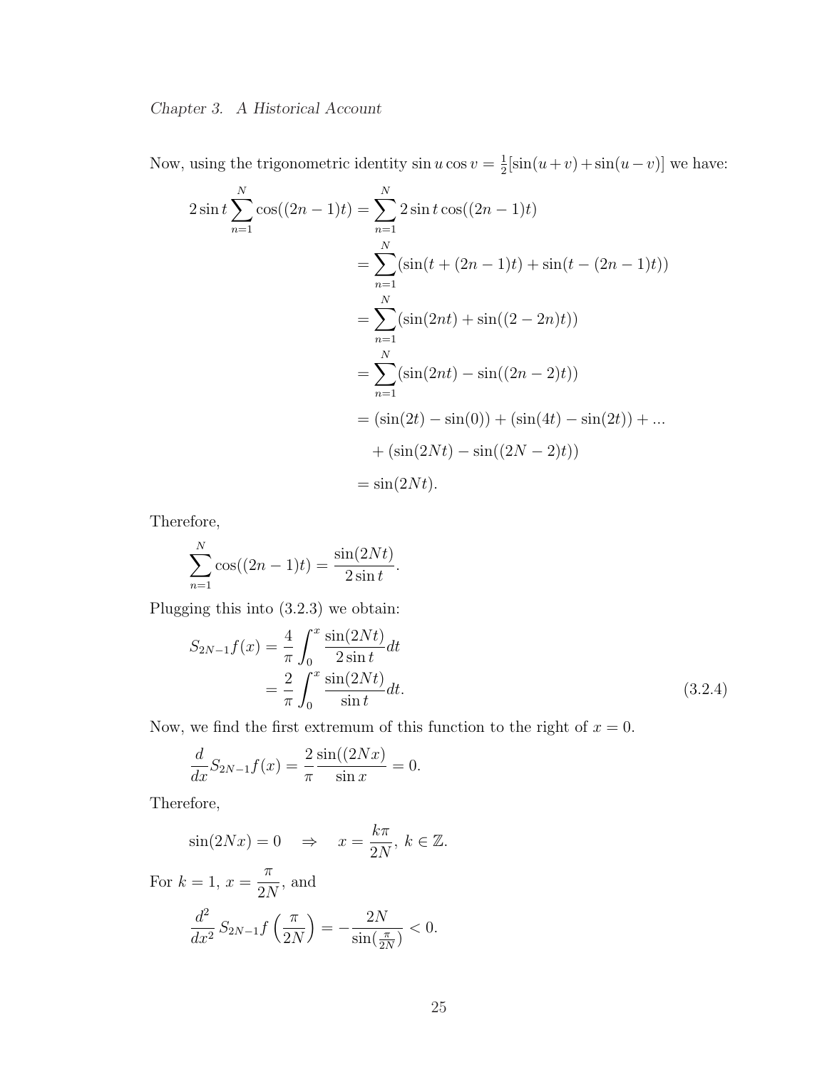Now, using the trigonometric identity $\sin u \cos v = \frac{1}{2}[\sin(u+v) + \sin(u-v)]$ we have:

$$
\begin{aligned}
2\sin t \sum_{n=1}^{N} \cos((2n-1)t) &= \sum_{n=1}^{N} 2\sin t \cos((2n-1)t) \\
&= \sum_{n=1}^{N} (\sin(t + (2n-1)t) + \sin(t - (2n-1)t)) \\
&= \sum_{n=1}^{N} (\sin(2nt) + \sin((2-2n)t)) \\
&= \sum_{n=1}^{N} (\sin(2nt) - \sin((2n-2)t)) \\
&= (\sin(2t) - \sin(0)) + (\sin(4t) - \sin(2t)) + ... \\
&\quad + (\sin(2Nt) - \sin((2N-2)t)) \\
&= \sin(2Nt).
\end{aligned}
$$

Therefore,

$$
\sum_{n=1}^{N} \cos((2n-1)t) = \frac{\sin(2Nt)}{2\sin t}.
$$

Plugging this into (3.2.3) we obtain:

$$
\begin{aligned}
S_{2N-1}f(x) &= \frac{4}{\pi} \int_0^x \frac{\sin(2Nt)}{2\sin t} dt \\
&= \frac{2}{\pi} \int_0^x \frac{\sin(2Nt)}{\sin t} dt. \qquad (3.2.4)
\end{aligned}
$$

Now, we find the first extremum of this function to the right of $x = 0$.

$$
\frac{d}{dx} S_{2N-1}f(x) = \frac{2}{\pi} \frac{\sin((2Nx)}{\sin x} = 0.
$$

Therefore,

$$
\sin(2Nx) = 0 \quad \Rightarrow \quad x = \frac{k\pi}{2N}, \; k \in \mathbb{Z}.
$$

For $k = 1$, $x = \frac{\pi}{2N}$, and

$$
\frac{d^2}{dx^2} S_{2N-1}f\left(\frac{\pi}{2N}\right) = -\frac{2N}{\sin(\frac{\pi}{2N})} < 0.
$$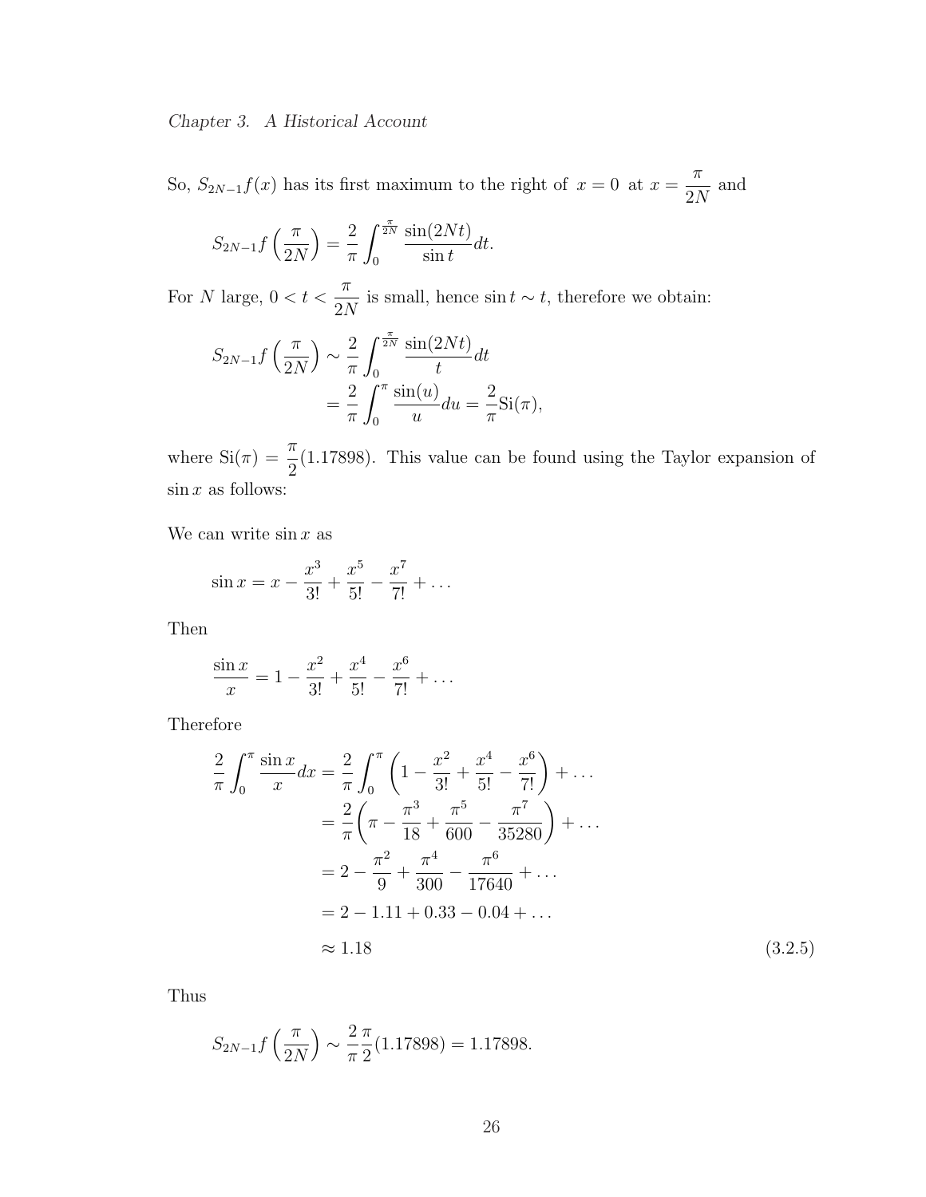So, $S_{2N-1}f(x)$ has its first maximum to the right of $x = 0$ at $x = \dfrac{\pi}{2N}$ and

$$S_{2N-1}f\left(\frac{\pi}{2N}\right) = \frac{2}{\pi}\int_0^{\frac{\pi}{2N}} \frac{\sin(2Nt)}{\sin t}dt.$$

For $N$ large, $0 < t < \dfrac{\pi}{2N}$ is small, hence $\sin t \sim t$, therefore we obtain:

$$\begin{aligned} S_{2N-1}f\left(\frac{\pi}{2N}\right) &\sim \frac{2}{\pi}\int_0^{\frac{\pi}{2N}} \frac{\sin(2Nt)}{t}dt \\ &= \frac{2}{\pi}\int_0^{\pi} \frac{\sin(u)}{u}du = \frac{2}{\pi}\mathrm{Si}(\pi), \end{aligned}$$

where $\mathrm{Si}(\pi) = \dfrac{\pi}{2}(1.17898)$. This value can be found using the Taylor expansion of $\sin x$ as follows:

We can write $\sin x$ as

$$\sin x = x - \frac{x^3}{3!} + \frac{x^5}{5!} - \frac{x^7}{7!} + \dots$$

Then

$$\frac{\sin x}{x} = 1 - \frac{x^2}{3!} + \frac{x^4}{5!} - \frac{x^6}{7!} + \dots$$

Therefore

$$\begin{aligned} \frac{2}{\pi}\int_0^{\pi} \frac{\sin x}{x}dx &= \frac{2}{\pi}\int_0^{\pi} \left(1 - \frac{x^2}{3!} + \frac{x^4}{5!} - \frac{x^6}{7!}\right) + \dots \\ &= \frac{2}{\pi}\left(\pi - \frac{\pi^3}{18} + \frac{\pi^5}{600} - \frac{\pi^7}{35280}\right) + \dots \\ &= 2 - \frac{\pi^2}{9} + \frac{\pi^4}{300} - \frac{\pi^6}{17640} + \dots \\ &= 2 - 1.11 + 0.33 - 0.04 + \dots \\ &\approx 1.18 \end{aligned} \tag{3.2.5}$$

Thus

$$S_{2N-1}f\left(\frac{\pi}{2N}\right) \sim \frac{2}{\pi}\frac{\pi}{2}(1.17898) = 1.17898.$$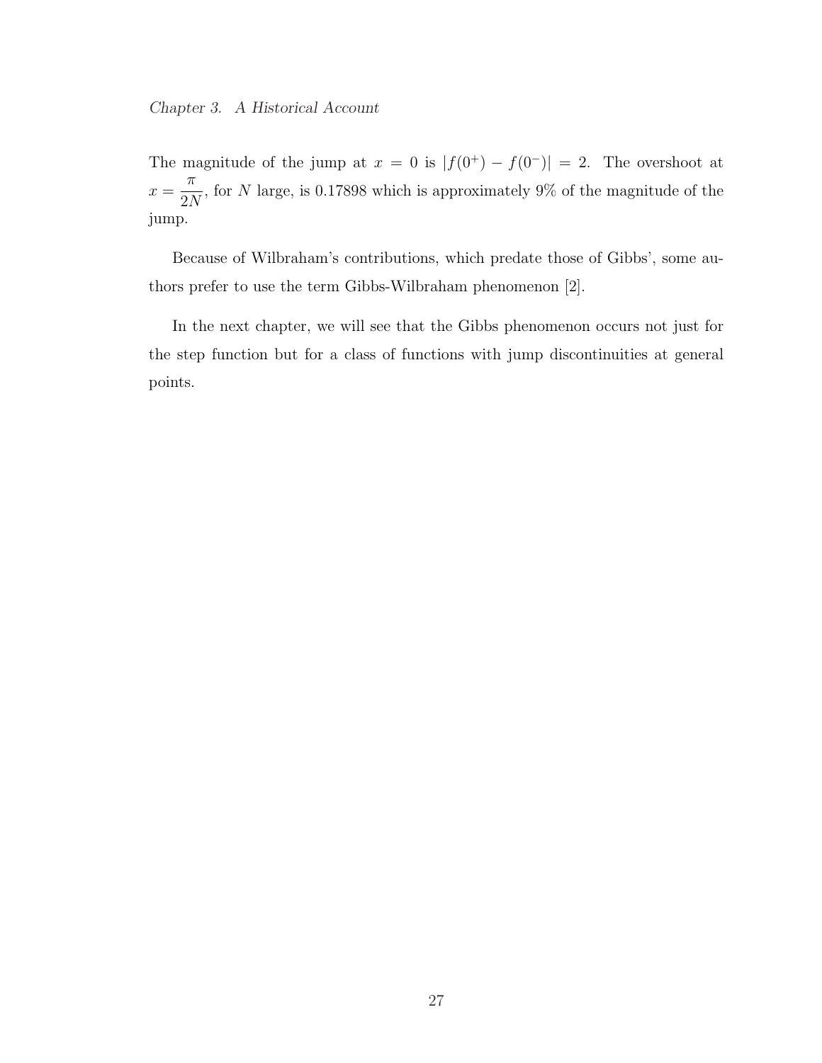The magnitude of the jump at $x = 0$ is $|f(0^+) - f(0^-)| = 2$. The overshoot at $x = \dfrac{\pi}{2N}$, for $N$ large, is 0.17898 which is approximately 9% of the magnitude of the jump.

Because of Wilbraham's contributions, which predate those of Gibbs', some authors prefer to use the term Gibbs-Wilbraham phenomenon [2].

In the next chapter, we will see that the Gibbs phenomenon occurs not just for the step function but for a class of functions with jump discontinuities at general points.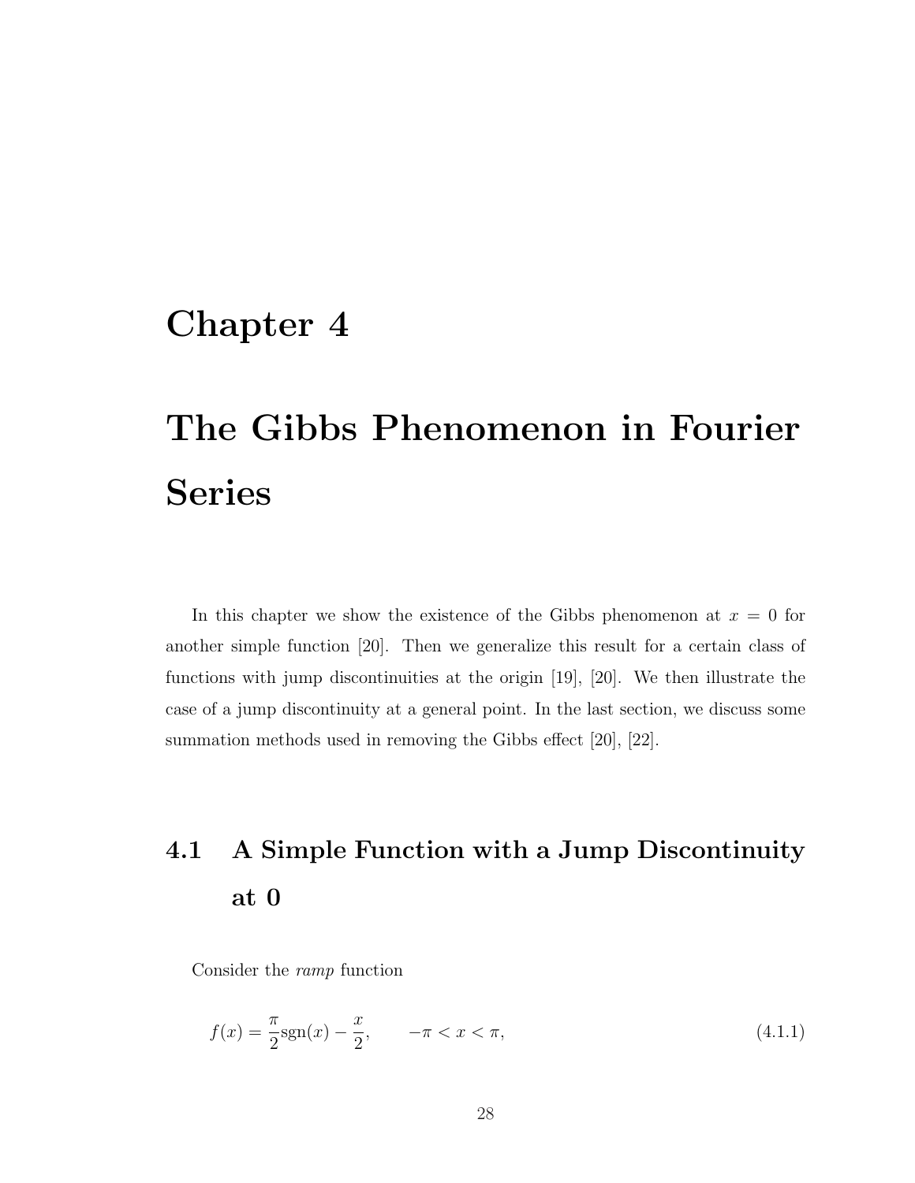# Chapter 4

# The Gibbs Phenomenon in Fourier Series

In this chapter we show the existence of the Gibbs phenomenon at $x = 0$ for another simple function [20]. Then we generalize this result for a certain class of functions with jump discontinuities at the origin [19], [20]. We then illustrate the case of a jump discontinuity at a general point. In the last section, we discuss some summation methods used in removing the Gibbs effect [20], [22].

## 4.1 A Simple Function with a Jump Discontinuity at 0

Consider the *ramp* function

$$f(x) = \frac{\pi}{2}\text{sgn}(x) - \frac{x}{2}, \qquad -\pi < x < \pi, \tag{4.1.1}$$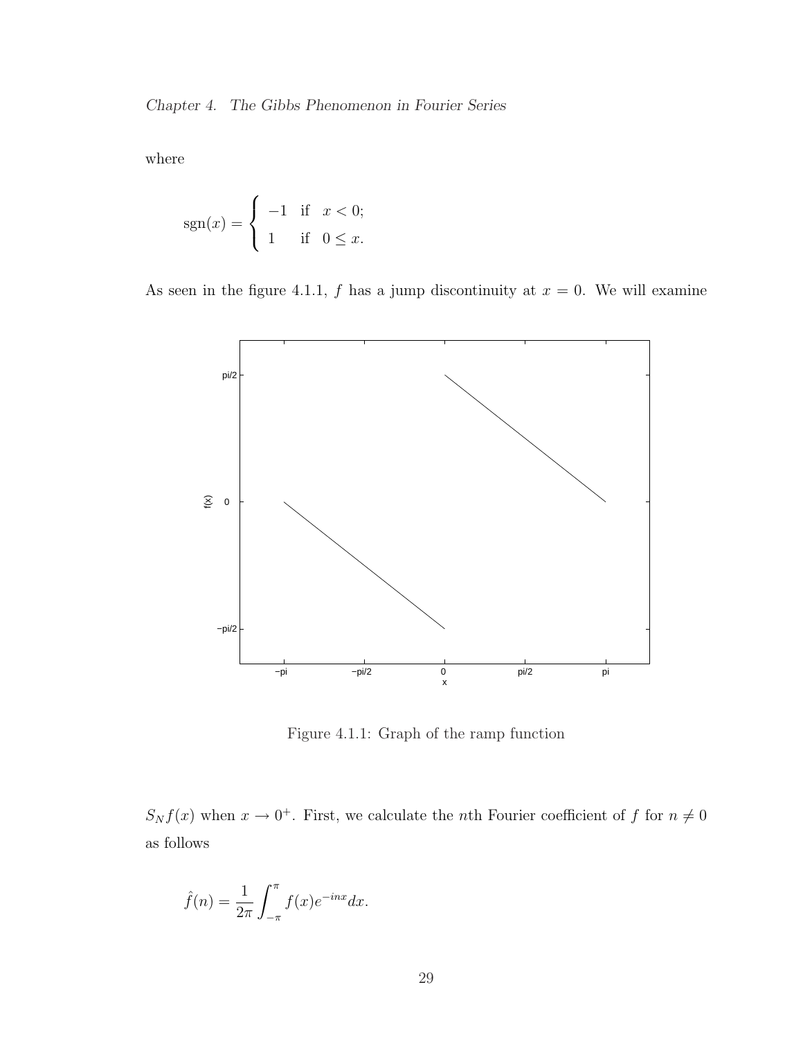where

$$\operatorname{sgn}(x) = \begin{cases} -1 & \text{if} \quad x < 0; \\ 1 & \text{if} \quad 0 \leq x. \end{cases}$$

As seen in the figure 4.1.1, $f$ has a jump discontinuity at $x = 0$. We will examine

Figure 4.1.1: Graph of the ramp function

$S_N f(x)$ when $x \to 0^+$. First, we calculate the $n$th Fourier coefficient of $f$ for $n \neq 0$ as follows

$$\hat{f}(n) = \frac{1}{2\pi} \int_{-\pi}^{\pi} f(x) e^{-inx} dx.$$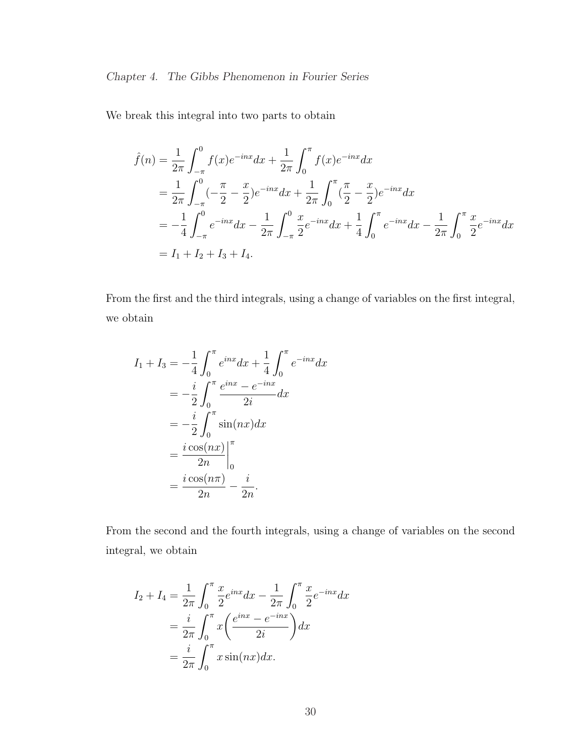We break this integral into two parts to obtain

$$
\begin{aligned}
\hat{f}(n) &= \frac{1}{2\pi}\int_{-\pi}^{0} f(x)e^{-inx}dx + \frac{1}{2\pi}\int_{0}^{\pi} f(x)e^{-inx}dx \\
&= \frac{1}{2\pi}\int_{-\pi}^{0} (-\frac{\pi}{2} - \frac{x}{2})e^{-inx}dx + \frac{1}{2\pi}\int_{0}^{\pi} (\frac{\pi}{2} - \frac{x}{2})e^{-inx}dx \\
&= -\frac{1}{4}\int_{-\pi}^{0} e^{-inx}dx - \frac{1}{2\pi}\int_{-\pi}^{0} \frac{x}{2}e^{-inx}dx + \frac{1}{4}\int_{0}^{\pi} e^{-inx}dx - \frac{1}{2\pi}\int_{0}^{\pi} \frac{x}{2}e^{-inx}dx \\
&= I_1 + I_2 + I_3 + I_4.
\end{aligned}
$$

From the first and the third integrals, using a change of variables on the first integral, we obtain

$$
\begin{aligned}
I_1 + I_3 &= -\frac{1}{4}\int_{0}^{\pi} e^{inx}dx + \frac{1}{4}\int_{0}^{\pi} e^{-inx}dx \\
&= -\frac{i}{2}\int_{0}^{\pi} \frac{e^{inx} - e^{-inx}}{2i}dx \\
&= -\frac{i}{2}\int_{0}^{\pi} \sin(nx)dx \\
&= \frac{i\cos(nx)}{2n}\bigg|_{0}^{\pi} \\
&= \frac{i\cos(n\pi)}{2n} - \frac{i}{2n}.
\end{aligned}
$$

From the second and the fourth integrals, using a change of variables on the second integral, we obtain

$$
\begin{aligned}
I_2 + I_4 &= \frac{1}{2\pi}\int_{0}^{\pi} \frac{x}{2}e^{inx}dx - \frac{1}{2\pi}\int_{0}^{\pi} \frac{x}{2}e^{-inx}dx \\
&= \frac{i}{2\pi}\int_{0}^{\pi} x\left(\frac{e^{inx} - e^{-inx}}{2i}\right)dx \\
&= \frac{i}{2\pi}\int_{0}^{\pi} x\sin(nx)dx.
\end{aligned}
$$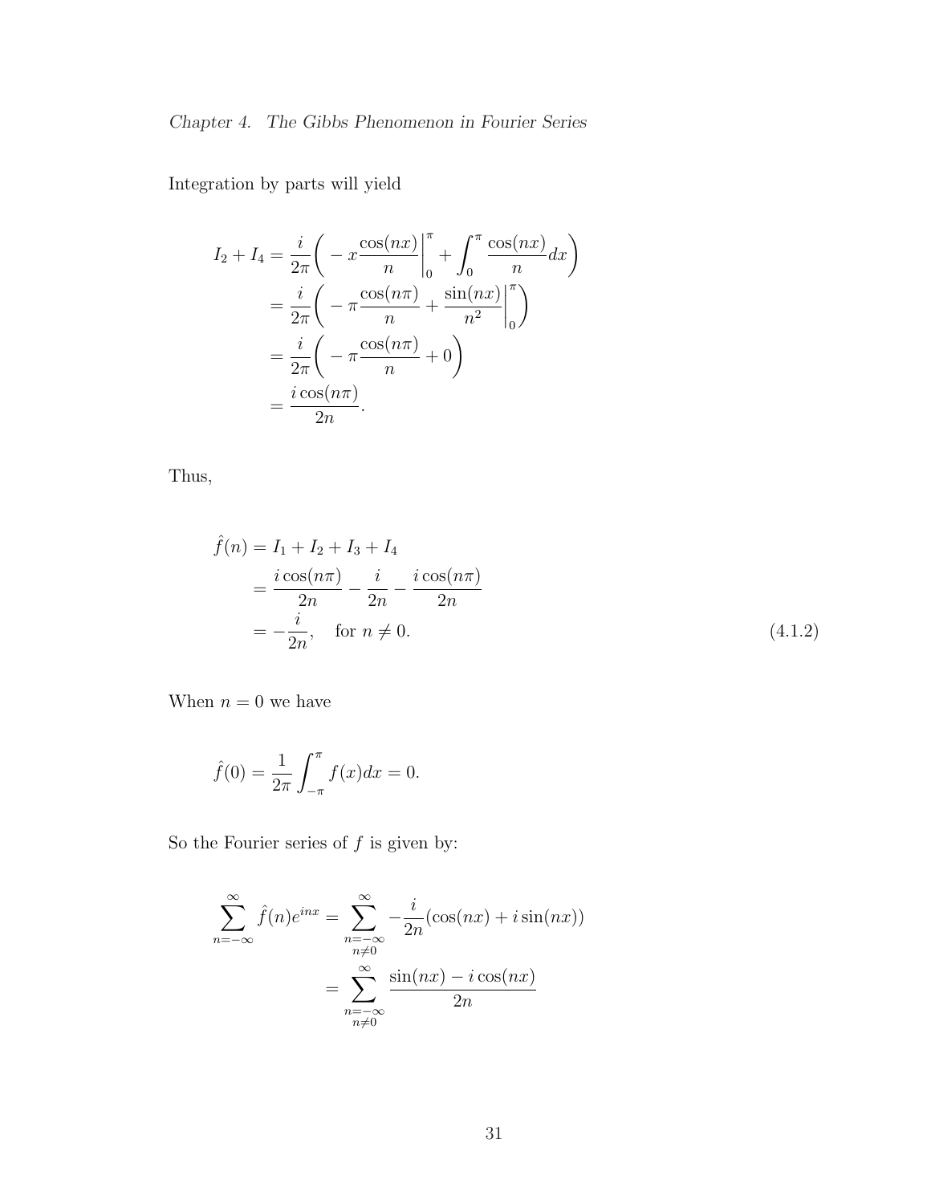Integration by parts will yield

$$
\begin{aligned}
I_2 + I_4 &= \frac{i}{2\pi}\bigg( -x\frac{\cos(nx)}{n}\bigg|_0^\pi + \int_0^\pi \frac{\cos(nx)}{n}dx\bigg) \\
&= \frac{i}{2\pi}\bigg( -\pi\frac{\cos(n\pi)}{n} + \frac{\sin(nx)}{n^2}\bigg|_0^\pi\bigg) \\
&= \frac{i}{2\pi}\bigg( -\pi\frac{\cos(n\pi)}{n} + 0\bigg) \\
&= \frac{i\cos(n\pi)}{2n}.
\end{aligned}
$$

Thus,

$$
\begin{aligned}
\hat{f}(n) &= I_1 + I_2 + I_3 + I_4 \\
&= \frac{i\cos(n\pi)}{2n} - \frac{i}{2n} - \frac{i\cos(n\pi)}{2n} \\
&= -\frac{i}{2n}, \quad \text{for } n \neq 0.
\end{aligned}
\tag{4.1.2}
$$

When $n = 0$ we have

$$
\hat{f}(0) = \frac{1}{2\pi}\int_{-\pi}^{\pi} f(x)dx = 0.
$$

So the Fourier series of $f$ is given by:

$$
\begin{aligned}
\sum_{n=-\infty}^{\infty} \hat{f}(n)e^{inx} &= \sum_{\substack{n=-\infty \\ n\neq 0}}^{\infty} -\frac{i}{2n}(\cos(nx) + i\sin(nx)) \\
&= \sum_{\substack{n=-\infty \\ n\neq 0}}^{\infty} \frac{\sin(nx) - i\cos(nx)}{2n}
\end{aligned}
$$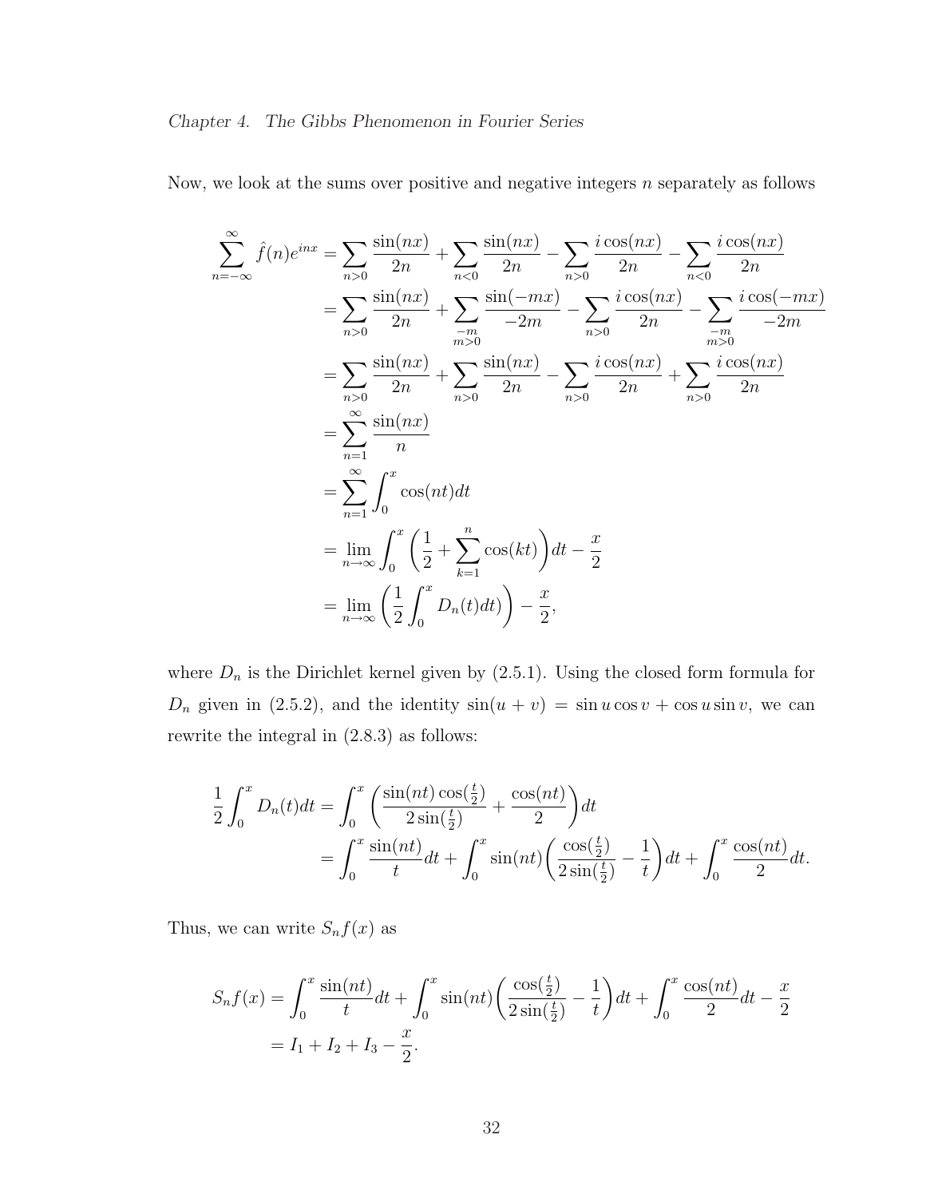Now, we look at the sums over positive and negative integers $n$ separately as follows

$$
\begin{aligned}
\sum_{n=-\infty}^{\infty} \hat{f}(n)e^{inx} &= \sum_{n>0} \frac{\sin(nx)}{2n} + \sum_{n<0} \frac{\sin(nx)}{2n} - \sum_{n>0} \frac{i\cos(nx)}{2n} - \sum_{n<0} \frac{i\cos(nx)}{2n} \\
&= \sum_{n>0} \frac{\sin(nx)}{2n} + \sum_{\substack{-m \\ m>0}} \frac{\sin(-mx)}{-2m} - \sum_{n>0} \frac{i\cos(nx)}{2n} - \sum_{\substack{-m \\ m>0}} \frac{i\cos(-mx)}{-2m} \\
&= \sum_{n>0} \frac{\sin(nx)}{2n} + \sum_{n>0} \frac{\sin(nx)}{2n} - \sum_{n>0} \frac{i\cos(nx)}{2n} + \sum_{n>0} \frac{i\cos(nx)}{2n} \\
&= \sum_{n=1}^{\infty} \frac{\sin(nx)}{n} \\
&= \sum_{n=1}^{\infty} \int_0^x \cos(nt)dt \\
&= \lim_{n\to\infty} \int_0^x \left( \frac{1}{2} + \sum_{k=1}^{n} \cos(kt) \right) dt - \frac{x}{2} \\
&= \lim_{n\to\infty} \left( \frac{1}{2} \int_0^x D_n(t)dt) \right) - \frac{x}{2},
\end{aligned}
$$

where $D_n$ is the Dirichlet kernel given by (2.5.1). Using the closed form formula for $D_n$ given in (2.5.2), and the identity $\sin(u+v) = \sin u \cos v + \cos u \sin v$, we can rewrite the integral in (2.8.3) as follows:

$$
\begin{aligned}
\frac{1}{2} \int_0^x D_n(t)dt &= \int_0^x \left( \frac{\sin(nt)\cos(\frac{t}{2})}{2\sin(\frac{t}{2})} + \frac{\cos(nt)}{2} \right) dt \\
&= \int_0^x \frac{\sin(nt)}{t} dt + \int_0^x \sin(nt) \left( \frac{\cos(\frac{t}{2})}{2\sin(\frac{t}{2})} - \frac{1}{t} \right) dt + \int_0^x \frac{\cos(nt)}{2} dt.
\end{aligned}
$$

Thus, we can write $S_n f(x)$ as

$$
\begin{aligned}
S_n f(x) &= \int_0^x \frac{\sin(nt)}{t} dt + \int_0^x \sin(nt) \left( \frac{\cos(\frac{t}{2})}{2\sin(\frac{t}{2})} - \frac{1}{t} \right) dt + \int_0^x \frac{\cos(nt)}{2} dt - \frac{x}{2} \\
&= I_1 + I_2 + I_3 - \frac{x}{2}.
\end{aligned}
$$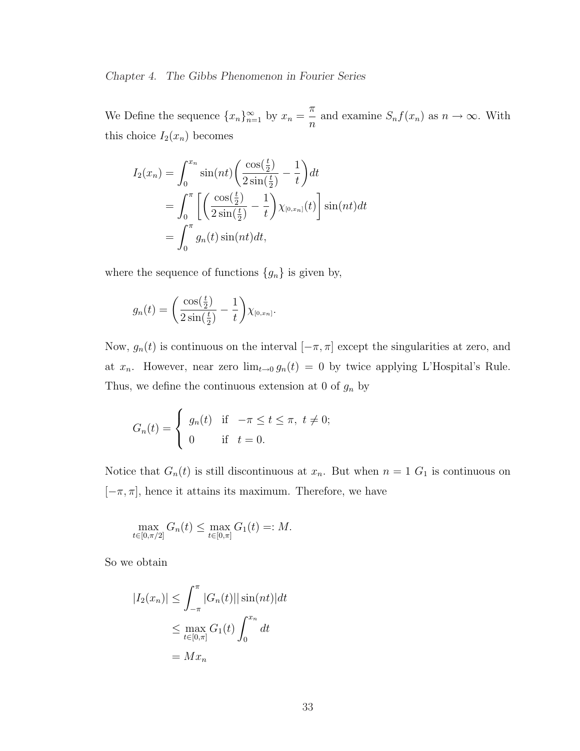We Define the sequence $\{x_n\}_{n=1}^{\infty}$ by $x_n = \dfrac{\pi}{n}$ and examine $S_nf(x_n)$ as $n \to \infty$. With this choice $I_2(x_n)$ becomes

$$
\begin{aligned}
I_2(x_n) &= \int_0^{x_n} \sin(nt)\left(\frac{\cos(\frac{t}{2})}{2\sin(\frac{t}{2})} - \frac{1}{t}\right)dt \\
&= \int_0^{\pi} \left[\left(\frac{\cos(\frac{t}{2})}{2\sin(\frac{t}{2})} - \frac{1}{t}\right)\chi_{[0,x_n]}(t)\right]\sin(nt)dt \\
&= \int_0^{\pi} g_n(t)\sin(nt)dt,
\end{aligned}
$$

where the sequence of functions $\{g_n\}$ is given by,

$$
g_n(t) = \left(\frac{\cos(\frac{t}{2})}{2\sin(\frac{t}{2})} - \frac{1}{t}\right)\chi_{[0,x_n]}.
$$

Now, $g_n(t)$ is continuous on the interval $[-\pi, \pi]$ except the singularities at zero, and at $x_n$. However, near zero $\lim_{t\to 0} g_n(t) = 0$ by twice applying L'Hospital's Rule. Thus, we define the continuous extension at 0 of $g_n$ by

$$
G_n(t) = \begin{cases} g_n(t) & \text{if} \quad -\pi \le t \le \pi, \ t \neq 0; \\ 0 & \text{if} \quad t = 0. \end{cases}
$$

Notice that $G_n(t)$ is still discontinuous at $x_n$. But when $n = 1$ $G_1$ is continuous on $[-\pi, \pi]$, hence it attains its maximum. Therefore, we have

$$
\max_{t\in[0,\pi/2]} G_n(t) \le \max_{t\in[0,\pi]} G_1(t) =: M.
$$

So we obtain

$$
\begin{aligned}
|I_2(x_n)| &\le \int_{-\pi}^{\pi} |G_n(t)||\sin(nt)|dt \\
&\le \max_{t\in[0,\pi]} G_1(t) \int_0^{x_n} dt \\
&= Mx_n
\end{aligned}
$$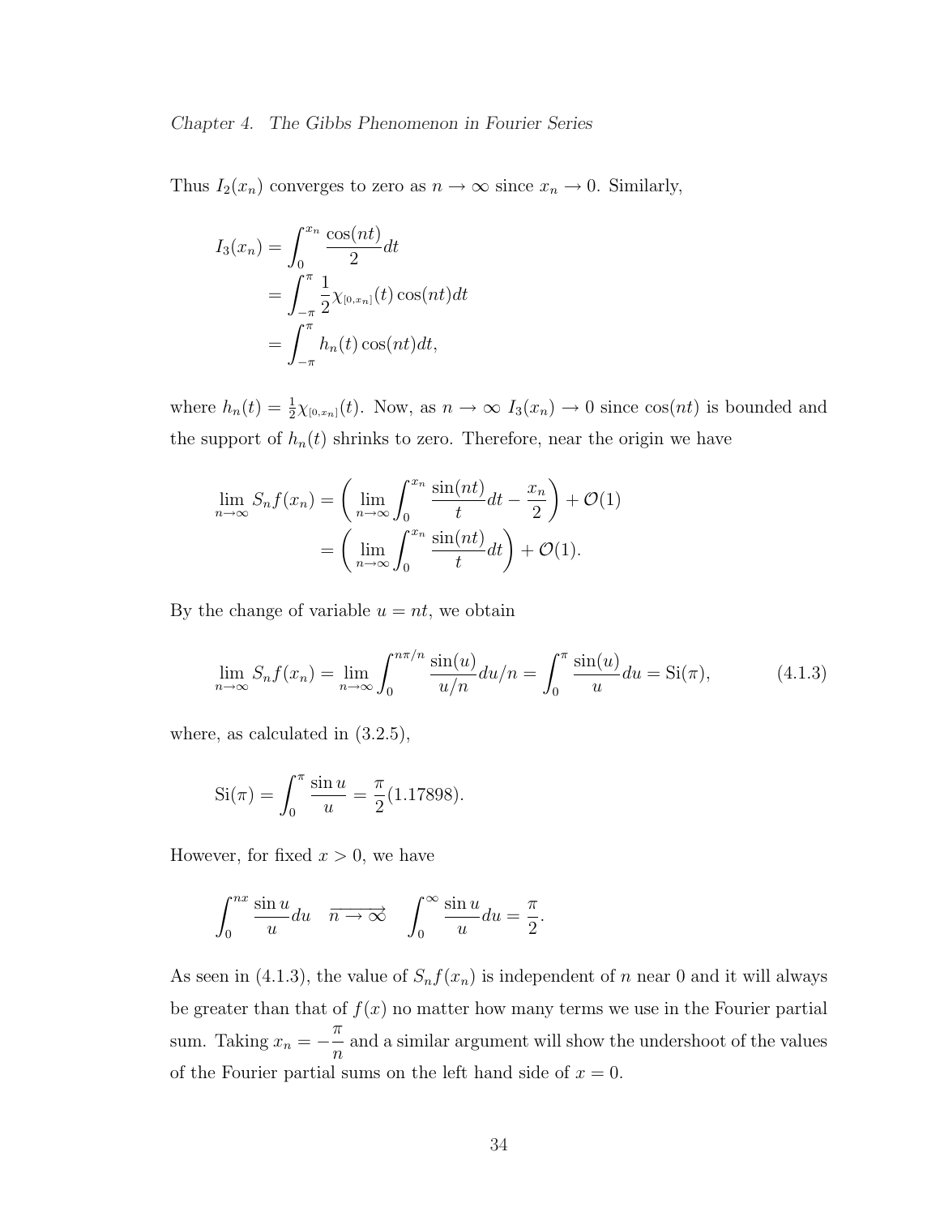Thus $I_2(x_n)$ converges to zero as $n \to \infty$ since $x_n \to 0$. Similarly,

$$
\begin{aligned}
I_3(x_n) &= \int_0^{x_n} \frac{\cos(nt)}{2} dt \\
&= \int_{-\pi}^{\pi} \frac{1}{2} \chi_{[0,x_n]}(t) \cos(nt) dt \\
&= \int_{-\pi}^{\pi} h_n(t) \cos(nt) dt,
\end{aligned}
$$

where $h_n(t) = \frac{1}{2}\chi_{[0,x_n]}(t)$. Now, as $n \to \infty$ $I_3(x_n) \to 0$ since $\cos(nt)$ is bounded and the support of $h_n(t)$ shrinks to zero. Therefore, near the origin we have

$$
\begin{aligned}
\lim_{n\to\infty} S_n f(x_n) &= \left( \lim_{n\to\infty} \int_0^{x_n} \frac{\sin(nt)}{t} dt - \frac{x_n}{2} \right) + \mathcal{O}(1) \\
&= \left( \lim_{n\to\infty} \int_0^{x_n} \frac{\sin(nt)}{t} dt \right) + \mathcal{O}(1).
\end{aligned}
$$

By the change of variable $u = nt$, we obtain

$$
\lim_{n\to\infty} S_n f(x_n) = \lim_{n\to\infty} \int_0^{n\pi/n} \frac{\sin(u)}{u/n} du/n = \int_0^{\pi} \frac{\sin(u)}{u} du = \mathrm{Si}(\pi), \tag{4.1.3}
$$

where, as calculated in (3.2.5),

$$
\mathrm{Si}(\pi) = \int_0^{\pi} \frac{\sin u}{u} = \frac{\pi}{2}(1.17898).
$$

However, for fixed $x > 0$, we have

$$
\int_0^{nx} \frac{\sin u}{u} du \quad \xrightarrow{n \to \infty} \quad \int_0^{\infty} \frac{\sin u}{u} du = \frac{\pi}{2}.
$$

As seen in (4.1.3), the value of $S_n f(x_n)$ is independent of $n$ near 0 and it will always be greater than that of $f(x)$ no matter how many terms we use in the Fourier partial sum. Taking $x_n = -\dfrac{\pi}{n}$ and a similar argument will show the undershoot of the values of the Fourier partial sums on the left hand side of $x = 0$.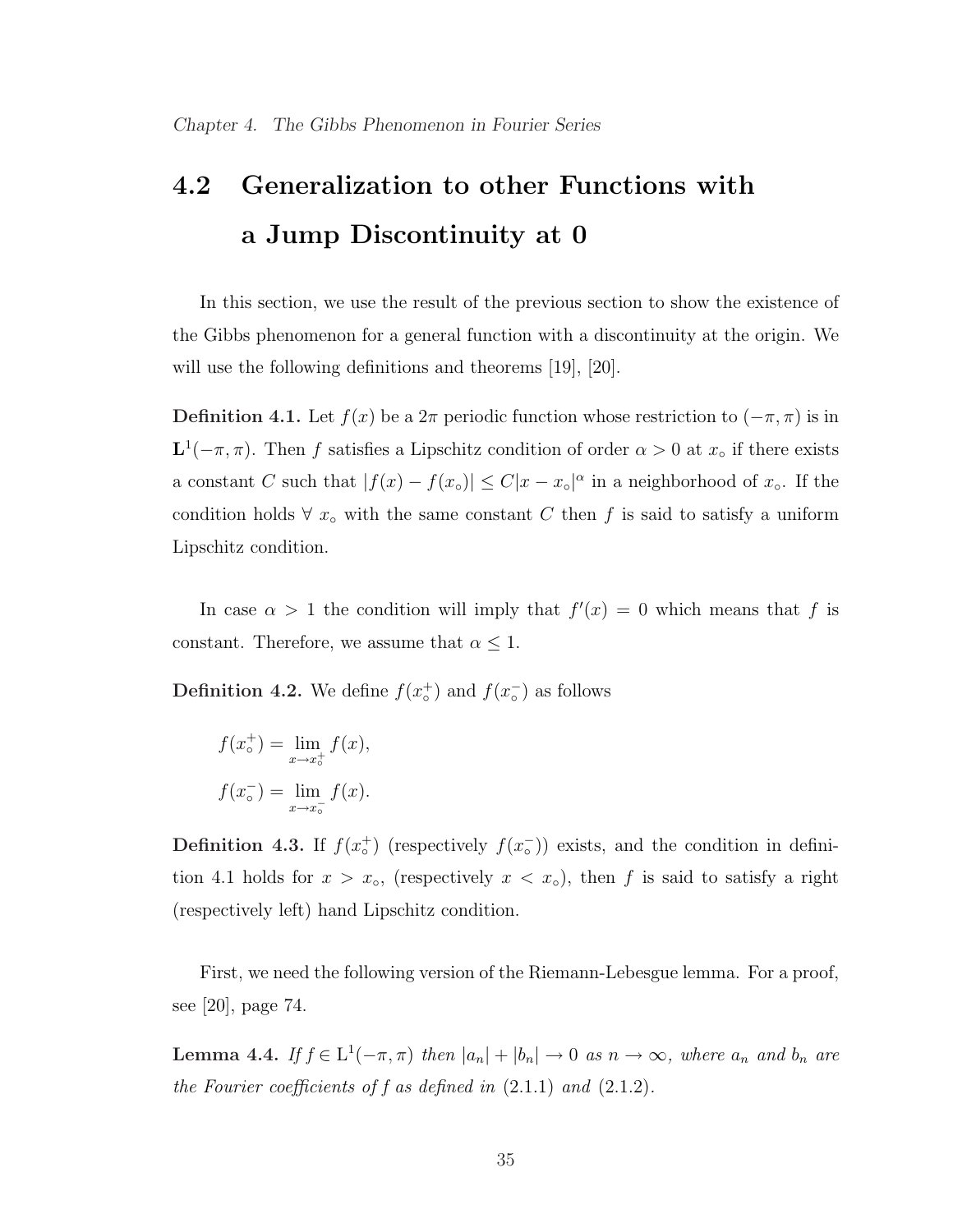## 4.2 Generalization to other Functions with a Jump Discontinuity at 0

In this section, we use the result of the previous section to show the existence of the Gibbs phenomenon for a general function with a discontinuity at the origin. We will use the following definitions and theorems [19], [20].

**Definition 4.1.** Let $f(x)$ be a $2\pi$ periodic function whose restriction to $(-\pi, \pi)$ is in $\mathbf{L}^1(-\pi, \pi)$. Then $f$ satisfies a Lipschitz condition of order $\alpha > 0$ at $x_\circ$ if there exists a constant $C$ such that $|f(x) - f(x_\circ)| \leq C|x - x_\circ|^\alpha$ in a neighborhood of $x_\circ$. If the condition holds $\forall\ x_\circ$ with the same constant $C$ then $f$ is said to satisfy a uniform Lipschitz condition.

In case $\alpha > 1$ the condition will imply that $f'(x) = 0$ which means that $f$ is constant. Therefore, we assume that $\alpha \leq 1$.

**Definition 4.2.** We define $f(x_\circ^+)$ and $f(x_\circ^-)$ as follows

$$f(x_\circ^+) = \lim_{x \to x_\circ^+} f(x),$$

$$f(x_\circ^-) = \lim_{x \to x_\circ^-} f(x).$$

**Definition 4.3.** If $f(x_\circ^+)$ (respectively $f(x_\circ^-)$) exists, and the condition in definition 4.1 holds for $x > x_\circ$, (respectively $x < x_\circ$), then $f$ is said to satisfy a right (respectively left) hand Lipschitz condition.

First, we need the following version of the Riemann-Lebesgue lemma. For a proof, see [20], page 74.

**Lemma 4.4.** *If* $f \in \mathrm{L}^1(-\pi, \pi)$ *then* $|a_n| + |b_n| \to 0$ *as* $n \to \infty$, *where* $a_n$ *and* $b_n$ *are the Fourier coefficients of* $f$ *as defined in* (2.1.1) *and* (2.1.2).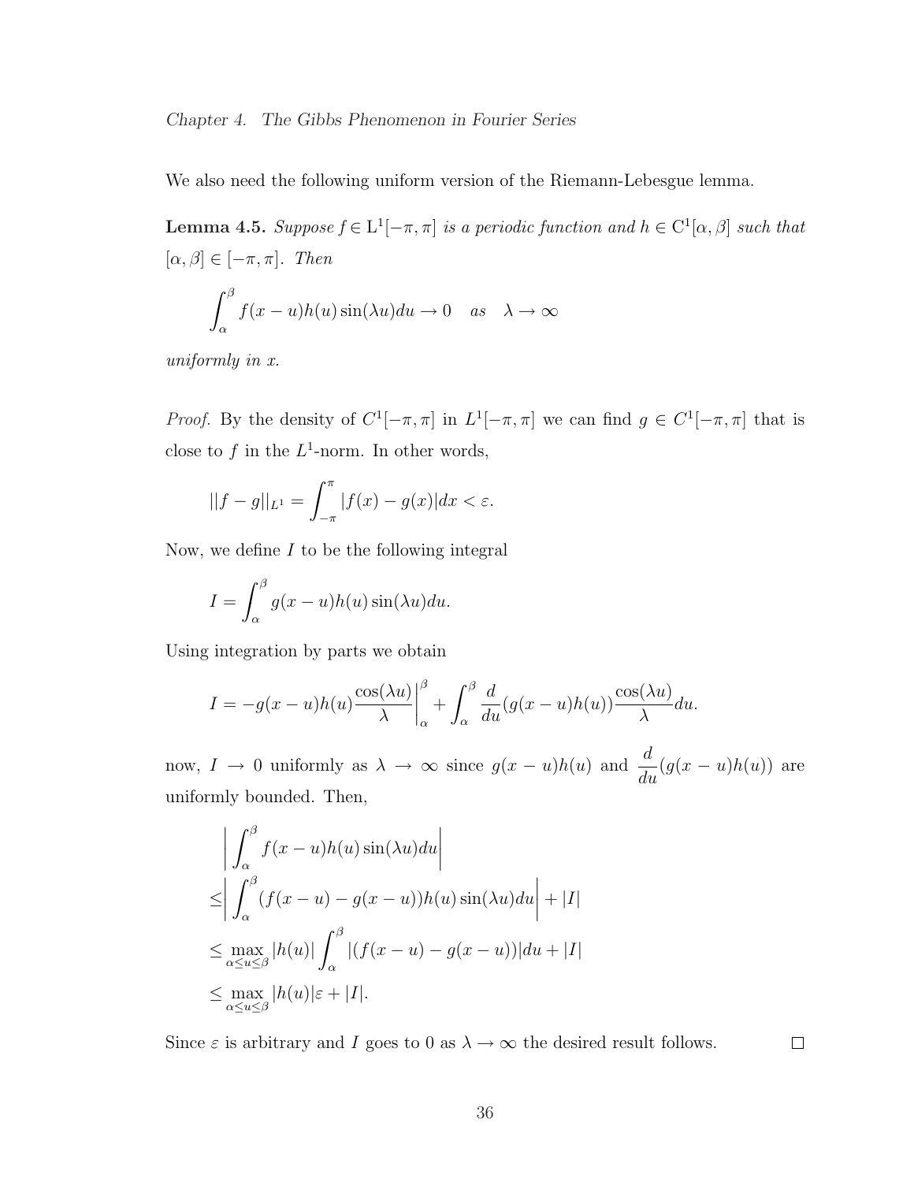We also need the following uniform version of the Riemann-Lebesgue lemma.

**Lemma 4.5.** *Suppose $f \in \mathrm{L}^1[-\pi, \pi]$ is a periodic function and $h \in \mathrm{C}^1[\alpha, \beta]$ such that $[\alpha, \beta] \in [-\pi, \pi]$. Then*

$$\int_{\alpha}^{\beta} f(x-u)h(u)\sin(\lambda u)du \to 0 \quad as \quad \lambda \to \infty$$

*uniformly in x.*

*Proof.* By the density of $C^1[-\pi, \pi]$ in $L^1[-\pi, \pi]$ we can find $g \in C^1[-\pi, \pi]$ that is close to $f$ in the $L^1$-norm. In other words,

$$||f - g||_{L^1} = \int_{-\pi}^{\pi} |f(x) - g(x)|dx < \varepsilon.$$

Now, we define $I$ to be the following integral

$$I = \int_{\alpha}^{\beta} g(x-u)h(u)\sin(\lambda u)du.$$

Using integration by parts we obtain

$$I = -g(x-u)h(u)\frac{\cos(\lambda u)}{\lambda}\bigg|_{\alpha}^{\beta} + \int_{\alpha}^{\beta} \frac{d}{du}(g(x-u)h(u))\frac{\cos(\lambda u)}{\lambda}du.$$

now, $I \to 0$ uniformly as $\lambda \to \infty$ since $g(x-u)h(u)$ and $\dfrac{d}{du}(g(x-u)h(u))$ are uniformly bounded. Then,

$$\begin{aligned}
&\left| \int_{\alpha}^{\beta} f(x-u)h(u)\sin(\lambda u)du \right| \\
\leq &\left| \int_{\alpha}^{\beta} (f(x-u) - g(x-u))h(u)\sin(\lambda u)du \right| + |I| \\
\leq &\max_{\alpha \leq u \leq \beta} |h(u)| \int_{\alpha}^{\beta} |(f(x-u) - g(x-u))|du + |I| \\
\leq &\max_{\alpha \leq u \leq \beta} |h(u)|\varepsilon + |I|.
\end{aligned}$$

Since $\varepsilon$ is arbitrary and $I$ goes to 0 as $\lambda \to \infty$ the desired result follows. $\square$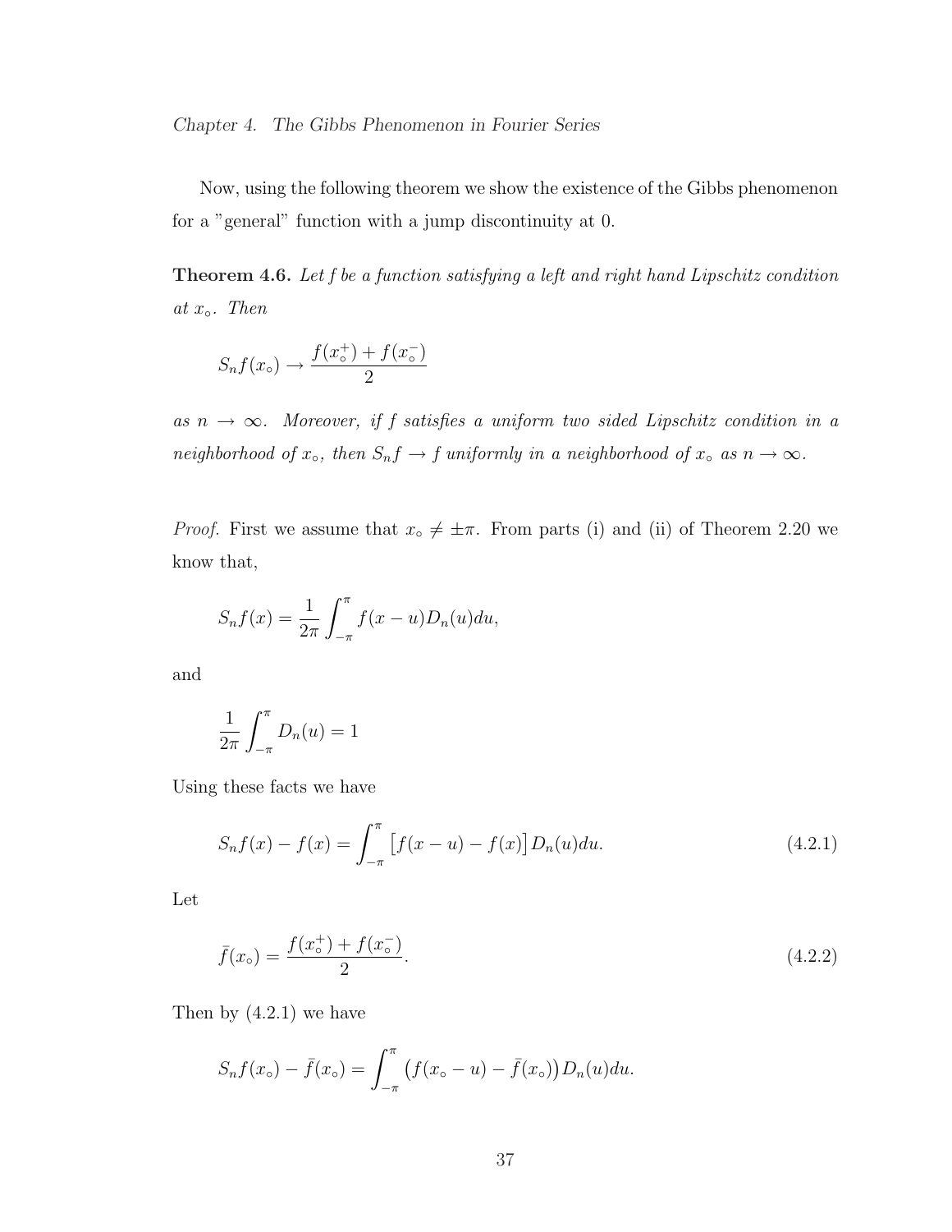Now, using the following theorem we show the existence of the Gibbs phenomenon for a "general" function with a jump discontinuity at 0.

**Theorem 4.6.** *Let f be a function satisfying a left and right hand Lipschitz condition at $x_\circ$. Then*

$$S_n f(x_\circ) \to \frac{f(x_\circ^+) + f(x_\circ^-)}{2}$$

*as $n \to \infty$. Moreover, if f satisfies a uniform two sided Lipschitz condition in a neighborhood of $x_\circ$, then $S_n f \to f$ uniformly in a neighborhood of $x_\circ$ as $n \to \infty$.*

*Proof.* First we assume that $x_\circ \neq \pm\pi$. From parts (i) and (ii) of Theorem 2.20 we know that,

$$S_n f(x) = \frac{1}{2\pi} \int_{-\pi}^{\pi} f(x-u) D_n(u) du,$$

and

$$\frac{1}{2\pi} \int_{-\pi}^{\pi} D_n(u) = 1$$

Using these facts we have

$$S_n f(x) - f(x) = \int_{-\pi}^{\pi} \big[f(x-u) - f(x)\big] D_n(u) du. \tag{4.2.1}$$

Let

$$\bar{f}(x_\circ) = \frac{f(x_\circ^+) + f(x_\circ^-)}{2}. \tag{4.2.2}$$

Then by (4.2.1) we have

$$S_n f(x_\circ) - \bar{f}(x_\circ) = \int_{-\pi}^{\pi} \big(f(x_\circ - u) - \bar{f}(x_\circ)\big) D_n(u) du.$$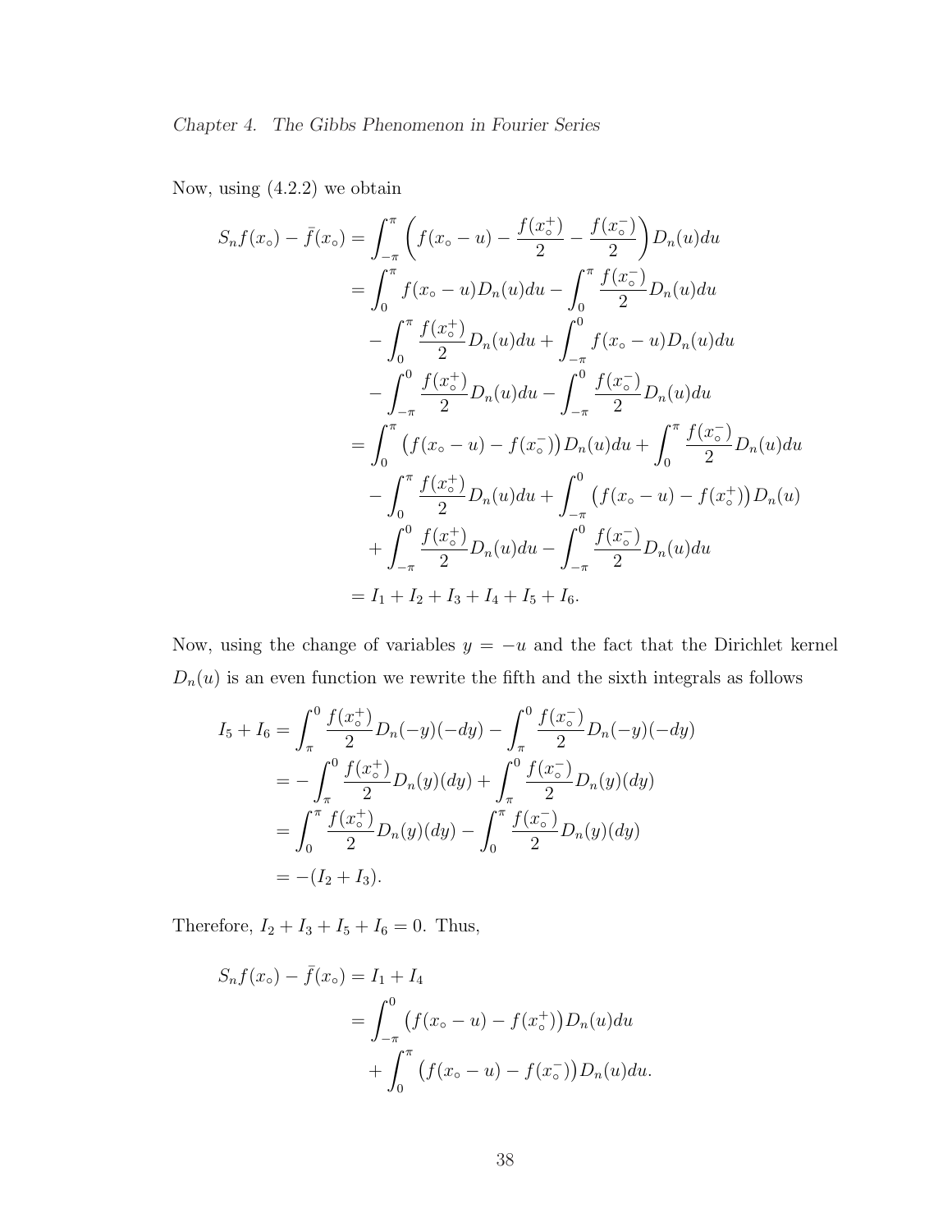Now, using (4.2.2) we obtain

$$
\begin{aligned}
S_nf(x_\circ) - \bar{f}(x_\circ) &= \int_{-\pi}^{\pi} \left( f(x_\circ - u) - \frac{f(x_\circ^+)}{2} - \frac{f(x_\circ^-)}{2} \right) D_n(u)du \\
&= \int_0^{\pi} f(x_\circ - u) D_n(u)du - \int_0^{\pi} \frac{f(x_\circ^-)}{2} D_n(u)du \\
&\quad - \int_0^{\pi} \frac{f(x_\circ^+)}{2} D_n(u)du + \int_{-\pi}^{0} f(x_\circ - u) D_n(u)du \\
&\quad - \int_{-\pi}^{0} \frac{f(x_\circ^+)}{2} D_n(u)du - \int_{-\pi}^{0} \frac{f(x_\circ^-)}{2} D_n(u)du \\
&= \int_0^{\pi} \big( f(x_\circ - u) - f(x_\circ^-) \big) D_n(u)du + \int_0^{\pi} \frac{f(x_\circ^-)}{2} D_n(u)du \\
&\quad - \int_0^{\pi} \frac{f(x_\circ^+)}{2} D_n(u)du + \int_{-\pi}^{0} \big( f(x_\circ - u) - f(x_\circ^+) \big) D_n(u) \\
&\quad + \int_{-\pi}^{0} \frac{f(x_\circ^+)}{2} D_n(u)du - \int_{-\pi}^{0} \frac{f(x_\circ^-)}{2} D_n(u)du \\
&= I_1 + I_2 + I_3 + I_4 + I_5 + I_6.
\end{aligned}
$$

Now, using the change of variables $y = -u$ and the fact that the Dirichlet kernel $D_n(u)$ is an even function we rewrite the fifth and the sixth integrals as follows

$$
\begin{aligned}
I_5 + I_6 &= \int_{\pi}^{0} \frac{f(x_\circ^+)}{2} D_n(-y)(-dy) - \int_{\pi}^{0} \frac{f(x_\circ^-)}{2} D_n(-y)(-dy) \\
&= -\int_{\pi}^{0} \frac{f(x_\circ^+)}{2} D_n(y)(dy) + \int_{\pi}^{0} \frac{f(x_\circ^-)}{2} D_n(y)(dy) \\
&= \int_0^{\pi} \frac{f(x_\circ^+)}{2} D_n(y)(dy) - \int_0^{\pi} \frac{f(x_\circ^-)}{2} D_n(y)(dy) \\
&= -(I_2 + I_3).
\end{aligned}
$$

Therefore, $I_2 + I_3 + I_5 + I_6 = 0$. Thus,

$$
\begin{aligned}
S_nf(x_\circ) - \bar{f}(x_\circ) &= I_1 + I_4 \\
&= \int_{-\pi}^{0} \big( f(x_\circ - u) - f(x_\circ^+) \big) D_n(u)du \\
&\quad + \int_0^{\pi} \big( f(x_\circ - u) - f(x_\circ^-) \big) D_n(u)du.
\end{aligned}
$$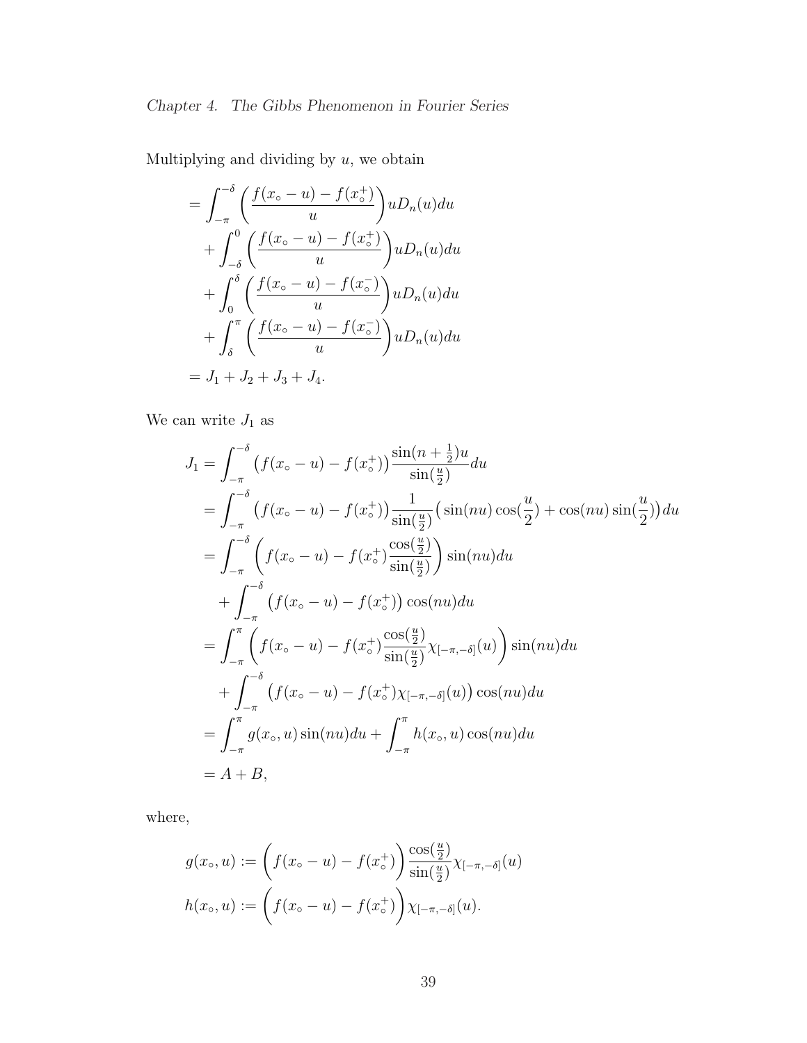Multiplying and dividing by $u$, we obtain

$$
\begin{aligned}
&= \int_{-\pi}^{-\delta} \left( \frac{f(x_\circ - u) - f(x_\circ^+)}{u} \right) u D_n(u) du \\
&\quad + \int_{-\delta}^{0} \left( \frac{f(x_\circ - u) - f(x_\circ^+)}{u} \right) u D_n(u) du \\
&\quad + \int_{0}^{\delta} \left( \frac{f(x_\circ - u) - f(x_\circ^-)}{u} \right) u D_n(u) du \\
&\quad + \int_{\delta}^{\pi} \left( \frac{f(x_\circ - u) - f(x_\circ^-)}{u} \right) u D_n(u) du \\
&= J_1 + J_2 + J_3 + J_4.
\end{aligned}
$$

We can write $J_1$ as

$$
\begin{aligned}
J_1 &= \int_{-\pi}^{-\delta} \big( f(x_\circ - u) - f(x_\circ^+) \big) \frac{\sin(n + \frac{1}{2})u}{\sin(\frac{u}{2})} du \\
&= \int_{-\pi}^{-\delta} \big( f(x_\circ - u) - f(x_\circ^+) \big) \frac{1}{\sin(\frac{u}{2})} \big( \sin(nu)\cos(\frac{u}{2}) + \cos(nu)\sin(\frac{u}{2}) \big) du \\
&= \int_{-\pi}^{-\delta} \left( f(x_\circ - u) - f(x_\circ^+) \frac{\cos(\frac{u}{2})}{\sin(\frac{u}{2})} \right) \sin(nu) du \\
&\quad + \int_{-\pi}^{-\delta} \big( f(x_\circ - u) - f(x_\circ^+) \big) \cos(nu) du \\
&= \int_{-\pi}^{\pi} \left( f(x_\circ - u) - f(x_\circ^+) \frac{\cos(\frac{u}{2})}{\sin(\frac{u}{2})} \chi_{[-\pi,-\delta]}(u) \right) \sin(nu) du \\
&\quad + \int_{-\pi}^{-\delta} \big( f(x_\circ - u) - f(x_\circ^+) \chi_{[-\pi,-\delta]}(u) \big) \cos(nu) du \\
&= \int_{-\pi}^{\pi} g(x_\circ, u) \sin(nu) du + \int_{-\pi}^{\pi} h(x_\circ, u) \cos(nu) du \\
&= A + B,
\end{aligned}
$$

where,

$$
\begin{aligned}
g(x_\circ, u) &:= \left( f(x_\circ - u) - f(x_\circ^+) \right) \frac{\cos(\frac{u}{2})}{\sin(\frac{u}{2})} \chi_{[-\pi,-\delta]}(u) \\
h(x_\circ, u) &:= \left( f(x_\circ - u) - f(x_\circ^+) \right) \chi_{[-\pi,-\delta]}(u).
\end{aligned}
$$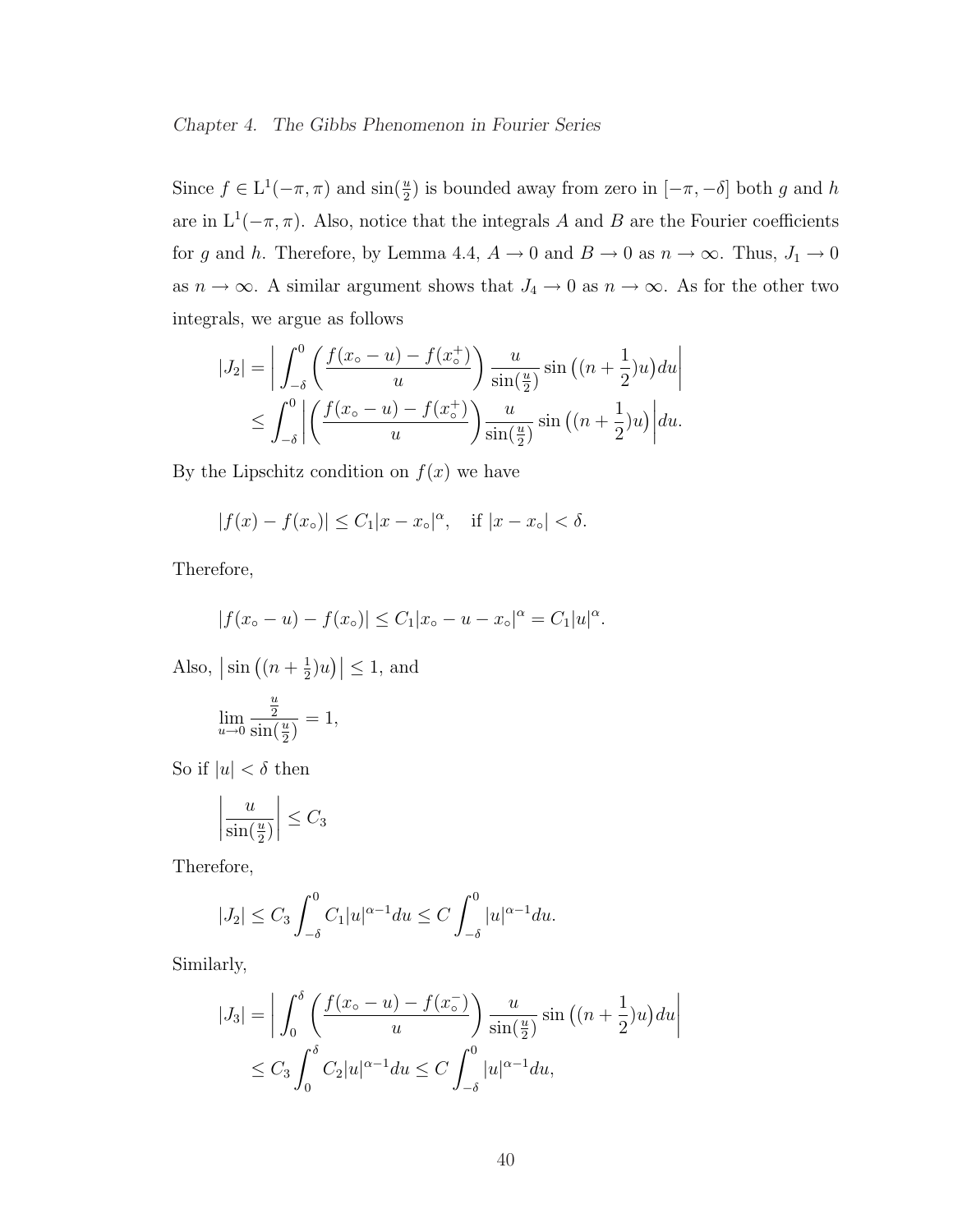Since $f \in \mathrm{L}^1(-\pi, \pi)$ and $\sin(\frac{u}{2})$ is bounded away from zero in $[-\pi, -\delta]$ both $g$ and $h$ are in $\mathrm{L}^1(-\pi, \pi)$. Also, notice that the integrals $A$ and $B$ are the Fourier coefficients for $g$ and $h$. Therefore, by Lemma 4.4, $A \to 0$ and $B \to 0$ as $n \to \infty$. Thus, $J_1 \to 0$ as $n \to \infty$. A similar argument shows that $J_4 \to 0$ as $n \to \infty$. As for the other two integrals, we argue as follows

$$
\begin{aligned}
|J_2| &= \left| \int_{-\delta}^{0} \left( \frac{f(x_\circ - u) - f(x_\circ^+)}{u} \right) \frac{u}{\sin(\frac{u}{2})} \sin\big((n + \frac{1}{2})u\big) du \right| \\
&\leq \int_{-\delta}^{0} \left| \left( \frac{f(x_\circ - u) - f(x_\circ^+)}{u} \right) \frac{u}{\sin(\frac{u}{2})} \sin\big((n + \frac{1}{2})u\big) \right| du.
\end{aligned}
$$

By the Lipschitz condition on $f(x)$ we have

$$
|f(x) - f(x_\circ)| \leq C_1 |x - x_\circ|^\alpha, \quad \text{if } |x - x_\circ| < \delta.
$$

Therefore,

$$
|f(x_\circ - u) - f(x_\circ)| \leq C_1 |x_\circ - u - x_\circ|^\alpha = C_1 |u|^\alpha.
$$

Also, $\left|\sin\big((n + \frac{1}{2})u\big)\right| \leq 1$, and

$$
\lim_{u \to 0} \frac{\frac{u}{2}}{\sin(\frac{u}{2})} = 1,
$$

So if $|u| < \delta$ then

$$
\left| \frac{u}{\sin(\frac{u}{2})} \right| \leq C_3
$$

Therefore,

$$
|J_2| \leq C_3 \int_{-\delta}^{0} C_1 |u|^{\alpha - 1} du \leq C \int_{-\delta}^{0} |u|^{\alpha - 1} du.
$$

Similarly,

$$
\begin{aligned}
|J_3| &= \left| \int_{0}^{\delta} \left( \frac{f(x_\circ - u) - f(x_\circ^-)}{u} \right) \frac{u}{\sin(\frac{u}{2})} \sin\big((n + \frac{1}{2})u\big) du \right| \\
&\leq C_3 \int_{0}^{\delta} C_2 |u|^{\alpha - 1} du \leq C \int_{-\delta}^{0} |u|^{\alpha - 1} du,
\end{aligned}
$$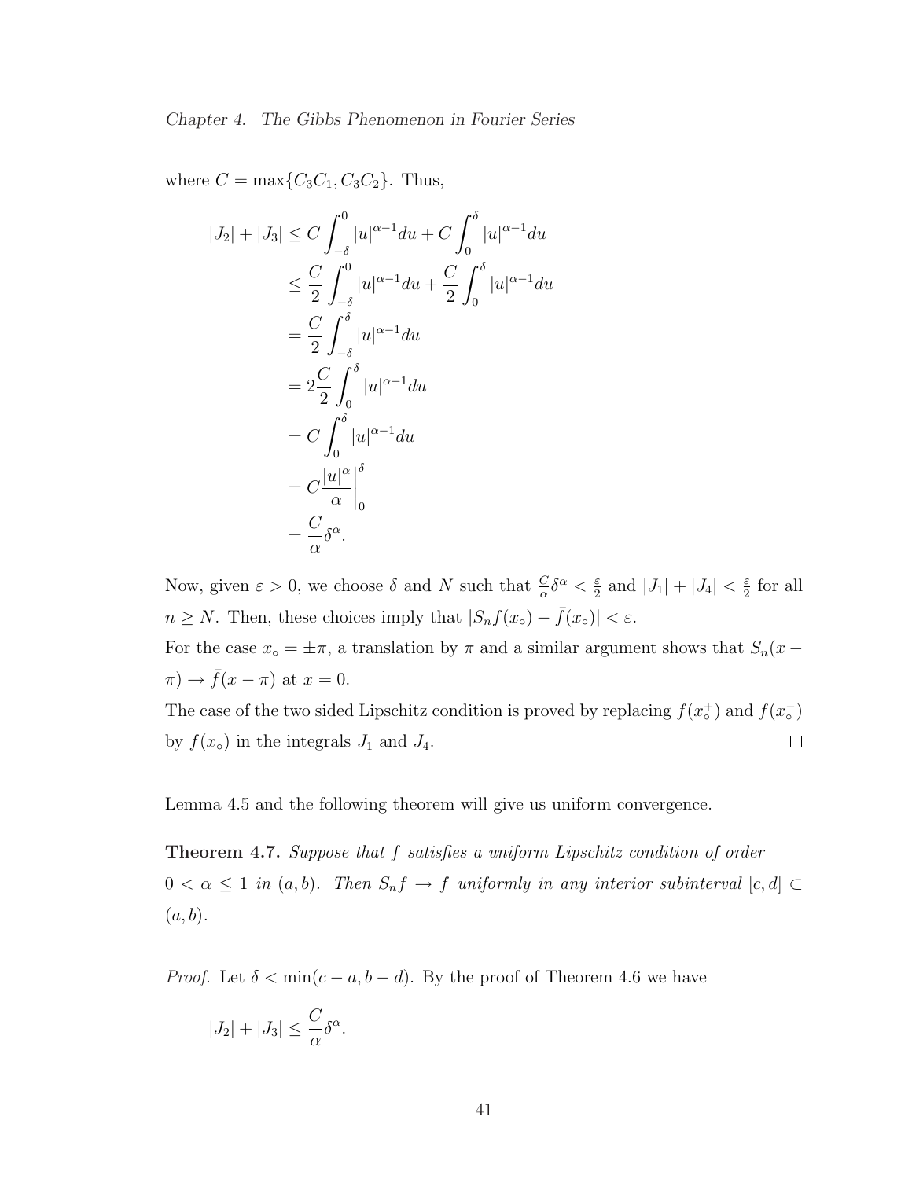where $C = \max\{C_3C_1, C_3C_2\}$. Thus,

$$
\begin{aligned}
|J_2| + |J_3| &\leq C \int_{-\delta}^{0} |u|^{\alpha-1} du + C \int_{0}^{\delta} |u|^{\alpha-1} du \\
&\leq \frac{C}{2} \int_{-\delta}^{0} |u|^{\alpha-1} du + \frac{C}{2} \int_{0}^{\delta} |u|^{\alpha-1} du \\
&= \frac{C}{2} \int_{-\delta}^{\delta} |u|^{\alpha-1} du \\
&= 2\frac{C}{2} \int_{0}^{\delta} |u|^{\alpha-1} du \\
&= C \int_{0}^{\delta} |u|^{\alpha-1} du \\
&= C \frac{|u|^{\alpha}}{\alpha} \Bigg|_{0}^{\delta} \\
&= \frac{C}{\alpha} \delta^{\alpha}.
\end{aligned}
$$

Now, given $\varepsilon > 0$, we choose $\delta$ and $N$ such that $\frac{C}{\alpha}\delta^{\alpha} < \frac{\varepsilon}{2}$ and $|J_1| + |J_4| < \frac{\varepsilon}{2}$ for all $n \geq N$. Then, these choices imply that $|S_n f(x_\circ) - \bar{f}(x_\circ)| < \varepsilon$.

For the case $x_\circ = \pm\pi$, a translation by $\pi$ and a similar argument shows that $S_n(x - \pi) \to \bar{f}(x - \pi)$ at $x = 0$.

The case of the two sided Lipschitz condition is proved by replacing $f(x_\circ^+)$ and $f(x_\circ^-)$ by $f(x_\circ)$ in the integrals $J_1$ and $J_4$. □

Lemma 4.5 and the following theorem will give us uniform convergence.

**Theorem 4.7.** *Suppose that $f$ satisfies a uniform Lipschitz condition of order $0 < \alpha \leq 1$ in $(a, b)$. Then $S_n f \to f$ uniformly in any interior subinterval $[c, d] \subset (a, b)$.*

*Proof.* Let $\delta < \min(c - a, b - d)$. By the proof of Theorem 4.6 we have

$$
|J_2| + |J_3| \leq \frac{C}{\alpha}\delta^{\alpha}.
$$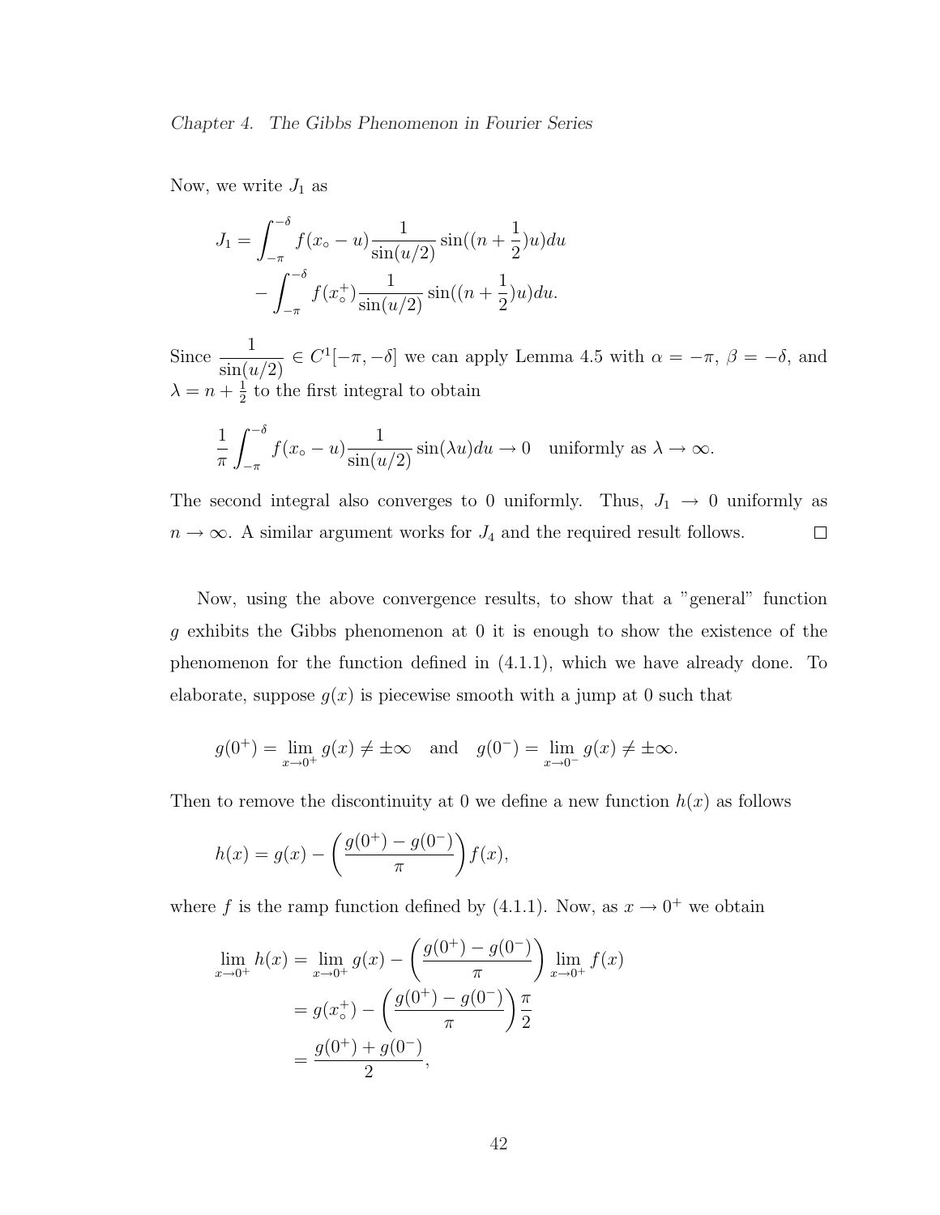Now, we write $J_1$ as

$$J_1 = \int_{-\pi}^{-\delta} f(x_\circ - u)\frac{1}{\sin(u/2)}\sin((n+\frac{1}{2})u)du$$
$$- \int_{-\pi}^{-\delta} f(x_\circ^+)\frac{1}{\sin(u/2)}\sin((n+\frac{1}{2})u)du.$$

Since $\dfrac{1}{\sin(u/2)} \in C^1[-\pi, -\delta]$ we can apply Lemma 4.5 with $\alpha = -\pi$, $\beta = -\delta$, and $\lambda = n + \frac{1}{2}$ to the first integral to obtain

$$\frac{1}{\pi}\int_{-\pi}^{-\delta} f(x_\circ - u)\frac{1}{\sin(u/2)}\sin(\lambda u)du \to 0 \quad \text{uniformly as } \lambda \to \infty.$$

The second integral also converges to 0 uniformly. Thus, $J_1 \to 0$ uniformly as $n \to \infty$. A similar argument works for $J_4$ and the required result follows. $\square$

Now, using the above convergence results, to show that a "general" function $g$ exhibits the Gibbs phenomenon at 0 it is enough to show the existence of the phenomenon for the function defined in (4.1.1), which we have already done. To elaborate, suppose $g(x)$ is piecewise smooth with a jump at 0 such that

$$g(0^+) = \lim_{x\to 0^+} g(x) \neq \pm\infty \quad \text{and} \quad g(0^-) = \lim_{x\to 0^-} g(x) \neq \pm\infty.$$

Then to remove the discontinuity at 0 we define a new function $h(x)$ as follows

$$h(x) = g(x) - \left(\frac{g(0^+) - g(0^-)}{\pi}\right)f(x),$$

where $f$ is the ramp function defined by (4.1.1). Now, as $x \to 0^+$ we obtain

$$\lim_{x\to 0^+} h(x) = \lim_{x\to 0^+} g(x) - \left(\frac{g(0^+) - g(0^-)}{\pi}\right)\lim_{x\to 0^+} f(x)$$
$$= g(x_\circ^+) - \left(\frac{g(0^+) - g(0^-)}{\pi}\right)\frac{\pi}{2}$$
$$= \frac{g(0^+) + g(0^-)}{2},$$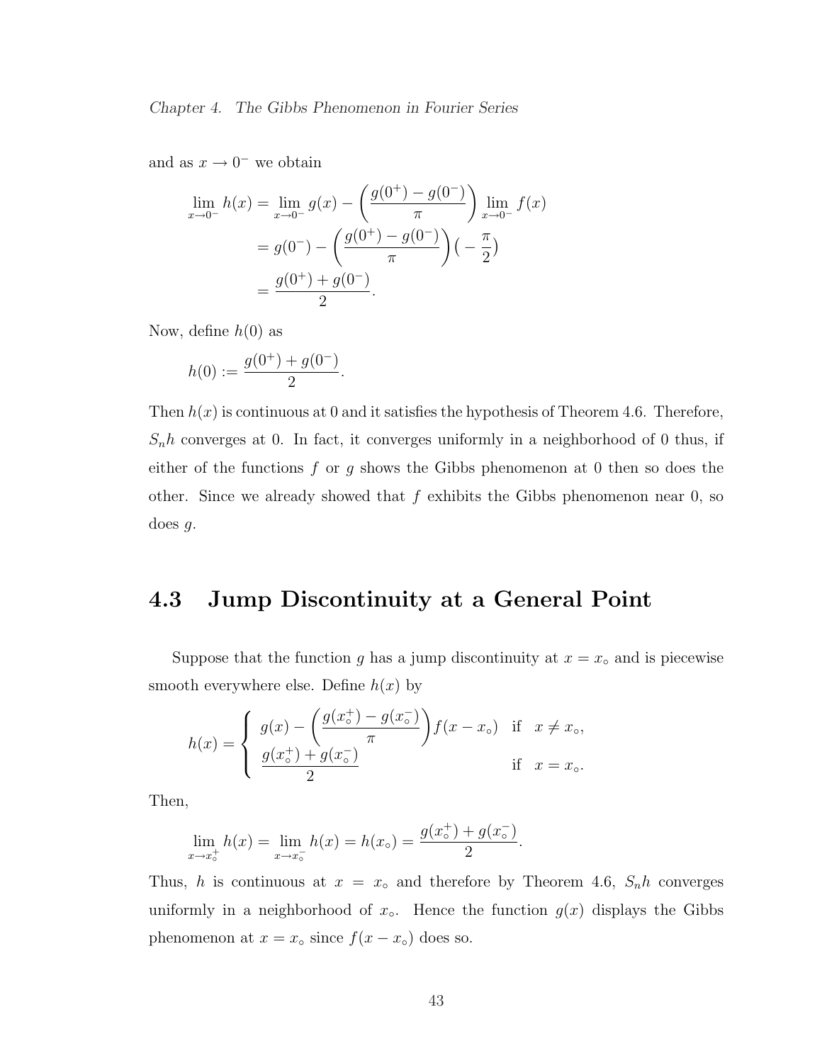and as $x \to 0^-$ we obtain

$$
\begin{aligned}
\lim_{x \to 0^-} h(x) &= \lim_{x \to 0^-} g(x) - \left( \frac{g(0^+) - g(0^-)}{\pi} \right) \lim_{x \to 0^-} f(x) \\
&= g(0^-) - \left( \frac{g(0^+) - g(0^-)}{\pi} \right) \big( -\frac{\pi}{2} \big) \\
&= \frac{g(0^+) + g(0^-)}{2}.
\end{aligned}
$$

Now, define $h(0)$ as

$$
h(0) := \frac{g(0^+) + g(0^-)}{2}.
$$

Then $h(x)$ is continuous at 0 and it satisfies the hypothesis of Theorem 4.6. Therefore, $S_n h$ converges at 0. In fact, it converges uniformly in a neighborhood of 0 thus, if either of the functions $f$ or $g$ shows the Gibbs phenomenon at 0 then so does the other. Since we already showed that $f$ exhibits the Gibbs phenomenon near 0, so does $g$.

## 4.3 Jump Discontinuity at a General Point

Suppose that the function $g$ has a jump discontinuity at $x = x_\circ$ and is piecewise smooth everywhere else. Define $h(x)$ by

$$
h(x) = \begin{cases} g(x) - \left( \dfrac{g(x_\circ^+) - g(x_\circ^-)}{\pi} \right) f(x - x_\circ) & \text{if} \quad x \neq x_\circ, \\ \dfrac{g(x_\circ^+) + g(x_\circ^-)}{2} & \text{if} \quad x = x_\circ. \end{cases}
$$

Then,

$$
\lim_{x \to x_\circ^+} h(x) = \lim_{x \to x_\circ^-} h(x) = h(x_\circ) = \frac{g(x_\circ^+) + g(x_\circ^-)}{2}.
$$

Thus, $h$ is continuous at $x = x_\circ$ and therefore by Theorem 4.6, $S_n h$ converges uniformly in a neighborhood of $x_\circ$. Hence the function $g(x)$ displays the Gibbs phenomenon at $x = x_\circ$ since $f(x - x_\circ)$ does so.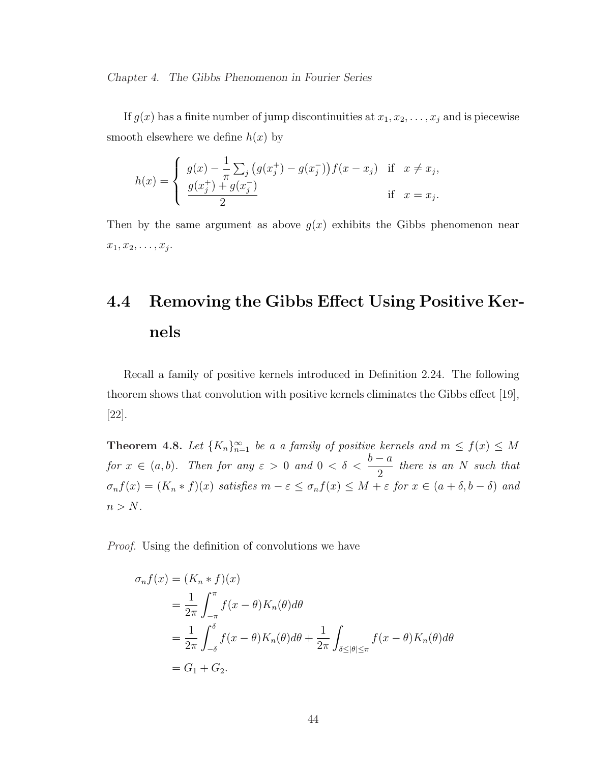If $g(x)$ has a finite number of jump discontinuities at $x_1, x_2, \ldots, x_j$ and is piecewise smooth elsewhere we define $h(x)$ by

$$h(x) = \begin{cases} g(x) - \dfrac{1}{\pi} \sum_j \left( g(x_j^+) - g(x_j^-) \right) f(x - x_j) & \text{if} \quad x \neq x_j, \\ \dfrac{g(x_j^+) + g(x_j^-)}{2} & \text{if} \quad x = x_j. \end{cases}$$

Then by the same argument as above $g(x)$ exhibits the Gibbs phenomenon near $x_1, x_2, \ldots, x_j$.

## 4.4 Removing the Gibbs Effect Using Positive Kernels

Recall a family of positive kernels introduced in Definition 2.24. The following theorem shows that convolution with positive kernels eliminates the Gibbs effect [19], [22].

**Theorem 4.8.** *Let $\{K_n\}_{n=1}^{\infty}$ be a a family of positive kernels and $m \leq f(x) \leq M$ for $x \in (a, b)$. Then for any $\varepsilon > 0$ and $0 < \delta < \dfrac{b-a}{2}$ there is an $N$ such that $\sigma_n f(x) = (K_n * f)(x)$ satisfies $m - \varepsilon \leq \sigma_n f(x) \leq M + \varepsilon$ for $x \in (a + \delta, b - \delta)$ and $n > N$.*

*Proof.* Using the definition of convolutions we have

$$\begin{aligned}
\sigma_n f(x) &= (K_n * f)(x) \\
&= \frac{1}{2\pi} \int_{-\pi}^{\pi} f(x - \theta) K_n(\theta) d\theta \\
&= \frac{1}{2\pi} \int_{-\delta}^{\delta} f(x - \theta) K_n(\theta) d\theta + \frac{1}{2\pi} \int_{\delta \leq |\theta| \leq \pi} f(x - \theta) K_n(\theta) d\theta \\
&= G_1 + G_2.
\end{aligned}$$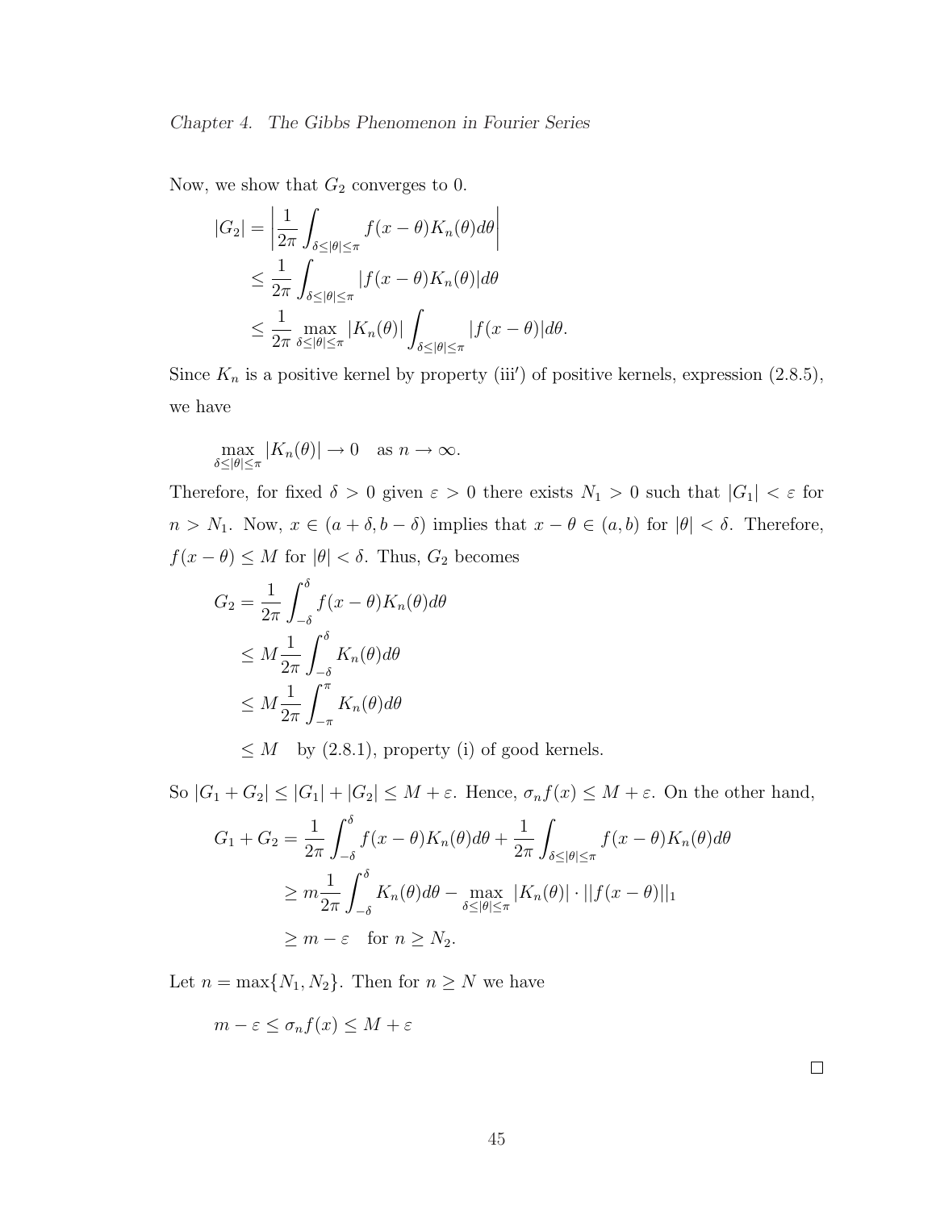Now, we show that $G_2$ converges to 0.

$$
\begin{aligned}
|G_2| &= \left| \frac{1}{2\pi} \int_{\delta \le |\theta| \le \pi} f(x-\theta) K_n(\theta) d\theta \right| \\
&\le \frac{1}{2\pi} \int_{\delta \le |\theta| \le \pi} |f(x-\theta) K_n(\theta)| d\theta \\
&\le \frac{1}{2\pi} \max_{\delta \le |\theta| \le \pi} |K_n(\theta)| \int_{\delta \le |\theta| \le \pi} |f(x-\theta)| d\theta.
\end{aligned}
$$

Since $K_n$ is a positive kernel by property (iii′) of positive kernels, expression (2.8.5), we have

$$
\max_{\delta \le |\theta| \le \pi} |K_n(\theta)| \to 0 \quad \text{as } n \to \infty.
$$

Therefore, for fixed $\delta > 0$ given $\varepsilon > 0$ there exists $N_1 > 0$ such that $|G_1| < \varepsilon$ for $n > N_1$. Now, $x \in (a+\delta, b-\delta)$ implies that $x - \theta \in (a, b)$ for $|\theta| < \delta$. Therefore, $f(x-\theta) \le M$ for $|\theta| < \delta$. Thus, $G_2$ becomes

$$
\begin{aligned}
G_2 &= \frac{1}{2\pi} \int_{-\delta}^{\delta} f(x-\theta) K_n(\theta) d\theta \\
&\le M \frac{1}{2\pi} \int_{-\delta}^{\delta} K_n(\theta) d\theta \\
&\le M \frac{1}{2\pi} \int_{-\pi}^{\pi} K_n(\theta) d\theta \\
&\le M \quad \text{by (2.8.1), property (i) of good kernels.}
\end{aligned}
$$

So $|G_1 + G_2| \le |G_1| + |G_2| \le M + \varepsilon$. Hence, $\sigma_n f(x) \le M + \varepsilon$. On the other hand,

$$
\begin{aligned}
G_1 + G_2 &= \frac{1}{2\pi} \int_{-\delta}^{\delta} f(x-\theta) K_n(\theta) d\theta + \frac{1}{2\pi} \int_{\delta \le |\theta| \le \pi} f(x-\theta) K_n(\theta) d\theta \\
&\ge m \frac{1}{2\pi} \int_{-\delta}^{\delta} K_n(\theta) d\theta - \max_{\delta \le |\theta| \le \pi} |K_n(\theta)| \cdot ||f(x-\theta)||_1 \\
&\ge m - \varepsilon \quad \text{for } n \ge N_2.
\end{aligned}
$$

Let $n = \max\{N_1, N_2\}$. Then for $n \ge N$ we have

$$
m - \varepsilon \le \sigma_n f(x) \le M + \varepsilon
$$

□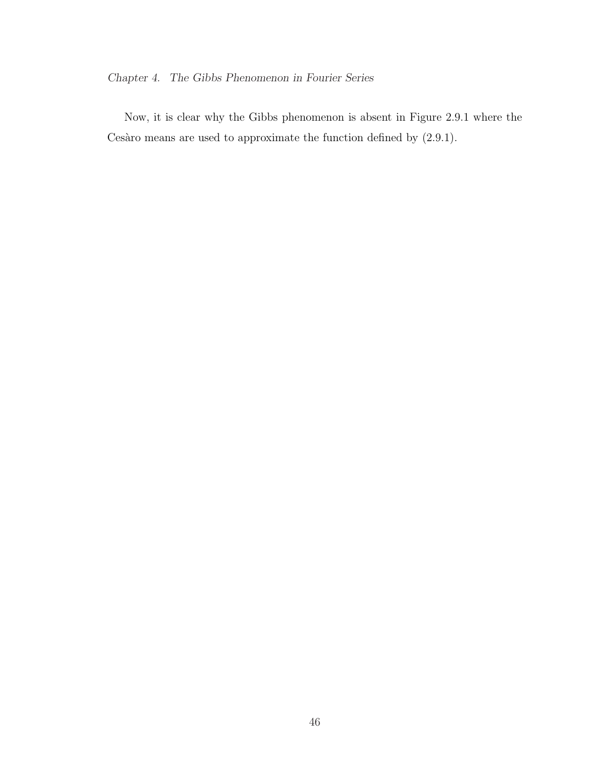Now, it is clear why the Gibbs phenomenon is absent in Figure 2.9.1 where the Cesàro means are used to approximate the function defined by (2.9.1).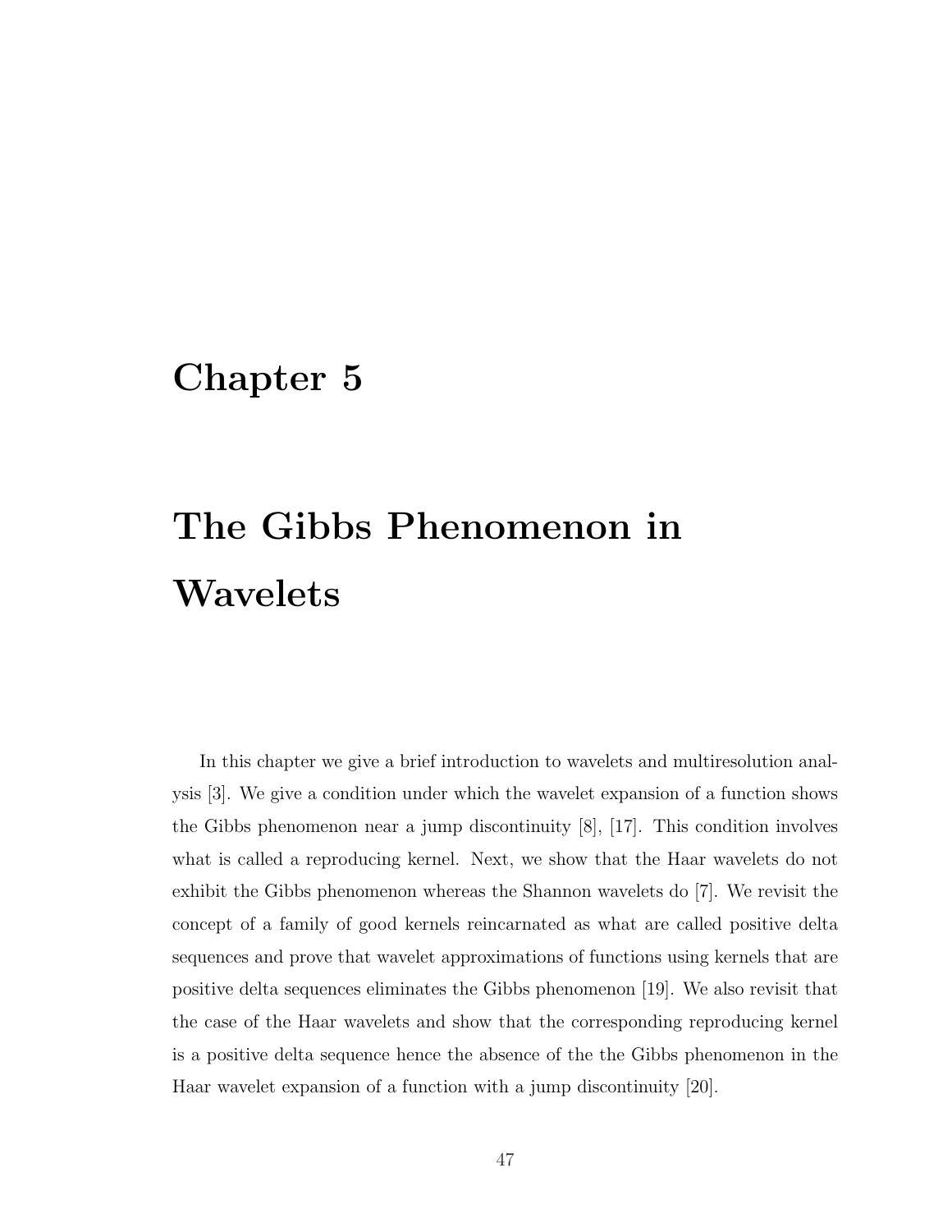# Chapter 5

# The Gibbs Phenomenon in Wavelets

In this chapter we give a brief introduction to wavelets and multiresolution analysis [3]. We give a condition under which the wavelet expansion of a function shows the Gibbs phenomenon near a jump discontinuity [8], [17]. This condition involves what is called a reproducing kernel. Next, we show that the Haar wavelets do not exhibit the Gibbs phenomenon whereas the Shannon wavelets do [7]. We revisit the concept of a family of good kernels reincarnated as what are called positive delta sequences and prove that wavelet approximations of functions using kernels that are positive delta sequences eliminates the Gibbs phenomenon [19]. We also revisit that the case of the Haar wavelets and show that the corresponding reproducing kernel is a positive delta sequence hence the absence of the the Gibbs phenomenon in the Haar wavelet expansion of a function with a jump discontinuity [20].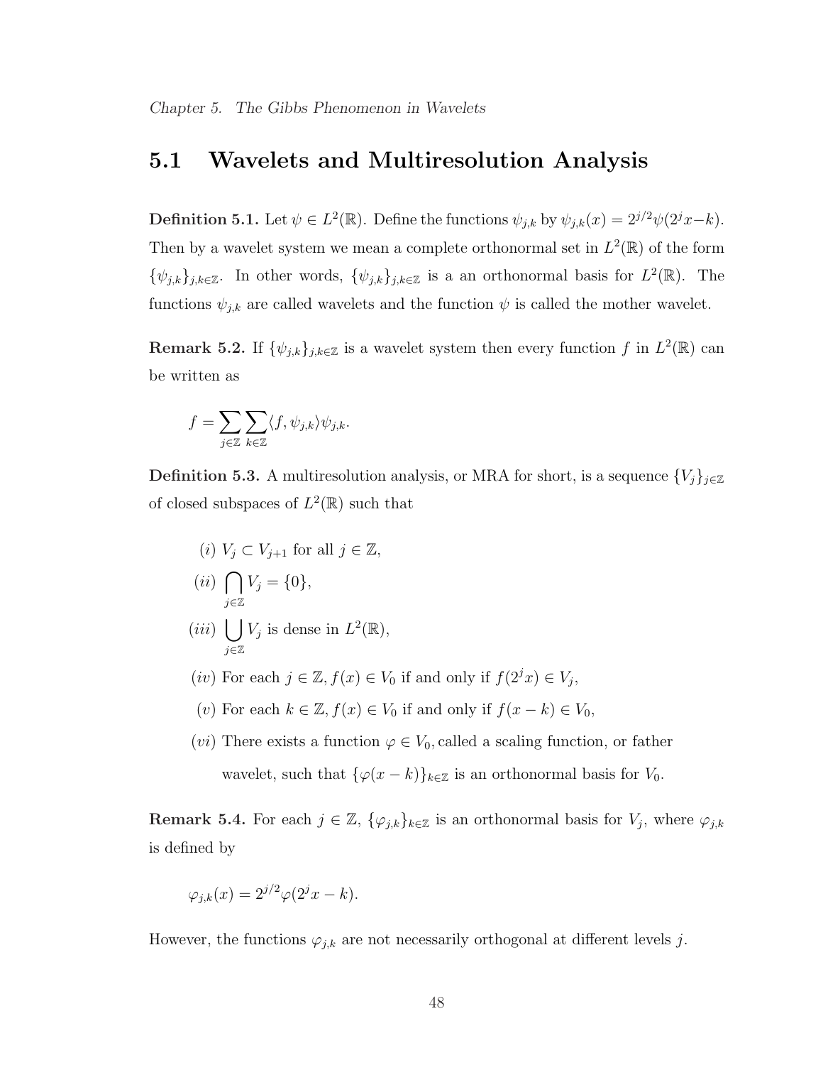## 5.1 Wavelets and Multiresolution Analysis

**Definition 5.1.** Let $\psi \in L^2(\mathbb{R})$. Define the functions $\psi_{j,k}$ by $\psi_{j,k}(x) = 2^{j/2}\psi(2^j x - k)$. Then by a wavelet system we mean a complete orthonormal set in $L^2(\mathbb{R})$ of the form $\{\psi_{j,k}\}_{j,k\in\mathbb{Z}}$. In other words, $\{\psi_{j,k}\}_{j,k\in\mathbb{Z}}$ is a an orthonormal basis for $L^2(\mathbb{R})$. The functions $\psi_{j,k}$ are called wavelets and the function $\psi$ is called the mother wavelet.

**Remark 5.2.** If $\{\psi_{j,k}\}_{j,k\in\mathbb{Z}}$ is a wavelet system then every function $f$ in $L^2(\mathbb{R})$ can be written as

$$f = \sum_{j\in\mathbb{Z}} \sum_{k\in\mathbb{Z}} \langle f, \psi_{j,k} \rangle \psi_{j,k}.$$

**Definition 5.3.** A multiresolution analysis, or MRA for short, is a sequence $\{V_j\}_{j\in\mathbb{Z}}$ of closed subspaces of $L^2(\mathbb{R})$ such that

(*i*) $V_j \subset V_{j+1}$ for all $j \in \mathbb{Z}$,

(*ii*) $\bigcap_{j\in\mathbb{Z}} V_j = \{0\}$,

(*iii*) $\bigcup_{j\in\mathbb{Z}} V_j$ is dense in $L^2(\mathbb{R})$,

(*iv*) For each $j \in \mathbb{Z}, f(x) \in V_0$ if and only if $f(2^j x) \in V_j$,

(*v*) For each $k \in \mathbb{Z}, f(x) \in V_0$ if and only if $f(x-k) \in V_0$,

(*vi*) There exists a function $\varphi \in V_0$, called a scaling function, or father wavelet, such that $\{\varphi(x-k)\}_{k\in\mathbb{Z}}$ is an orthonormal basis for $V_0$.

**Remark 5.4.** For each $j \in \mathbb{Z}$, $\{\varphi_{j,k}\}_{k\in\mathbb{Z}}$ is an orthonormal basis for $V_j$, where $\varphi_{j,k}$ is defined by

$$\varphi_{j,k}(x) = 2^{j/2}\varphi(2^j x - k).$$

However, the functions $\varphi_{j,k}$ are not necessarily orthogonal at different levels $j$.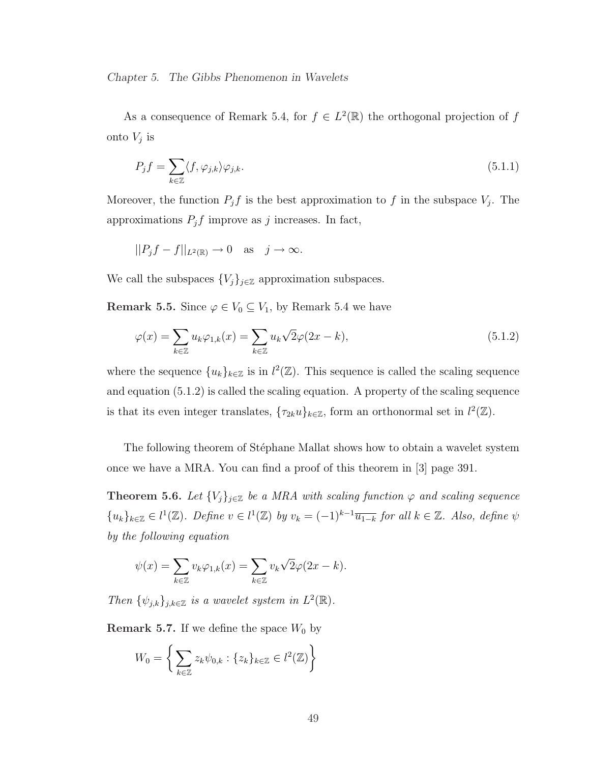As a consequence of Remark 5.4, for $f \in L^2(\mathbb{R})$ the orthogonal projection of $f$ onto $V_j$ is

$$P_j f = \sum_{k \in \mathbb{Z}} \langle f, \varphi_{j,k} \rangle \varphi_{j,k}. \tag{5.1.1}$$

Moreover, the function $P_j f$ is the best approximation to $f$ in the subspace $V_j$. The approximations $P_j f$ improve as $j$ increases. In fact,

$$||P_j f - f||_{L^2(\mathbb{R})} \to 0 \quad \text{as} \quad j \to \infty.$$

We call the subspaces $\{V_j\}_{j \in \mathbb{Z}}$ approximation subspaces.

**Remark 5.5.** Since $\varphi \in V_0 \subseteq V_1$, by Remark 5.4 we have

$$\varphi(x) = \sum_{k \in \mathbb{Z}} u_k \varphi_{1,k}(x) = \sum_{k \in \mathbb{Z}} u_k \sqrt{2} \varphi(2x - k), \tag{5.1.2}$$

where the sequence $\{u_k\}_{k \in \mathbb{Z}}$ is in $l^2(\mathbb{Z})$. This sequence is called the scaling sequence and equation (5.1.2) is called the scaling equation. A property of the scaling sequence is that its even integer translates, $\{\tau_{2k} u\}_{k \in \mathbb{Z}}$, form an orthonormal set in $l^2(\mathbb{Z})$.

The following theorem of Stéphane Mallat shows how to obtain a wavelet system once we have a MRA. You can find a proof of this theorem in [3] page 391.

**Theorem 5.6.** *Let $\{V_j\}_{j \in \mathbb{Z}}$ be a MRA with scaling function $\varphi$ and scaling sequence $\{u_k\}_{k \in \mathbb{Z}} \in l^1(\mathbb{Z})$. Define $v \in l^1(\mathbb{Z})$ by $v_k = (-1)^{k-1} \overline{u_{1-k}}$ for all $k \in \mathbb{Z}$. Also, define $\psi$ by the following equation*

$$\psi(x) = \sum_{k \in \mathbb{Z}} v_k \varphi_{1,k}(x) = \sum_{k \in \mathbb{Z}} v_k \sqrt{2} \varphi(2x - k).$$

*Then $\{\psi_{j,k}\}_{j,k \in \mathbb{Z}}$ is a wavelet system in $L^2(\mathbb{R})$.*

**Remark 5.7.** If we define the space $W_0$ by

$$W_0 = \left\{ \sum_{k \in \mathbb{Z}} z_k \psi_{0,k} : \{z_k\}_{k \in \mathbb{Z}} \in l^2(\mathbb{Z}) \right\}$$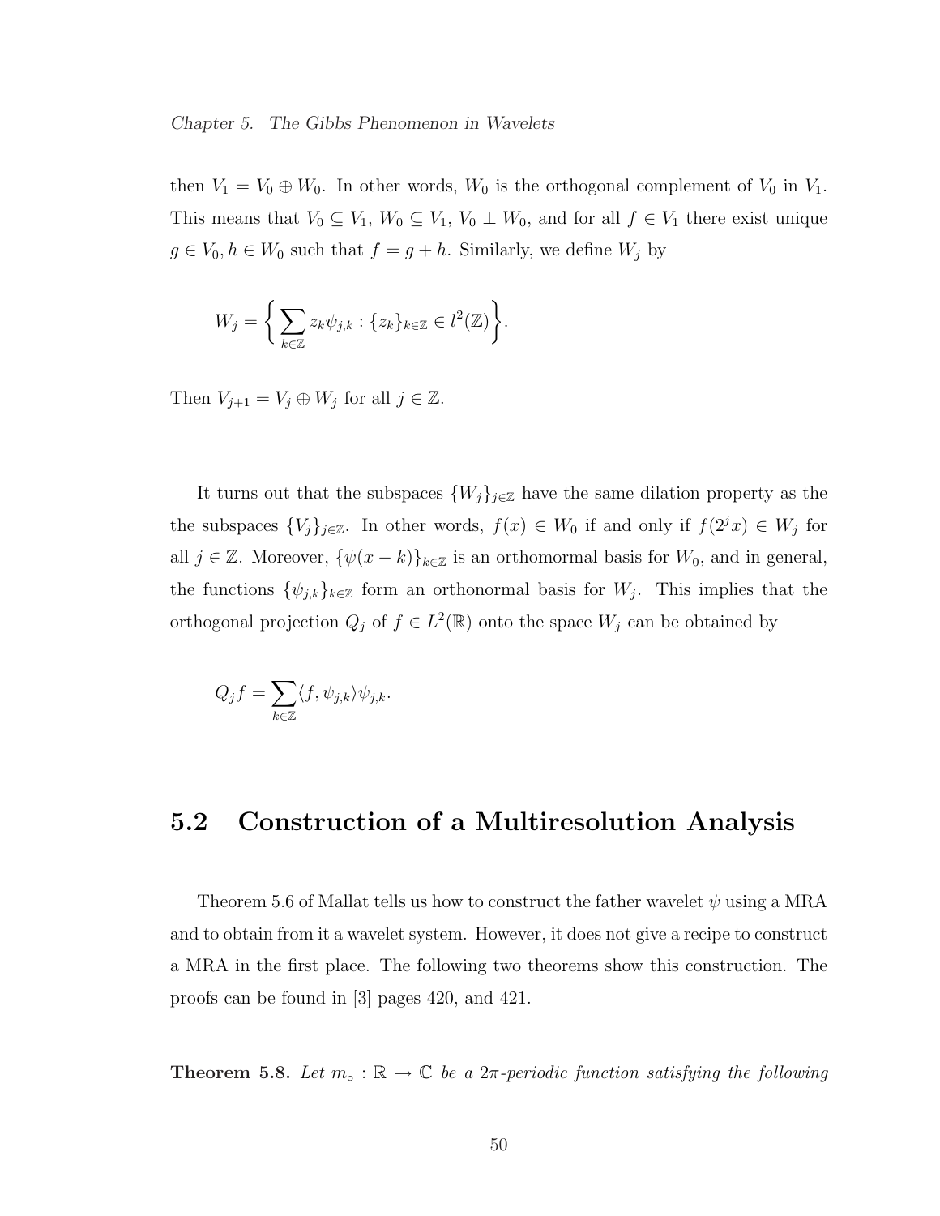then $V_1 = V_0 \oplus W_0$. In other words, $W_0$ is the orthogonal complement of $V_0$ in $V_1$. This means that $V_0 \subseteq V_1$, $W_0 \subseteq V_1$, $V_0 \perp W_0$, and for all $f \in V_1$ there exist unique $g \in V_0, h \in W_0$ such that $f = g + h$. Similarly, we define $W_j$ by

$$W_j = \left\{ \sum_{k \in \mathbb{Z}} z_k \psi_{j,k} : \{z_k\}_{k \in \mathbb{Z}} \in l^2(\mathbb{Z}) \right\}.$$

Then $V_{j+1} = V_j \oplus W_j$ for all $j \in \mathbb{Z}$.

It turns out that the subspaces $\{W_j\}_{j \in \mathbb{Z}}$ have the same dilation property as the the subspaces $\{V_j\}_{j \in \mathbb{Z}}$. In other words, $f(x) \in W_0$ if and only if $f(2^j x) \in W_j$ for all $j \in \mathbb{Z}$. Moreover, $\{\psi(x-k)\}_{k \in \mathbb{Z}}$ is an orthomormal basis for $W_0$, and in general, the functions $\{\psi_{j,k}\}_{k \in \mathbb{Z}}$ form an orthonormal basis for $W_j$. This implies that the orthogonal projection $Q_j$ of $f \in L^2(\mathbb{R})$ onto the space $W_j$ can be obtained by

$$Q_j f = \sum_{k \in \mathbb{Z}} \langle f, \psi_{j,k} \rangle \psi_{j,k}.$$

## 5.2 Construction of a Multiresolution Analysis

Theorem 5.6 of Mallat tells us how to construct the father wavelet $\psi$ using a MRA and to obtain from it a wavelet system. However, it does not give a recipe to construct a MRA in the first place. The following two theorems show this construction. The proofs can be found in [3] pages 420, and 421.

**Theorem 5.8.** *Let $m_\circ : \mathbb{R} \to \mathbb{C}$ be a $2\pi$-periodic function satisfying the following*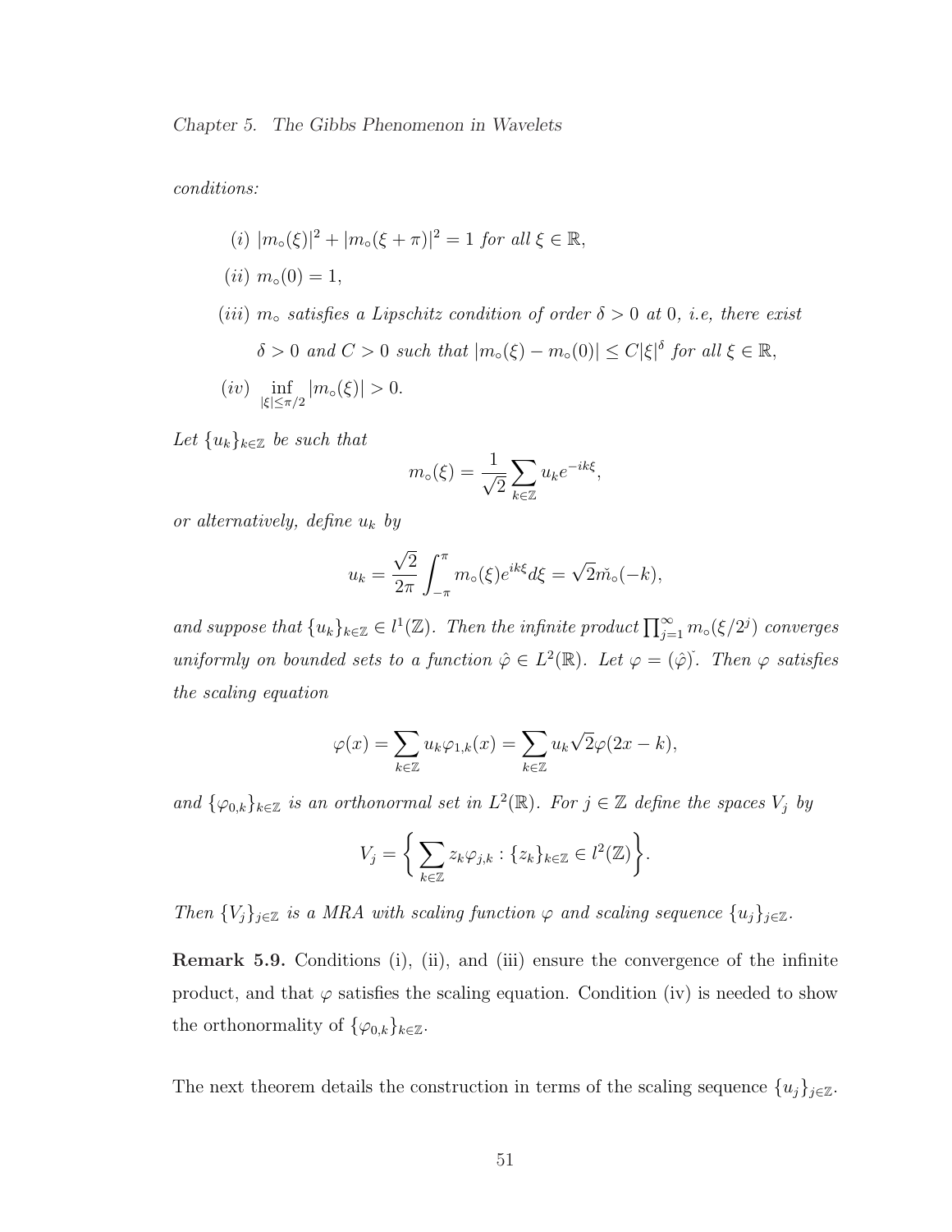*conditions:*

$(i)$ $|m_\circ(\xi)|^2 + |m_\circ(\xi+\pi)|^2 = 1$ *for all* $\xi \in \mathbb{R}$,

$(ii)$ $m_\circ(0) = 1$,

$(iii)$ $m_\circ$ *satisfies a Lipschitz condition of order* $\delta > 0$ *at* $0$, *i.e, there exist* $\delta > 0$ *and* $C > 0$ *such that* $|m_\circ(\xi) - m_\circ(0)| \leq C|\xi|^\delta$ *for all* $\xi \in \mathbb{R}$,

$(iv)$ $\inf_{|\xi|\leq \pi/2} |m_\circ(\xi)| > 0.$

*Let* $\{u_k\}_{k\in\mathbb{Z}}$ *be such that*

$$m_\circ(\xi) = \frac{1}{\sqrt{2}} \sum_{k\in\mathbb{Z}} u_k e^{-ik\xi},$$

*or alternatively, define* $u_k$ *by*

$$u_k = \frac{\sqrt{2}}{2\pi} \int_{-\pi}^{\pi} m_\circ(\xi) e^{ik\xi} d\xi = \sqrt{2}\check{m}_\circ(-k),$$

*and suppose that* $\{u_k\}_{k\in\mathbb{Z}} \in l^1(\mathbb{Z})$. *Then the infinite product* $\prod_{j=1}^{\infty} m_\circ(\xi/2^j)$ *converges uniformly on bounded sets to a function* $\hat{\varphi} \in L^2(\mathbb{R})$. *Let* $\varphi = (\hat{\varphi})\check{}$. *Then* $\varphi$ *satisfies the scaling equation*

$$\varphi(x) = \sum_{k\in\mathbb{Z}} u_k \varphi_{1,k}(x) = \sum_{k\in\mathbb{Z}} u_k \sqrt{2}\varphi(2x-k),$$

*and* $\{\varphi_{0,k}\}_{k\in\mathbb{Z}}$ *is an orthonormal set in* $L^2(\mathbb{R})$. *For* $j \in \mathbb{Z}$ *define the spaces* $V_j$ *by*

$$V_j = \left\{ \sum_{k\in\mathbb{Z}} z_k \varphi_{j,k} : \{z_k\}_{k\in\mathbb{Z}} \in l^2(\mathbb{Z}) \right\}.$$

*Then* $\{V_j\}_{j\in\mathbb{Z}}$ *is a MRA with scaling function* $\varphi$ *and scaling sequence* $\{u_j\}_{j\in\mathbb{Z}}$.

**Remark 5.9.** Conditions (i), (ii), and (iii) ensure the convergence of the infinite product, and that $\varphi$ satisfies the scaling equation. Condition (iv) is needed to show the orthonormality of $\{\varphi_{0,k}\}_{k\in\mathbb{Z}}$.

The next theorem details the construction in terms of the scaling sequence $\{u_j\}_{j\in\mathbb{Z}}$.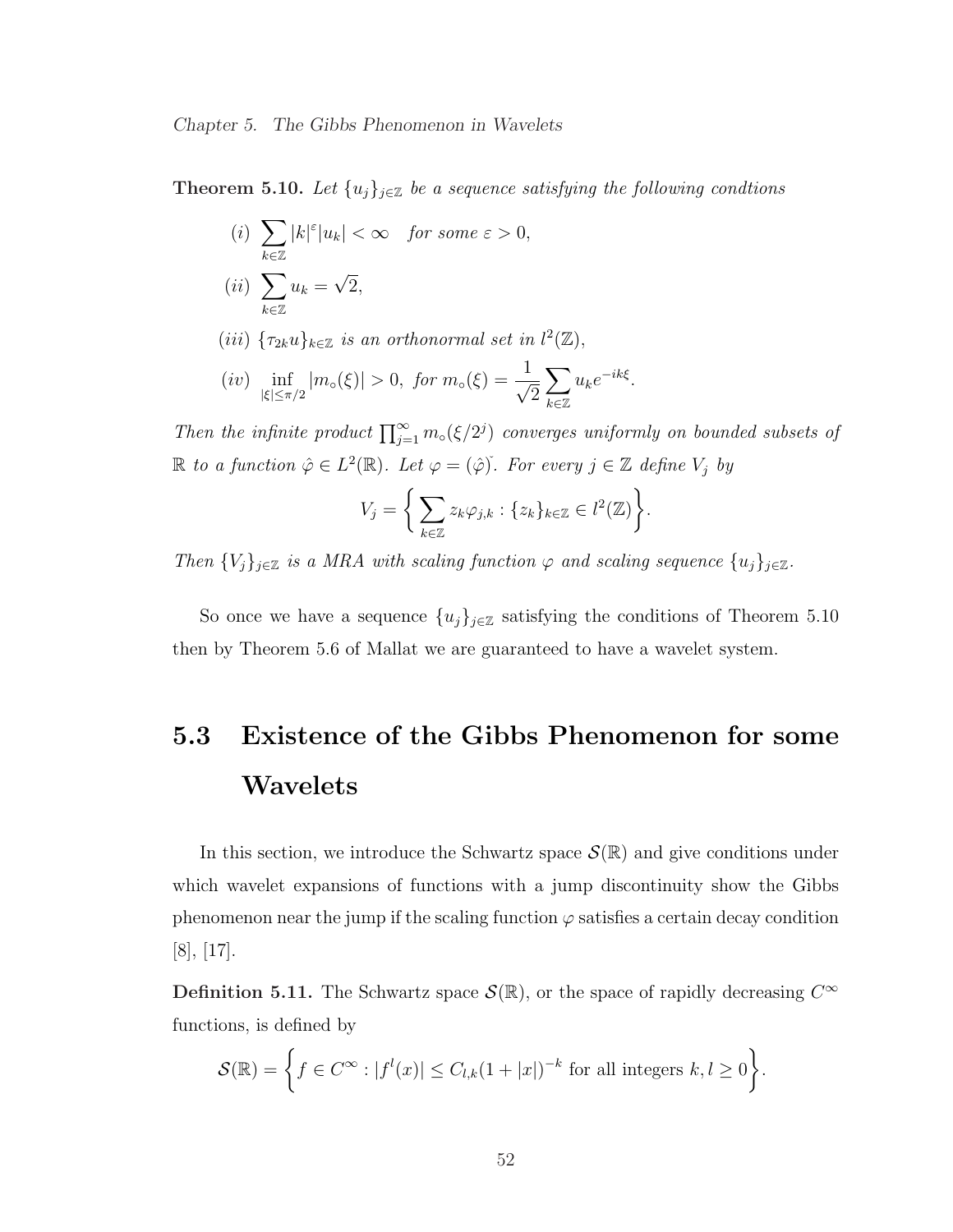**Theorem 5.10.** *Let $\{u_j\}_{j\in\mathbb{Z}}$ be a sequence satisfying the following condtions*

$(i)$ $\sum_{k\in\mathbb{Z}} |k|^{\varepsilon}|u_k| < \infty$ *for some $\varepsilon > 0$,*

$(ii)$ $\sum_{k\in\mathbb{Z}} u_k = \sqrt{2}$,

$(iii)$ *$\{\tau_{2k}u\}_{k\in\mathbb{Z}}$ is an orthonormal set in $l^2(\mathbb{Z})$,*

$(iv)$ $\inf_{|\xi|\leq\pi/2} |m_{\circ}(\xi)| > 0$, *for* $m_{\circ}(\xi) = \frac{1}{\sqrt{2}}\sum_{k\in\mathbb{Z}} u_k e^{-ik\xi}$.

*Then the infinite product $\prod_{j=1}^{\infty} m_{\circ}(\xi/2^j)$ converges uniformly on bounded subsets of $\mathbb{R}$ to a function $\hat{\varphi} \in L^2(\mathbb{R})$. Let $\varphi = (\hat{\varphi})\check{}$. For every $j \in \mathbb{Z}$ define $V_j$ by*

$$V_j = \left\{ \sum_{k\in\mathbb{Z}} z_k\varphi_{j,k} : \{z_k\}_{k\in\mathbb{Z}} \in l^2(\mathbb{Z}) \right\}.$$

*Then $\{V_j\}_{j\in\mathbb{Z}}$ is a MRA with scaling function $\varphi$ and scaling sequence $\{u_j\}_{j\in\mathbb{Z}}$.*

So once we have a sequence $\{u_j\}_{j\in\mathbb{Z}}$ satisfying the conditions of Theorem 5.10 then by Theorem 5.6 of Mallat we are guaranteed to have a wavelet system.

## 5.3 Existence of the Gibbs Phenomenon for some Wavelets

In this section, we introduce the Schwartz space $\mathcal{S}(\mathbb{R})$ and give conditions under which wavelet expansions of functions with a jump discontinuity show the Gibbs phenomenon near the jump if the scaling function $\varphi$ satisfies a certain decay condition [8], [17].

**Definition 5.11.** The Schwartz space $\mathcal{S}(\mathbb{R})$, or the space of rapidly decreasing $C^{\infty}$ functions, is defined by

$$\mathcal{S}(\mathbb{R}) = \left\{ f \in C^{\infty} : |f^{l}(x)| \leq C_{l,k}(1+|x|)^{-k} \text{ for all integers } k, l \geq 0 \right\}.$$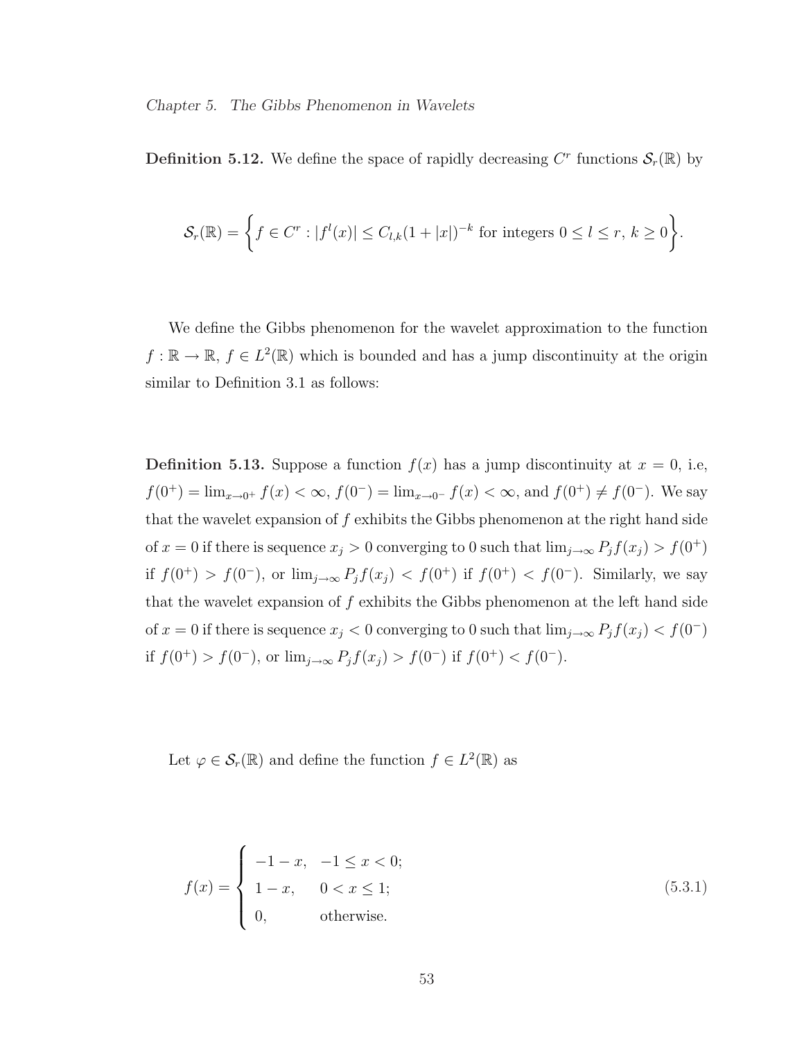**Definition 5.12.** We define the space of rapidly decreasing $C^r$ functions $\mathcal{S}_r(\mathbb{R})$ by

$$\mathcal{S}_r(\mathbb{R}) = \left\{ f \in C^r : |f^l(x)| \leq C_{l,k}(1+|x|)^{-k} \text{ for integers } 0 \leq l \leq r,\ k \geq 0 \right\}.$$

We define the Gibbs phenomenon for the wavelet approximation to the function $f : \mathbb{R} \to \mathbb{R}$, $f \in L^2(\mathbb{R})$ which is bounded and has a jump discontinuity at the origin similar to Definition 3.1 as follows:

**Definition 5.13.** Suppose a function $f(x)$ has a jump discontinuity at $x = 0$, i.e, $f(0^+) = \lim_{x\to 0^+} f(x) < \infty$, $f(0^-) = \lim_{x\to 0^-} f(x) < \infty$, and $f(0^+) \neq f(0^-)$. We say that the wavelet expansion of $f$ exhibits the Gibbs phenomenon at the right hand side of $x = 0$ if there is sequence $x_j > 0$ converging to 0 such that $\lim_{j\to\infty} P_j f(x_j) > f(0^+)$ if $f(0^+) > f(0^-)$, or $\lim_{j\to\infty} P_j f(x_j) < f(0^+)$ if $f(0^+) < f(0^-)$. Similarly, we say that the wavelet expansion of $f$ exhibits the Gibbs phenomenon at the left hand side of $x = 0$ if there is sequence $x_j < 0$ converging to 0 such that $\lim_{j\to\infty} P_j f(x_j) < f(0^-)$ if $f(0^+) > f(0^-)$, or $\lim_{j\to\infty} P_j f(x_j) > f(0^-)$ if $f(0^+) < f(0^-)$.

Let $\varphi \in \mathcal{S}_r(\mathbb{R})$ and define the function $f \in L^2(\mathbb{R})$ as

$$f(x) = \begin{cases} -1-x, & -1 \leq x < 0; \\ 1-x, & 0 < x \leq 1; \\ 0, & \text{otherwise.} \end{cases} \tag{5.3.1}$$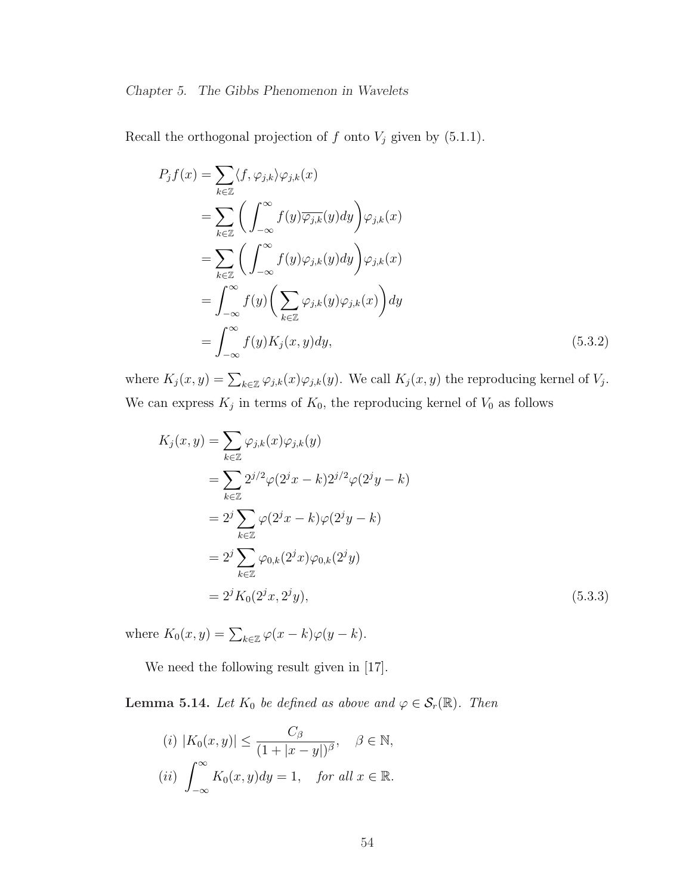Recall the orthogonal projection of $f$ onto $V_j$ given by (5.1.1).

$$
\begin{aligned}
P_j f(x) &= \sum_{k\in\mathbb{Z}} \langle f, \varphi_{j,k}\rangle \varphi_{j,k}(x) \\
&= \sum_{k\in\mathbb{Z}} \bigg( \int_{-\infty}^{\infty} f(y)\overline{\varphi_{j,k}}(y)dy \bigg) \varphi_{j,k}(x) \\
&= \sum_{k\in\mathbb{Z}} \bigg( \int_{-\infty}^{\infty} f(y)\varphi_{j,k}(y)dy \bigg) \varphi_{j,k}(x) \\
&= \int_{-\infty}^{\infty} f(y) \bigg( \sum_{k\in\mathbb{Z}} \varphi_{j,k}(y)\varphi_{j,k}(x) \bigg) dy \\
&= \int_{-\infty}^{\infty} f(y) K_j(x,y) dy, \qquad (5.3.2)
\end{aligned}
$$

where $K_j(x,y) = \sum_{k\in\mathbb{Z}} \varphi_{j,k}(x)\varphi_{j,k}(y)$. We call $K_j(x,y)$ the reproducing kernel of $V_j$. We can express $K_j$ in terms of $K_0$, the reproducing kernel of $V_0$ as follows

$$
\begin{aligned}
K_j(x,y) &= \sum_{k\in\mathbb{Z}} \varphi_{j,k}(x)\varphi_{j,k}(y) \\
&= \sum_{k\in\mathbb{Z}} 2^{j/2}\varphi(2^j x - k) 2^{j/2}\varphi(2^j y - k) \\
&= 2^j \sum_{k\in\mathbb{Z}} \varphi(2^j x - k)\varphi(2^j y - k) \\
&= 2^j \sum_{k\in\mathbb{Z}} \varphi_{0,k}(2^j x)\varphi_{0,k}(2^j y) \\
&= 2^j K_0(2^j x, 2^j y), \qquad (5.3.3)
\end{aligned}
$$

where $K_0(x,y) = \sum_{k\in\mathbb{Z}} \varphi(x-k)\varphi(y-k)$.

We need the following result given in [17].

**Lemma 5.14.** *Let $K_0$ be defined as above and $\varphi \in \mathcal{S}_r(\mathbb{R})$. Then*

$$
(i)\ |K_0(x,y)| \leq \frac{C_\beta}{(1+|x-y|)^\beta}, \quad \beta \in \mathbb{N},
$$

$$
(ii)\ \int_{-\infty}^{\infty} K_0(x,y)dy = 1, \quad \textit{for all } x \in \mathbb{R}.
$$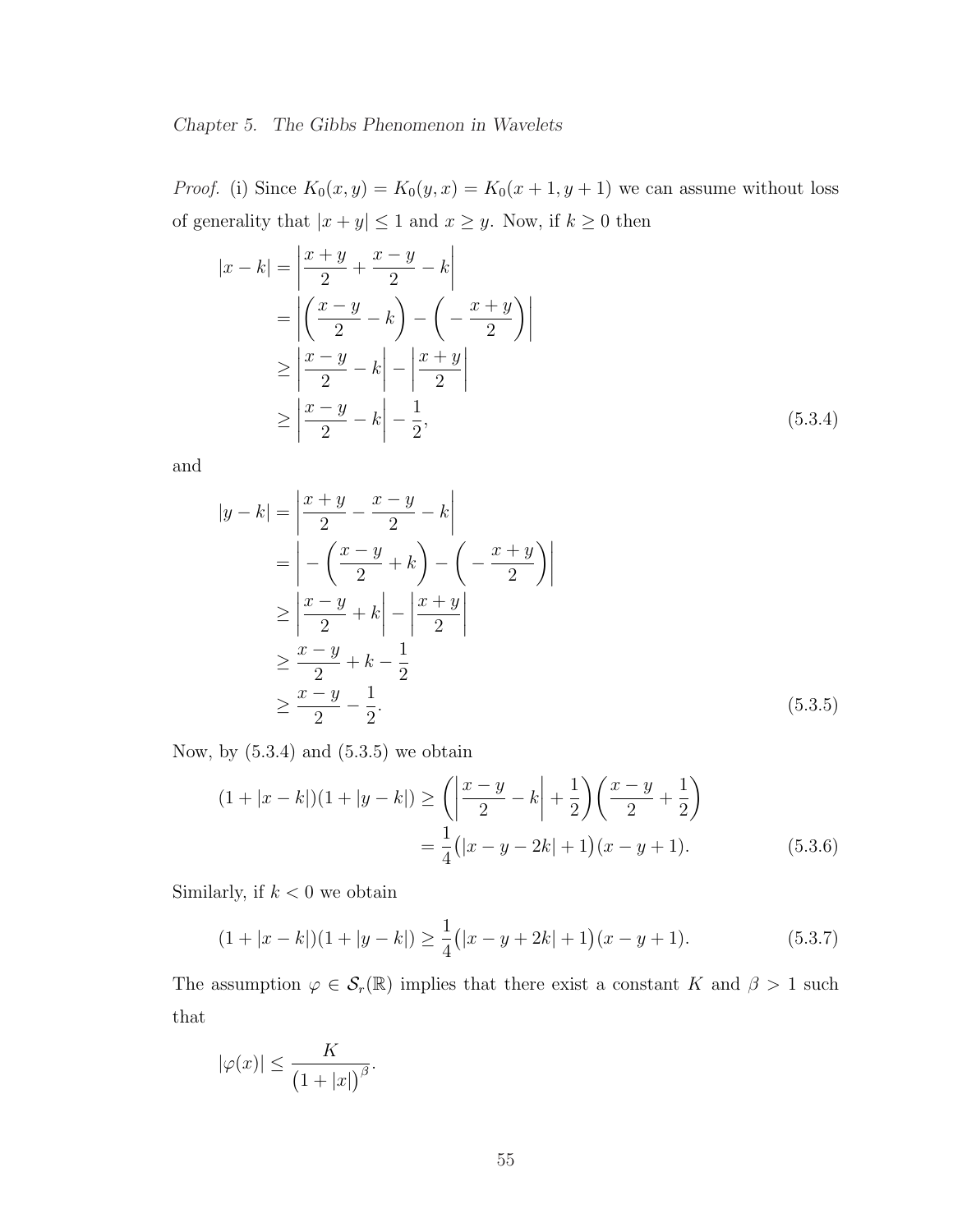*Proof.* (i) Since $K_0(x, y) = K_0(y, x) = K_0(x + 1, y + 1)$ we can assume without loss of generality that $|x + y| \leq 1$ and $x \geq y$. Now, if $k \geq 0$ then

$$
\begin{aligned}
|x - k| &= \left| \frac{x + y}{2} + \frac{x - y}{2} - k \right| \\
&= \left| \left( \frac{x - y}{2} - k \right) - \left( -\frac{x + y}{2} \right) \right| \\
&\geq \left| \frac{x - y}{2} - k \right| - \left| \frac{x + y}{2} \right| \\
&\geq \left| \frac{x - y}{2} - k \right| - \frac{1}{2},
\end{aligned} \tag{5.3.4}
$$

and

$$
\begin{aligned}
|y - k| &= \left| \frac{x + y}{2} - \frac{x - y}{2} - k \right| \\
&= \left| -\left( \frac{x - y}{2} + k \right) - \left( -\frac{x + y}{2} \right) \right| \\
&\geq \left| \frac{x - y}{2} + k \right| - \left| \frac{x + y}{2} \right| \\
&\geq \frac{x - y}{2} + k - \frac{1}{2} \\
&\geq \frac{x - y}{2} - \frac{1}{2}.
\end{aligned} \tag{5.3.5}
$$

Now, by (5.3.4) and (5.3.5) we obtain

$$
\begin{aligned}
(1 + |x - k|)(1 + |y - k|) &\geq \left( \left| \frac{x - y}{2} - k \right| + \frac{1}{2} \right) \left( \frac{x - y}{2} + \frac{1}{2} \right) \\
&= \frac{1}{4} \big( |x - y - 2k| + 1 \big)(x - y + 1).
\end{aligned} \tag{5.3.6}
$$

Similarly, if $k < 0$ we obtain

$$
(1 + |x - k|)(1 + |y - k|) \geq \frac{1}{4} \big( |x - y + 2k| + 1 \big)(x - y + 1). \tag{5.3.7}
$$

The assumption $\varphi \in \mathcal{S}_r(\mathbb{R})$ implies that there exist a constant $K$ and $\beta > 1$ such that

$$
|\varphi(x)| \leq \frac{K}{\big(1 + |x|\big)^{\beta}}.
$$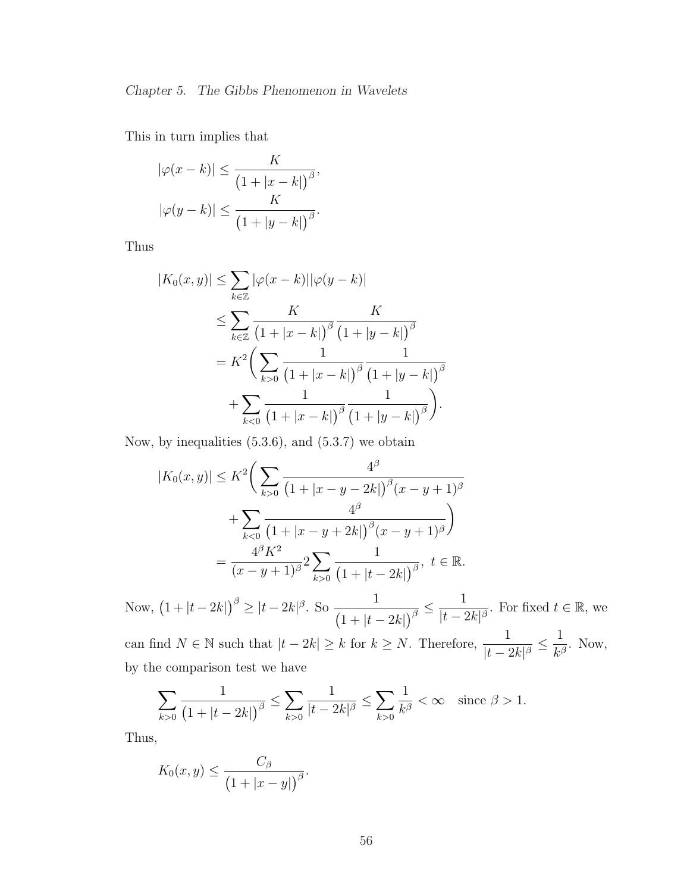This in turn implies that

$$|\varphi(x-k)| \leq \frac{K}{\left(1+|x-k|\right)^{\beta}},$$
$$|\varphi(y-k)| \leq \frac{K}{\left(1+|y-k|\right)^{\beta}}.$$

Thus

$$\begin{aligned}
|K_0(x,y)| &\leq \sum_{k\in\mathbb{Z}} |\varphi(x-k)||\varphi(y-k)| \\
&\leq \sum_{k\in\mathbb{Z}} \frac{K}{\left(1+|x-k|\right)^{\beta}} \frac{K}{\left(1+|y-k|\right)^{\beta}} \\
&= K^2 \bigg( \sum_{k>0} \frac{1}{\left(1+|x-k|\right)^{\beta}} \frac{1}{\left(1+|y-k|\right)^{\beta}} \\
&\quad + \sum_{k<0} \frac{1}{\left(1+|x-k|\right)^{\beta}} \frac{1}{\left(1+|y-k|\right)^{\beta}} \bigg).
\end{aligned}$$

Now, by inequalities (5.3.6), and (5.3.7) we obtain

$$\begin{aligned}
|K_0(x,y)| &\leq K^2 \bigg( \sum_{k>0} \frac{4^{\beta}}{\left(1+|x-y-2k|\right)^{\beta}(x-y+1)^{\beta}} \\
&\quad + \sum_{k<0} \frac{4^{\beta}}{\left(1+|x-y+2k|\right)^{\beta}(x-y+1)^{\beta}} \bigg) \\
&= \frac{4^{\beta}K^2}{(x-y+1)^{\beta}} 2 \sum_{k>0} \frac{1}{\left(1+|t-2k|\right)^{\beta}}, \ t\in\mathbb{R}.
\end{aligned}$$

Now, $\left(1+|t-2k|\right)^{\beta} \geq |t-2k|^{\beta}$. So $\dfrac{1}{\left(1+|t-2k|\right)^{\beta}} \leq \dfrac{1}{|t-2k|^{\beta}}$. For fixed $t\in\mathbb{R}$, we can find $N\in\mathbb{N}$ such that $|t-2k|\geq k$ for $k\geq N$. Therefore, $\dfrac{1}{|t-2k|^{\beta}} \leq \dfrac{1}{k^{\beta}}$. Now, by the comparison test we have

$$\sum_{k>0} \frac{1}{\left(1+|t-2k|\right)^{\beta}} \leq \sum_{k>0} \frac{1}{|t-2k|^{\beta}} \leq \sum_{k>0} \frac{1}{k^{\beta}} < \infty \quad \text{since } \beta > 1.$$

Thus,

$$K_0(x,y) \leq \frac{C_{\beta}}{\left(1+|x-y|\right)^{\beta}}.$$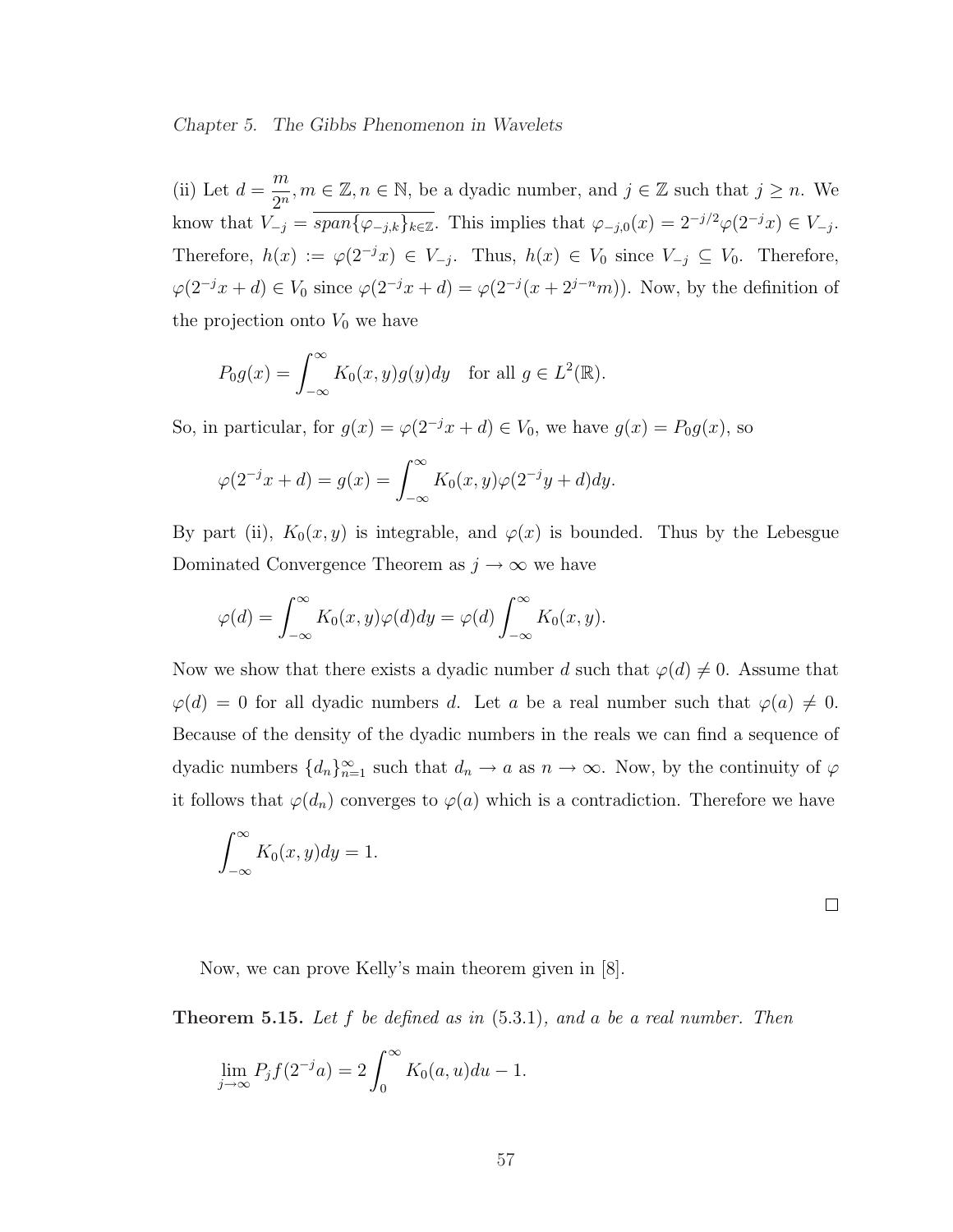(ii) Let $d = \frac{m}{2^n}, m \in \mathbb{Z}, n \in \mathbb{N}$, be a dyadic number, and $j \in \mathbb{Z}$ such that $j \geq n$. We know that $V_{-j} = \overline{span\{\varphi_{-j,k}\}_{k\in\mathbb{Z}}}$. This implies that $\varphi_{-j,0}(x) = 2^{-j/2}\varphi(2^{-j}x) \in V_{-j}$. Therefore, $h(x) := \varphi(2^{-j}x) \in V_{-j}$. Thus, $h(x) \in V_0$ since $V_{-j} \subseteq V_0$. Therefore, $\varphi(2^{-j}x + d) \in V_0$ since $\varphi(2^{-j}x + d) = \varphi(2^{-j}(x + 2^{j-n}m))$. Now, by the definition of the projection onto $V_0$ we have

$$P_0 g(x) = \int_{-\infty}^{\infty} K_0(x, y) g(y) dy \quad \text{for all } g \in L^2(\mathbb{R}).$$

So, in particular, for $g(x) = \varphi(2^{-j}x + d) \in V_0$, we have $g(x) = P_0 g(x)$, so

$$\varphi(2^{-j}x + d) = g(x) = \int_{-\infty}^{\infty} K_0(x, y)\varphi(2^{-j}y + d) dy.$$

By part (ii), $K_0(x, y)$ is integrable, and $\varphi(x)$ is bounded. Thus by the Lebesgue Dominated Convergence Theorem as $j \to \infty$ we have

$$\varphi(d) = \int_{-\infty}^{\infty} K_0(x, y)\varphi(d) dy = \varphi(d) \int_{-\infty}^{\infty} K_0(x, y).$$

Now we show that there exists a dyadic number $d$ such that $\varphi(d) \neq 0$. Assume that $\varphi(d) = 0$ for all dyadic numbers $d$. Let $a$ be a real number such that $\varphi(a) \neq 0$. Because of the density of the dyadic numbers in the reals we can find a sequence of dyadic numbers $\{d_n\}_{n=1}^{\infty}$ such that $d_n \to a$ as $n \to \infty$. Now, by the continuity of $\varphi$ it follows that $\varphi(d_n)$ converges to $\varphi(a)$ which is a contradiction. Therefore we have

$$\int_{-\infty}^{\infty} K_0(x, y) dy = 1.$$

□

Now, we can prove Kelly's main theorem given in [8].

**Theorem 5.15.** *Let $f$ be defined as in* (5.3.1)*, and $a$ be a real number. Then*

$$\lim_{j\to\infty} P_j f(2^{-j}a) = 2\int_0^{\infty} K_0(a, u) du - 1.$$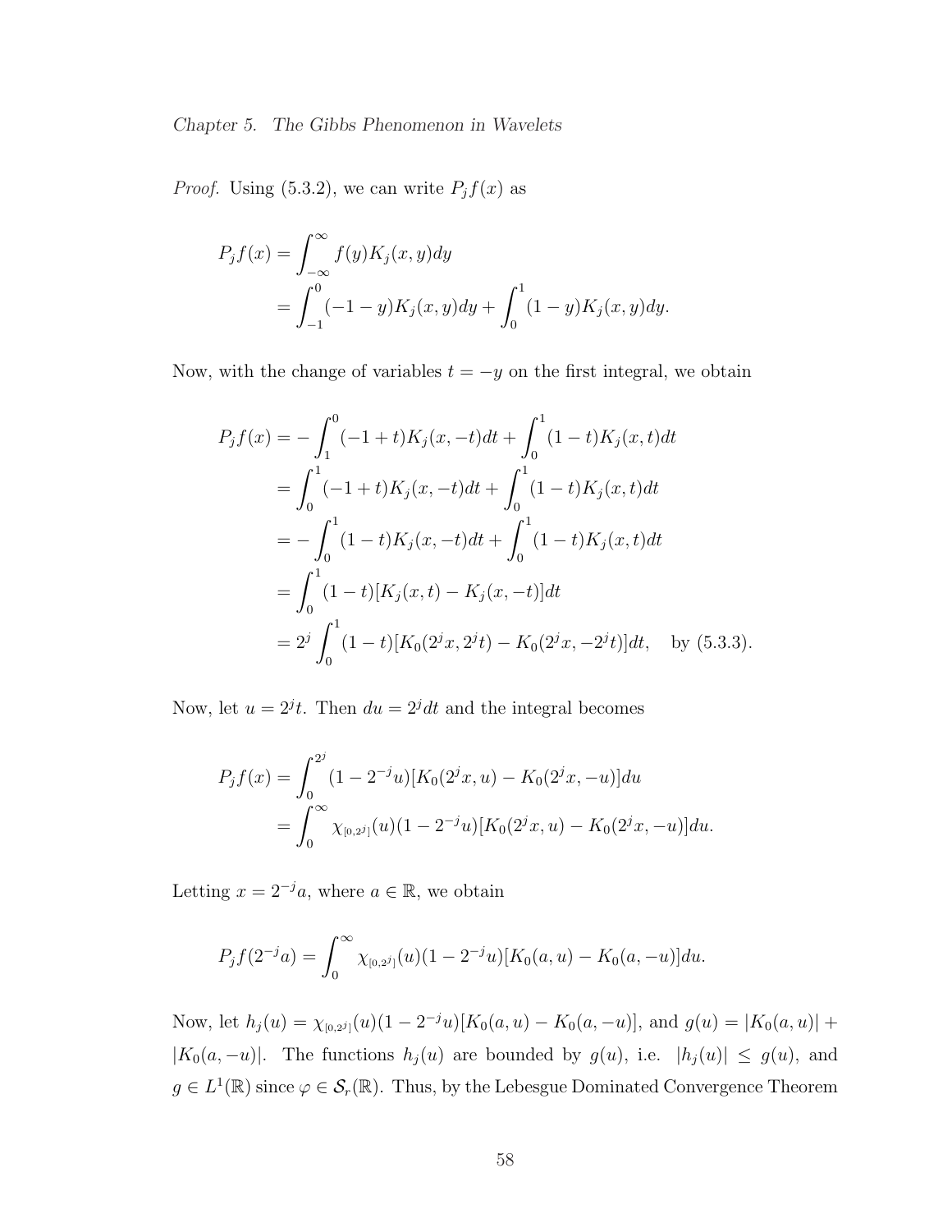*Proof.* Using (5.3.2), we can write $P_jf(x)$ as

$$
\begin{aligned}
P_jf(x) &= \int_{-\infty}^{\infty} f(y)K_j(x,y)dy \\
&= \int_{-1}^{0}(-1-y)K_j(x,y)dy + \int_{0}^{1}(1-y)K_j(x,y)dy.
\end{aligned}
$$

Now, with the change of variables $t = -y$ on the first integral, we obtain

$$
\begin{aligned}
P_jf(x) &= -\int_{1}^{0}(-1+t)K_j(x,-t)dt + \int_{0}^{1}(1-t)K_j(x,t)dt \\
&= \int_{0}^{1}(-1+t)K_j(x,-t)dt + \int_{0}^{1}(1-t)K_j(x,t)dt \\
&= -\int_{0}^{1}(1-t)K_j(x,-t)dt + \int_{0}^{1}(1-t)K_j(x,t)dt \\
&= \int_{0}^{1}(1-t)[K_j(x,t) - K_j(x,-t)]dt \\
&= 2^j\int_{0}^{1}(1-t)[K_0(2^jx,2^jt) - K_0(2^jx,-2^jt)]dt, \quad \text{by (5.3.3)}.
\end{aligned}
$$

Now, let $u = 2^jt$. Then $du = 2^jdt$ and the integral becomes

$$
\begin{aligned}
P_jf(x) &= \int_{0}^{2^j}(1-2^{-j}u)[K_0(2^jx,u) - K_0(2^jx,-u)]du \\
&= \int_{0}^{\infty}\chi_{[0,2^j]}(u)(1-2^{-j}u)[K_0(2^jx,u) - K_0(2^jx,-u)]du.
\end{aligned}
$$

Letting $x = 2^{-j}a$, where $a \in \mathbb{R}$, we obtain

$$
P_jf(2^{-j}a) = \int_{0}^{\infty}\chi_{[0,2^j]}(u)(1-2^{-j}u)[K_0(a,u) - K_0(a,-u)]du.
$$

Now, let $h_j(u) = \chi_{[0,2^j]}(u)(1-2^{-j}u)[K_0(a,u) - K_0(a,-u)]$, and $g(u) = |K_0(a,u)| + |K_0(a,-u)|$. The functions $h_j(u)$ are bounded by $g(u)$, i.e. $|h_j(u)| \leq g(u)$, and $g \in L^1(\mathbb{R})$ since $\varphi \in \mathcal{S}_r(\mathbb{R})$. Thus, by the Lebesgue Dominated Convergence Theorem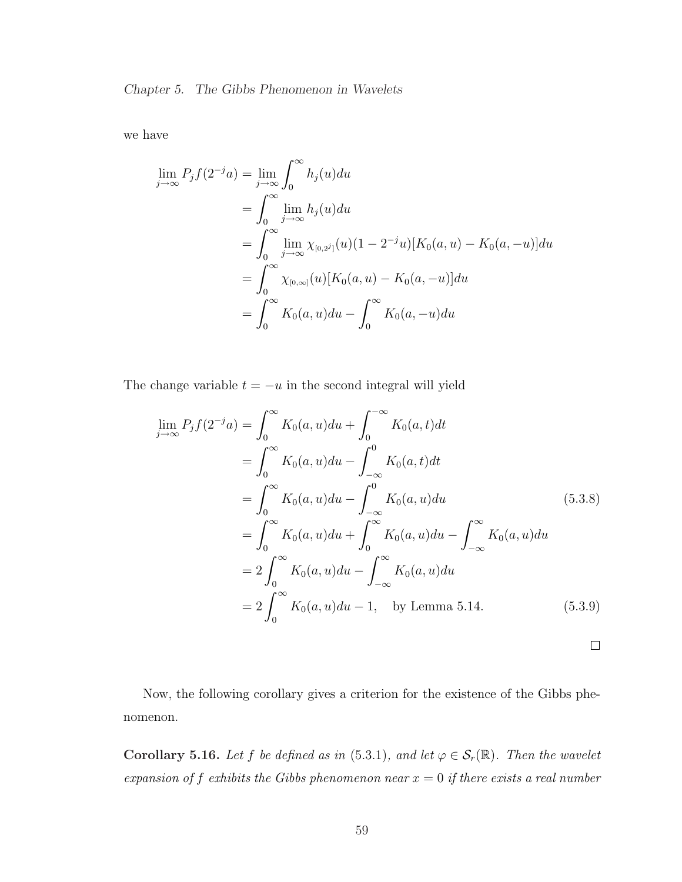we have

$$
\begin{aligned}
\lim_{j\to\infty} P_j f(2^{-j}a) &= \lim_{j\to\infty} \int_0^\infty h_j(u)du \\
&= \int_0^\infty \lim_{j\to\infty} h_j(u)du \\
&= \int_0^\infty \lim_{j\to\infty} \chi_{[0,2^j]}(u)(1-2^{-j}u)[K_0(a,u)-K_0(a,-u)]du \\
&= \int_0^\infty \chi_{[0,\infty]}(u)[K_0(a,u)-K_0(a,-u)]du \\
&= \int_0^\infty K_0(a,u)du - \int_0^\infty K_0(a,-u)du
\end{aligned}
$$

The change variable $t = -u$ in the second integral will yield

$$
\begin{aligned}
\lim_{j\to\infty} P_j f(2^{-j}a) &= \int_0^\infty K_0(a,u)du + \int_0^{-\infty} K_0(a,t)dt \\
&= \int_0^\infty K_0(a,u)du - \int_{-\infty}^0 K_0(a,t)dt \\
&= \int_0^\infty K_0(a,u)du - \int_{-\infty}^0 K_0(a,u)du \qquad (5.3.8) \\
&= \int_0^\infty K_0(a,u)du + \int_0^\infty K_0(a,u)du - \int_{-\infty}^\infty K_0(a,u)du \\
&= 2\int_0^\infty K_0(a,u)du - \int_{-\infty}^\infty K_0(a,u)du \\
&= 2\int_0^\infty K_0(a,u)du - 1, \quad \text{by Lemma 5.14.} \qquad (5.3.9)
\end{aligned}
$$

□

Now, the following corollary gives a criterion for the existence of the Gibbs phenomenon.

**Corollary 5.16.** *Let $f$ be defined as in (5.3.1), and let $\varphi \in \mathcal{S}_r(\mathbb{R})$. Then the wavelet expansion of $f$ exhibits the Gibbs phenomenon near $x = 0$ if there exists a real number*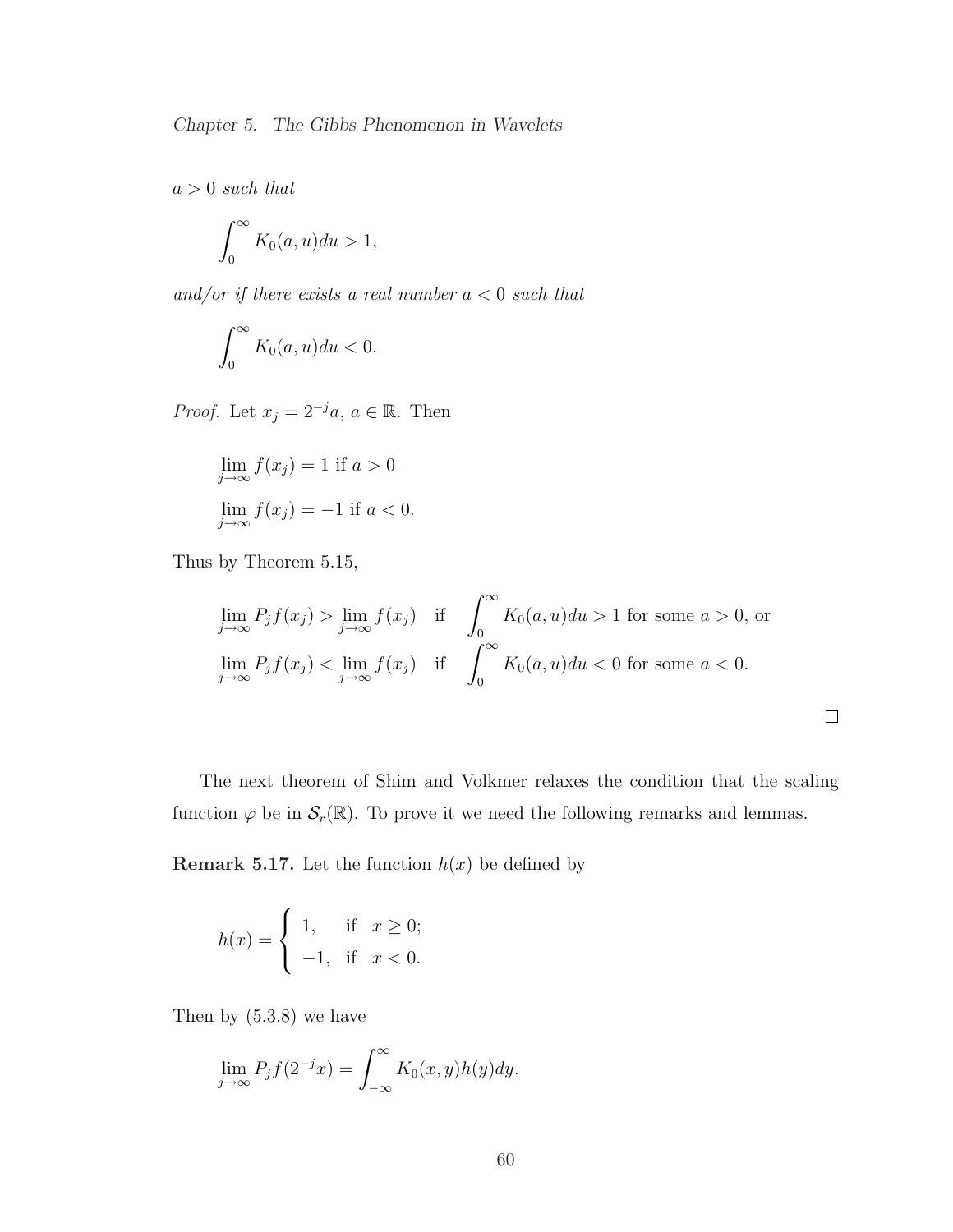*$a > 0$ such that*

$$\int_0^\infty K_0(a,u)du > 1,$$

*and/or if there exists a real number $a < 0$ such that*

$$\int_0^\infty K_0(a,u)du < 0.$$

*Proof.* Let $x_j = 2^{-j}a$, $a \in \mathbb{R}$. Then

$$\lim_{j\to\infty} f(x_j) = 1 \text{ if } a > 0$$

$$\lim_{j\to\infty} f(x_j) = -1 \text{ if } a < 0.$$

Thus by Theorem 5.15,

$$\lim_{j\to\infty} P_j f(x_j) > \lim_{j\to\infty} f(x_j) \quad \text{if} \quad \int_0^\infty K_0(a,u)du > 1 \text{ for some } a > 0, \text{ or}$$

$$\lim_{j\to\infty} P_j f(x_j) < \lim_{j\to\infty} f(x_j) \quad \text{if} \quad \int_0^\infty K_0(a,u)du < 0 \text{ for some } a < 0.$$

□

The next theorem of Shim and Volkmer relaxes the condition that the scaling function $\varphi$ be in $\mathcal{S}_r(\mathbb{R})$. To prove it we need the following remarks and lemmas.

**Remark 5.17.** Let the function $h(x)$ be defined by

$$h(x) = \begin{cases} 1, & \text{if } \ x \geq 0; \\ -1, & \text{if } \ x < 0. \end{cases}$$

Then by (5.3.8) we have

$$\lim_{j\to\infty} P_j f(2^{-j}x) = \int_{-\infty}^{\infty} K_0(x,y)h(y)dy.$$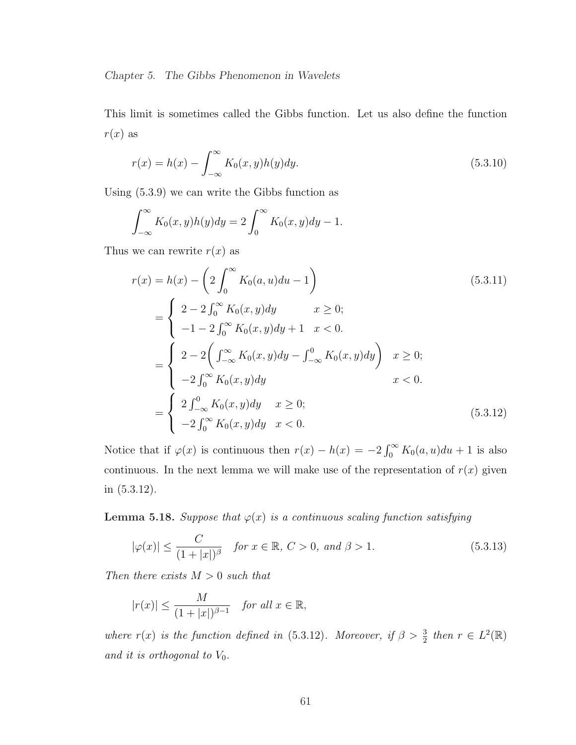This limit is sometimes called the Gibbs function. Let us also define the function $r(x)$ as

$$
r(x) = h(x) - \int_{-\infty}^{\infty} K_0(x,y)h(y)dy. \tag{5.3.10}
$$

Using (5.3.9) we can write the Gibbs function as

$$
\int_{-\infty}^{\infty} K_0(x,y)h(y)dy = 2\int_0^{\infty} K_0(x,y)dy - 1.
$$

Thus we can rewrite $r(x)$ as

$$
\begin{aligned}
r(x) &= h(x) - \left(2\int_0^{\infty} K_0(a,u)du - 1\right) &(5.3.11)\\
&= \begin{cases} 2 - 2\int_0^{\infty} K_0(x,y)dy & x \geq 0; \\ -1 - 2\int_0^{\infty} K_0(x,y)dy + 1 & x < 0. \end{cases} \\
&= \begin{cases} 2 - 2\left(\int_{-\infty}^{\infty} K_0(x,y)dy - \int_{-\infty}^{0} K_0(x,y)dy\right) & x \geq 0; \\ -2\int_0^{\infty} K_0(x,y)dy & x < 0. \end{cases} \\
&= \begin{cases} 2\int_{-\infty}^{0} K_0(x,y)dy & x \geq 0; \\ -2\int_0^{\infty} K_0(x,y)dy & x < 0. \end{cases} &(5.3.12)
\end{aligned}
$$

Notice that if $\varphi(x)$ is continuous then $r(x) - h(x) = -2\int_0^{\infty} K_0(a,u)du + 1$ is also continuous. In the next lemma we will make use of the representation of $r(x)$ given in (5.3.12).

**Lemma 5.18.** *Suppose that $\varphi(x)$ is a continuous scaling function satisfying*

$$
|\varphi(x)| \leq \frac{C}{(1+|x|)^{\beta}} \quad \text{for } x \in \mathbb{R},\ C > 0, \text{ and } \beta > 1. \tag{5.3.13}
$$

*Then there exists $M > 0$ such that*

$$
|r(x)| \leq \frac{M}{(1+|x|)^{\beta-1}} \quad \text{for all } x \in \mathbb{R},
$$

*where $r(x)$ is the function defined in (5.3.12). Moreover, if $\beta > \frac{3}{2}$ then $r \in L^2(\mathbb{R})$ and it is orthogonal to $V_0$.*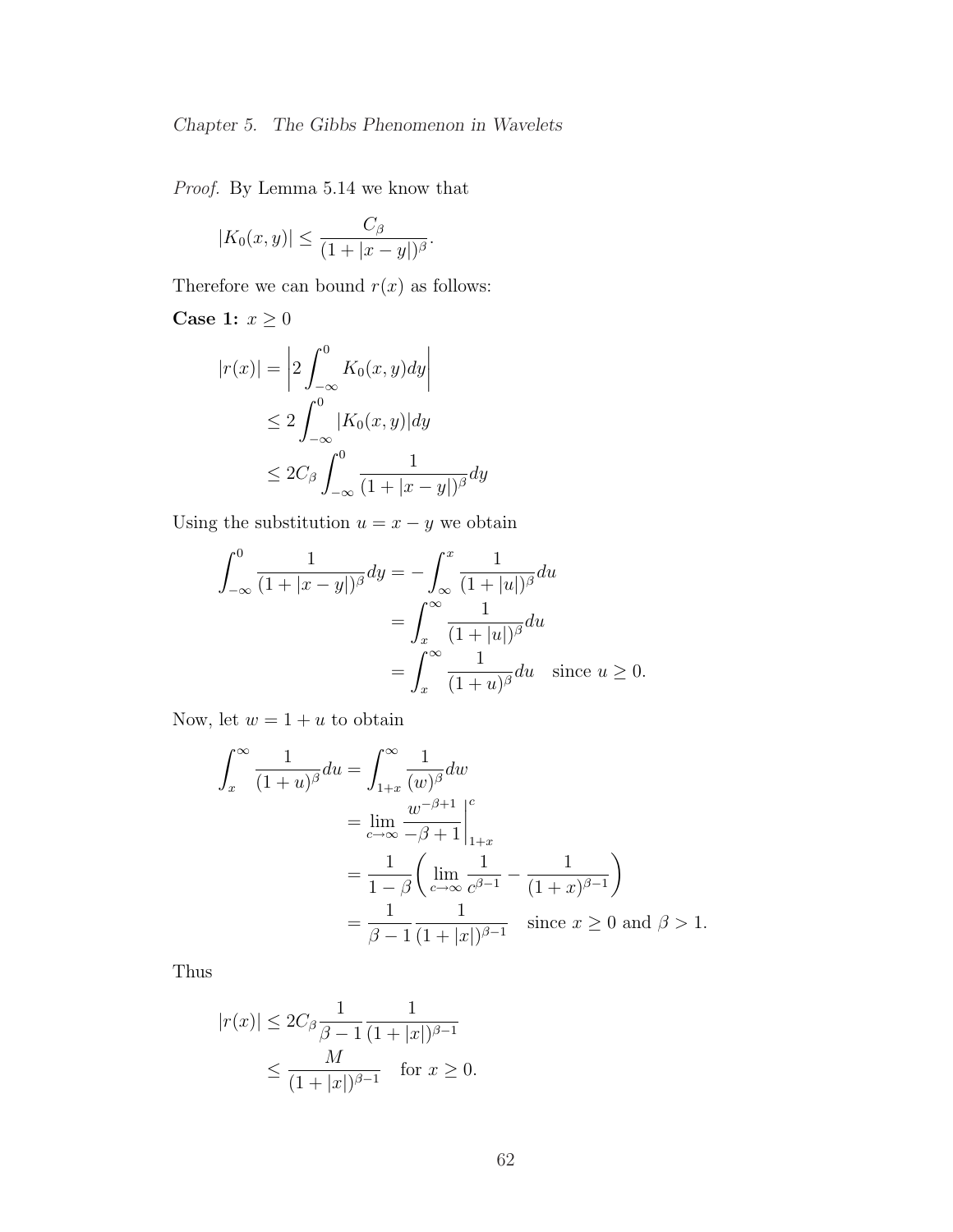*Proof.* By Lemma 5.14 we know that

$$|K_0(x,y)| \leq \frac{C_\beta}{(1+|x-y|)^\beta}.$$

Therefore we can bound $r(x)$ as follows:

**Case 1:** $x \geq 0$

$$\begin{aligned}
|r(x)| &= \left|2\int_{-\infty}^{0} K_0(x,y)dy\right| \\
&\leq 2\int_{-\infty}^{0} |K_0(x,y)|dy \\
&\leq 2C_\beta \int_{-\infty}^{0} \frac{1}{(1+|x-y|)^\beta}dy
\end{aligned}$$

Using the substitution $u = x - y$ we obtain

$$\begin{aligned}
\int_{-\infty}^{0} \frac{1}{(1+|x-y|)^\beta}dy &= -\int_{\infty}^{x} \frac{1}{(1+|u|)^\beta}du \\
&= \int_{x}^{\infty} \frac{1}{(1+|u|)^\beta}du \\
&= \int_{x}^{\infty} \frac{1}{(1+u)^\beta}du \quad \text{since } u \geq 0.
\end{aligned}$$

Now, let $w = 1 + u$ to obtain

$$\begin{aligned}
\int_{x}^{\infty} \frac{1}{(1+u)^\beta}du &= \int_{1+x}^{\infty} \frac{1}{(w)^\beta}dw \\
&= \lim_{c\to\infty} \left.\frac{w^{-\beta+1}}{-\beta+1}\right|_{1+x}^{c} \\
&= \frac{1}{1-\beta}\left(\lim_{c\to\infty}\frac{1}{c^{\beta-1}} - \frac{1}{(1+x)^{\beta-1}}\right) \\
&= \frac{1}{\beta-1}\frac{1}{(1+|x|)^{\beta-1}} \quad \text{since } x \geq 0 \text{ and } \beta > 1.
\end{aligned}$$

Thus

$$\begin{aligned}
|r(x)| &\leq 2C_\beta \frac{1}{\beta-1}\frac{1}{(1+|x|)^{\beta-1}} \\
&\leq \frac{M}{(1+|x|)^{\beta-1}} \quad \text{for } x \geq 0.
\end{aligned}$$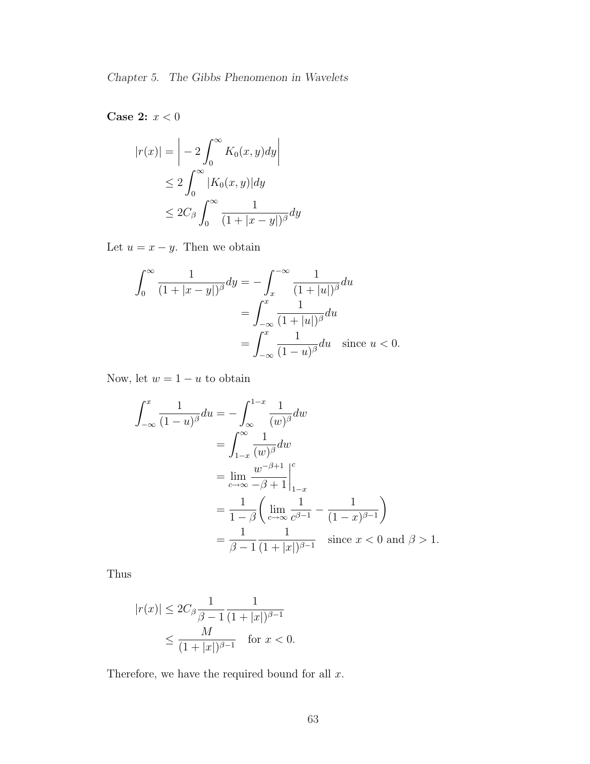**Case 2:** $x < 0$

$$
\begin{aligned}
|r(x)| &= \left| -2\int_0^\infty K_0(x,y)dy \right| \\
&\leq 2\int_0^\infty |K_0(x,y)|dy \\
&\leq 2C_\beta \int_0^\infty \frac{1}{(1+|x-y|)^\beta}dy
\end{aligned}
$$

Let $u = x - y$. Then we obtain

$$
\begin{aligned}
\int_0^\infty \frac{1}{(1+|x-y|)^\beta}dy &= -\int_x^{-\infty} \frac{1}{(1+|u|)^\beta}du \\
&= \int_{-\infty}^{x} \frac{1}{(1+|u|)^\beta}du \\
&= \int_{-\infty}^{x} \frac{1}{(1-u)^\beta}du \quad \text{since } u < 0.
\end{aligned}
$$

Now, let $w = 1 - u$ to obtain

$$
\begin{aligned}
\int_{-\infty}^{x} \frac{1}{(1-u)^\beta}du &= -\int_\infty^{1-x} \frac{1}{(w)^\beta}dw \\
&= \int_{1-x}^{\infty} \frac{1}{(w)^\beta}dw \\
&= \lim_{c\to\infty} \left. \frac{w^{-\beta+1}}{-\beta+1} \right|_{1-x}^{c} \\
&= \frac{1}{1-\beta}\left( \lim_{c\to\infty} \frac{1}{c^{\beta-1}} - \frac{1}{(1-x)^{\beta-1}} \right) \\
&= \frac{1}{\beta-1}\frac{1}{(1+|x|)^{\beta-1}} \quad \text{since } x < 0 \text{ and } \beta > 1.
\end{aligned}
$$

Thus

$$
\begin{aligned}
|r(x)| &\leq 2C_\beta \frac{1}{\beta-1}\frac{1}{(1+|x|)^{\beta-1}} \\
&\leq \frac{M}{(1+|x|)^{\beta-1}} \quad \text{for } x < 0.
\end{aligned}
$$

Therefore, we have the required bound for all $x$.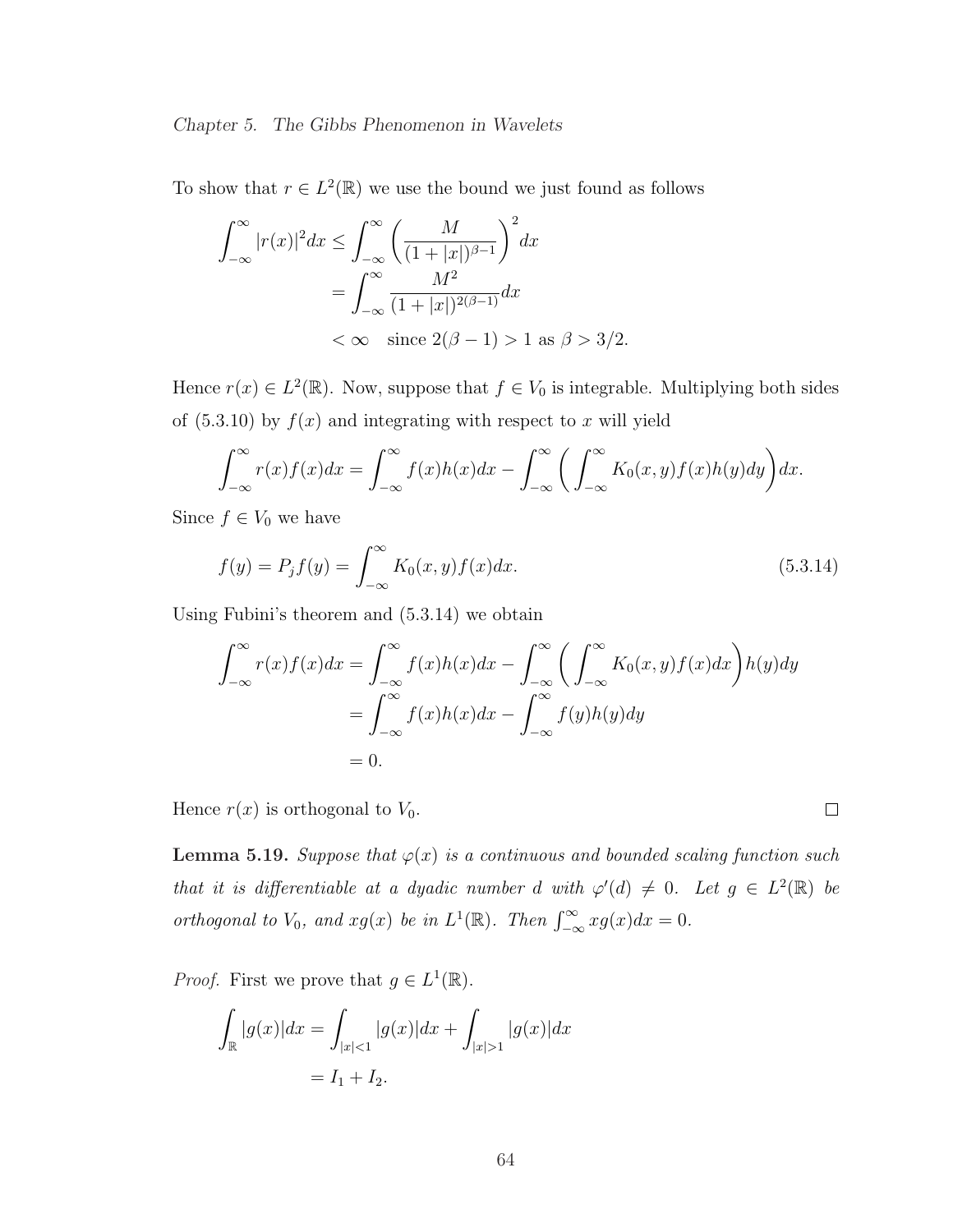To show that $r \in L^2(\mathbb{R})$ we use the bound we just found as follows

$$
\begin{aligned}
\int_{-\infty}^{\infty} |r(x)|^2 dx &\le \int_{-\infty}^{\infty} \left( \frac{M}{(1+|x|)^{\beta-1}} \right)^2 dx \\
&= \int_{-\infty}^{\infty} \frac{M^2}{(1+|x|)^{2(\beta-1)}} dx \\
&< \infty \quad \text{since } 2(\beta-1) > 1 \text{ as } \beta > 3/2.
\end{aligned}
$$

Hence $r(x) \in L^2(\mathbb{R})$. Now, suppose that $f \in V_0$ is integrable. Multiplying both sides of (5.3.10) by $f(x)$ and integrating with respect to $x$ will yield

$$
\int_{-\infty}^{\infty} r(x)f(x)dx = \int_{-\infty}^{\infty} f(x)h(x)dx - \int_{-\infty}^{\infty} \left( \int_{-\infty}^{\infty} K_0(x,y)f(x)h(y)dy \right) dx.
$$

Since $f \in V_0$ we have

$$
f(y) = P_j f(y) = \int_{-\infty}^{\infty} K_0(x,y)f(x)dx. \tag{5.3.14}
$$

Using Fubini's theorem and (5.3.14) we obtain

$$
\begin{aligned}
\int_{-\infty}^{\infty} r(x)f(x)dx &= \int_{-\infty}^{\infty} f(x)h(x)dx - \int_{-\infty}^{\infty} \left( \int_{-\infty}^{\infty} K_0(x,y)f(x)dx \right) h(y)dy \\
&= \int_{-\infty}^{\infty} f(x)h(x)dx - \int_{-\infty}^{\infty} f(y)h(y)dy \\
&= 0.
\end{aligned}
$$

Hence $r(x)$ is orthogonal to $V_0$. □

**Lemma 5.19.** *Suppose that $\varphi(x)$ is a continuous and bounded scaling function such that it is differentiable at a dyadic number $d$ with $\varphi'(d) \neq 0$. Let $g \in L^2(\mathbb{R})$ be orthogonal to $V_0$, and $xg(x)$ be in $L^1(\mathbb{R})$. Then $\int_{-\infty}^{\infty} xg(x)dx = 0$.*

*Proof.* First we prove that $g \in L^1(\mathbb{R})$.

$$
\begin{aligned}
\int_{\mathbb{R}} |g(x)|dx &= \int_{|x|<1} |g(x)|dx + \int_{|x|>1} |g(x)|dx \\
&= I_1 + I_2.
\end{aligned}
$$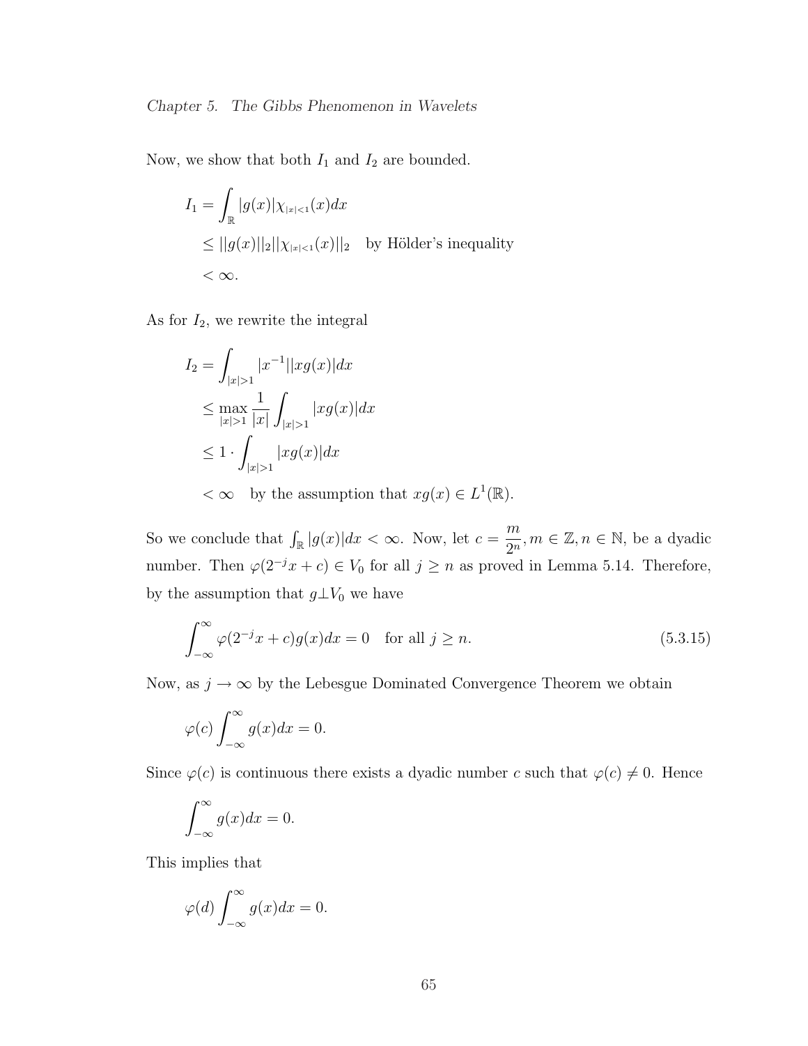Now, we show that both $I_1$ and $I_2$ are bounded.

$$
\begin{aligned}
I_1 &= \int_{\mathbb{R}} |g(x)|\chi_{|x|<1}(x)dx \\
&\leq ||g(x)||_2||\chi_{|x|<1}(x)||_2 \quad \text{by Hölder's inequality} \\
&< \infty.
\end{aligned}
$$

As for $I_2$, we rewrite the integral

$$
\begin{aligned}
I_2 &= \int_{|x|>1} |x^{-1}||xg(x)|dx \\
&\leq \max_{|x|>1} \frac{1}{|x|} \int_{|x|>1} |xg(x)|dx \\
&\leq 1 \cdot \int_{|x|>1} |xg(x)|dx \\
&< \infty \quad \text{by the assumption that } xg(x) \in L^1(\mathbb{R}).
\end{aligned}
$$

So we conclude that $\int_{\mathbb{R}} |g(x)|dx < \infty$. Now, let $c = \dfrac{m}{2^n}, m \in \mathbb{Z}, n \in \mathbb{N}$, be a dyadic number. Then $\varphi(2^{-j}x + c) \in V_0$ for all $j \geq n$ as proved in Lemma 5.14. Therefore, by the assumption that $g \perp V_0$ we have

$$
\int_{-\infty}^{\infty} \varphi(2^{-j}x + c)g(x)dx = 0 \quad \text{for all } j \geq n. \tag{5.3.15}
$$

Now, as $j \to \infty$ by the Lebesgue Dominated Convergence Theorem we obtain

$$
\varphi(c) \int_{-\infty}^{\infty} g(x)dx = 0.
$$

Since $\varphi(c)$ is continuous there exists a dyadic number $c$ such that $\varphi(c) \neq 0$. Hence

$$
\int_{-\infty}^{\infty} g(x)dx = 0.
$$

This implies that

$$
\varphi(d) \int_{-\infty}^{\infty} g(x)dx = 0.
$$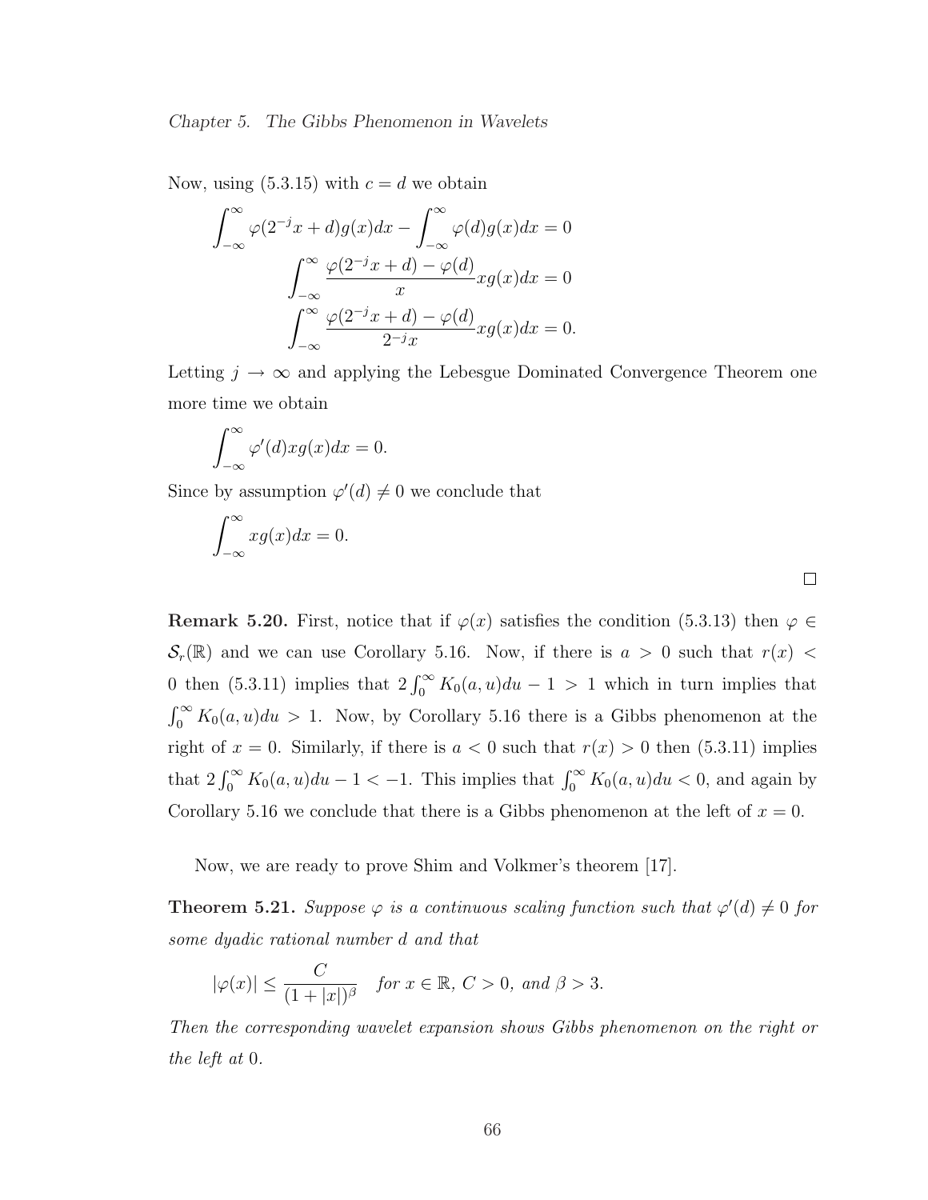Now, using (5.3.15) with $c = d$ we obtain

$$
\begin{aligned}
\int_{-\infty}^{\infty} \varphi(2^{-j}x + d)g(x)dx - \int_{-\infty}^{\infty} \varphi(d)g(x)dx &= 0 \\
\int_{-\infty}^{\infty} \frac{\varphi(2^{-j}x + d) - \varphi(d)}{x} xg(x)dx &= 0 \\
\int_{-\infty}^{\infty} \frac{\varphi(2^{-j}x + d) - \varphi(d)}{2^{-j}x} xg(x)dx &= 0.
\end{aligned}
$$

Letting $j \to \infty$ and applying the Lebesgue Dominated Convergence Theorem one more time we obtain

$$
\int_{-\infty}^{\infty} \varphi'(d)xg(x)dx = 0.
$$

Since by assumption $\varphi'(d) \neq 0$ we conclude that

$$
\int_{-\infty}^{\infty} xg(x)dx = 0.
$$

□

**Remark 5.20.** First, notice that if $\varphi(x)$ satisfies the condition (5.3.13) then $\varphi \in \mathcal{S}_r(\mathbb{R})$ and we can use Corollary 5.16. Now, if there is $a > 0$ such that $r(x) < 0$ then (5.3.11) implies that $2\int_0^{\infty} K_0(a,u)du - 1 > 1$ which in turn implies that $\int_0^{\infty} K_0(a,u)du > 1$. Now, by Corollary 5.16 there is a Gibbs phenomenon at the right of $x = 0$. Similarly, if there is $a < 0$ such that $r(x) > 0$ then (5.3.11) implies that $2\int_0^{\infty} K_0(a,u)du - 1 < -1$. This implies that $\int_0^{\infty} K_0(a,u)du < 0$, and again by Corollary 5.16 we conclude that there is a Gibbs phenomenon at the left of $x = 0$.

Now, we are ready to prove Shim and Volkmer's theorem [17].

**Theorem 5.21.** *Suppose $\varphi$ is a continuous scaling function such that $\varphi'(d) \neq 0$ for some dyadic rational number $d$ and that*

$$
|\varphi(x)| \leq \frac{C}{(1 + |x|)^{\beta}} \quad \text{for } x \in \mathbb{R},\ C > 0, \text{ and } \beta > 3.
$$

*Then the corresponding wavelet expansion shows Gibbs phenomenon on the right or the left at 0.*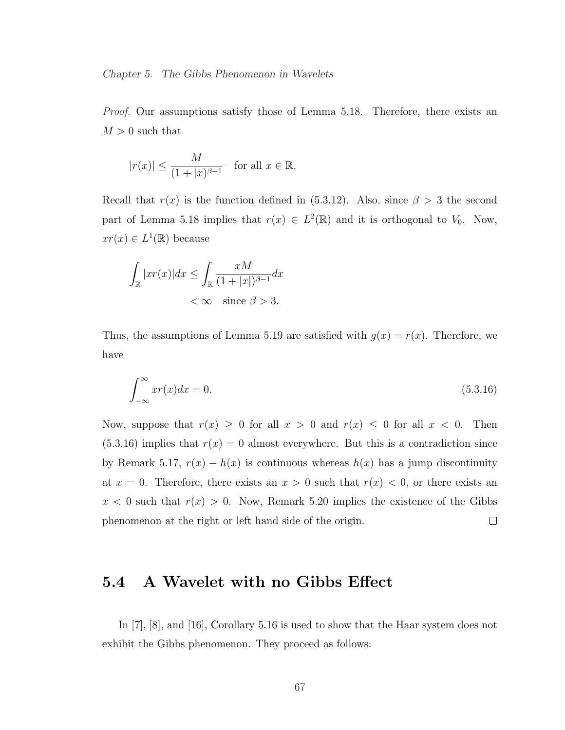*Proof.* Our assumptions satisfy those of Lemma 5.18. Therefore, there exists an $M > 0$ such that

$$|r(x)| \leq \frac{M}{(1+|x|)^{\beta-1}} \quad \text{for all } x \in \mathbb{R}.$$

Recall that $r(x)$ is the function defined in (5.3.12). Also, since $\beta > 3$ the second part of Lemma 5.18 implies that $r(x) \in L^2(\mathbb{R})$ and it is orthogonal to $V_0$. Now, $xr(x) \in L^1(\mathbb{R})$ because

$$\begin{aligned}\int_{\mathbb{R}} |xr(x)| dx &\leq \int_{\mathbb{R}} \frac{xM}{(1+|x|)^{\beta-1}} dx \\ &< \infty \quad \text{since } \beta > 3.\end{aligned}$$

Thus, the assumptions of Lemma 5.19 are satisfied with $g(x) = r(x)$. Therefore, we have

$$\int_{-\infty}^{\infty} xr(x) dx = 0. \tag{5.3.16}$$

Now, suppose that $r(x) \geq 0$ for all $x > 0$ and $r(x) \leq 0$ for all $x < 0$. Then (5.3.16) implies that $r(x) = 0$ almost everywhere. But this is a contradiction since by Remark 5.17, $r(x) - h(x)$ is continuous whereas $h(x)$ has a jump discontinuity at $x = 0$. Therefore, there exists an $x > 0$ such that $r(x) < 0$, or there exists an $x < 0$ such that $r(x) > 0$. Now, Remark 5.20 implies the existence of the Gibbs phenomenon at the right or left hand side of the origin. $\square$

## 5.4 A Wavelet with no Gibbs Effect

In [7], [8], and [16], Corollary 5.16 is used to show that the Haar system does not exhibit the Gibbs phenomenon. They proceed as follows: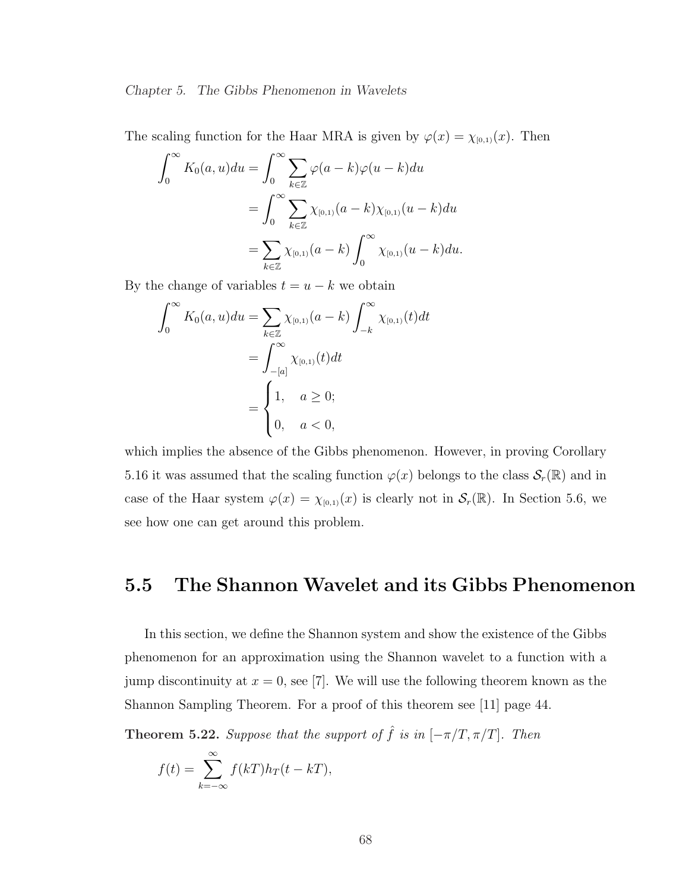The scaling function for the Haar MRA is given by $\varphi(x) = \chi_{[0,1)}(x)$. Then

$$
\begin{aligned}
\int_0^\infty K_0(a,u)du &= \int_0^\infty \sum_{k\in\mathbb{Z}} \varphi(a-k)\varphi(u-k)du \\
&= \int_0^\infty \sum_{k\in\mathbb{Z}} \chi_{[0,1)}(a-k)\chi_{[0,1)}(u-k)du \\
&= \sum_{k\in\mathbb{Z}} \chi_{[0,1)}(a-k)\int_0^\infty \chi_{[0,1)}(u-k)du.
\end{aligned}
$$

By the change of variables $t = u - k$ we obtain

$$
\begin{aligned}
\int_0^\infty K_0(a,u)du &= \sum_{k\in\mathbb{Z}} \chi_{[0,1)}(a-k)\int_{-k}^\infty \chi_{[0,1)}(t)dt \\
&= \int_{-[a]}^\infty \chi_{[0,1)}(t)dt \\
&= \begin{cases} 1, & a \geq 0; \\ 0, & a < 0, \end{cases}
\end{aligned}
$$

which implies the absence of the Gibbs phenomenon. However, in proving Corollary 5.16 it was assumed that the scaling function $\varphi(x)$ belongs to the class $\mathcal{S}_r(\mathbb{R})$ and in case of the Haar system $\varphi(x) = \chi_{[0,1)}(x)$ is clearly not in $\mathcal{S}_r(\mathbb{R})$. In Section 5.6, we see how one can get around this problem.

## 5.5 The Shannon Wavelet and its Gibbs Phenomenon

In this section, we define the Shannon system and show the existence of the Gibbs phenomenon for an approximation using the Shannon wavelet to a function with a jump discontinuity at $x = 0$, see [7]. We will use the following theorem known as the Shannon Sampling Theorem. For a proof of this theorem see [11] page 44.

**Theorem 5.22.** *Suppose that the support of $\hat{f}$ is in $[-\pi/T, \pi/T]$. Then*

$$
f(t) = \sum_{k=-\infty}^{\infty} f(kT)h_T(t-kT),
$$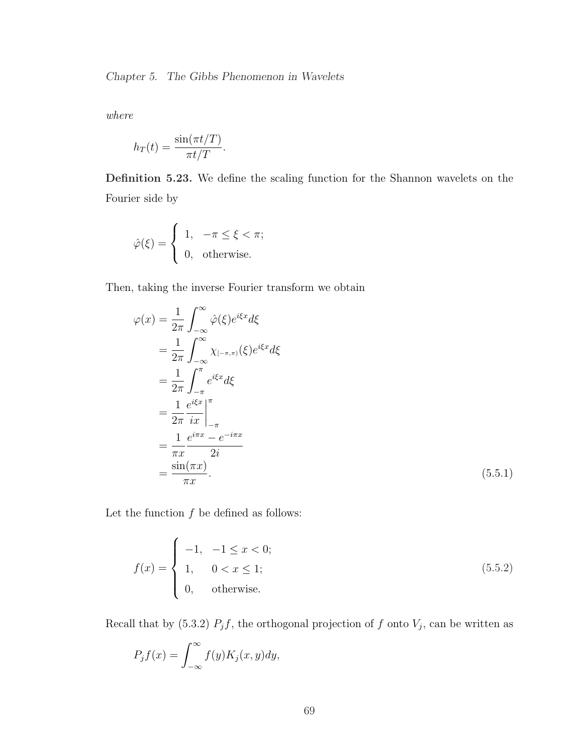*where*

$$h_T(t) = \frac{\sin(\pi t/T)}{\pi t/T}.$$

**Definition 5.23.** We define the scaling function for the Shannon wavelets on the Fourier side by

$$\hat{\varphi}(\xi) = \begin{cases} 1, & -\pi \leq \xi < \pi; \\ 0, & \text{otherwise.} \end{cases}$$

Then, taking the inverse Fourier transform we obtain

$$\begin{aligned}
\varphi(x) &= \frac{1}{2\pi} \int_{-\infty}^{\infty} \hat{\varphi}(\xi) e^{i\xi x} d\xi \\
&= \frac{1}{2\pi} \int_{-\infty}^{\infty} \chi_{[-\pi,\pi)}(\xi) e^{i\xi x} d\xi \\
&= \frac{1}{2\pi} \int_{-\pi}^{\pi} e^{i\xi x} d\xi \\
&= \frac{1}{2\pi} \frac{e^{i\xi x}}{ix} \bigg|_{-\pi}^{\pi} \\
&= \frac{1}{\pi x} \frac{e^{i\pi x} - e^{-i\pi x}}{2i} \\
&= \frac{\sin(\pi x)}{\pi x}.
\end{aligned} \tag{5.5.1}$$

Let the function $f$ be defined as follows:

$$f(x) = \begin{cases} -1, & -1 \leq x < 0; \\ 1, & 0 < x \leq 1; \\ 0, & \text{otherwise.} \end{cases} \tag{5.5.2}$$

Recall that by (5.3.2) $P_j f$, the orthogonal projection of $f$ onto $V_j$, can be written as

$$P_j f(x) = \int_{-\infty}^{\infty} f(y) K_j(x, y) dy,$$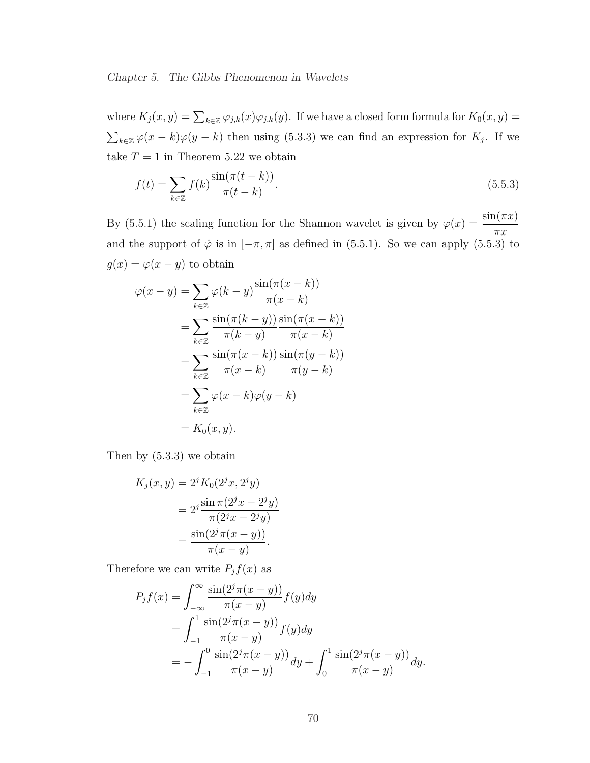where $K_j(x,y) = \sum_{k\in\mathbb{Z}} \varphi_{j,k}(x)\varphi_{j,k}(y)$. If we have a closed form formula for $K_0(x,y) = \sum_{k\in\mathbb{Z}} \varphi(x-k)\varphi(y-k)$ then using (5.3.3) we can find an expression for $K_j$. If we take $T = 1$ in Theorem 5.22 we obtain

$$f(t) = \sum_{k\in\mathbb{Z}} f(k)\frac{\sin(\pi(t-k))}{\pi(t-k)}. \tag{5.5.3}$$

By (5.5.1) the scaling function for the Shannon wavelet is given by $\varphi(x) = \dfrac{\sin(\pi x)}{\pi x}$ and the support of $\hat{\varphi}$ is in $[-\pi, \pi]$ as defined in (5.5.1). So we can apply (5.5.3) to $g(x) = \varphi(x-y)$ to obtain

$$\begin{aligned}
\varphi(x-y) &= \sum_{k\in\mathbb{Z}} \varphi(k-y)\frac{\sin(\pi(x-k))}{\pi(x-k)} \\
&= \sum_{k\in\mathbb{Z}} \frac{\sin(\pi(k-y))}{\pi(k-y)}\frac{\sin(\pi(x-k))}{\pi(x-k)} \\
&= \sum_{k\in\mathbb{Z}} \frac{\sin(\pi(x-k))}{\pi(x-k)}\frac{\sin(\pi(y-k))}{\pi(y-k)} \\
&= \sum_{k\in\mathbb{Z}} \varphi(x-k)\varphi(y-k) \\
&= K_0(x,y).
\end{aligned}$$

Then by (5.3.3) we obtain

$$\begin{aligned}
K_j(x,y) &= 2^j K_0(2^j x, 2^j y) \\
&= 2^j \frac{\sin \pi(2^j x - 2^j y)}{\pi(2^j x - 2^j y)} \\
&= \frac{\sin(2^j \pi(x-y))}{\pi(x-y)}.
\end{aligned}$$

Therefore we can write $P_j f(x)$ as

$$\begin{aligned}
P_j f(x) &= \int_{-\infty}^{\infty} \frac{\sin(2^j\pi(x-y))}{\pi(x-y)} f(y)dy \\
&= \int_{-1}^{1} \frac{\sin(2^j\pi(x-y))}{\pi(x-y)} f(y)dy \\
&= -\int_{-1}^{0} \frac{\sin(2^j\pi(x-y))}{\pi(x-y)}dy + \int_{0}^{1} \frac{\sin(2^j\pi(x-y))}{\pi(x-y)}dy.
\end{aligned}$$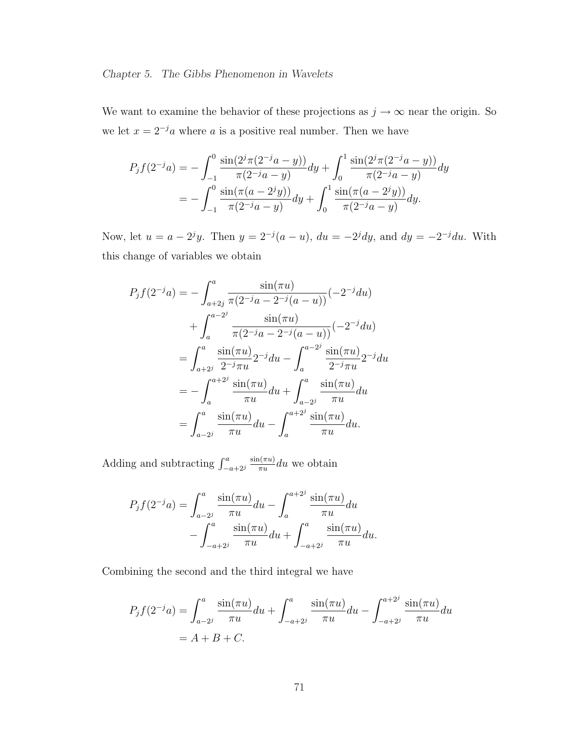We want to examine the behavior of these projections as $j \to \infty$ near the origin. So we let $x = 2^{-j}a$ where $a$ is a positive real number. Then we have

$$
\begin{aligned}
P_j f(2^{-j}a) &= -\int_{-1}^{0} \frac{\sin(2^j \pi(2^{-j}a - y))}{\pi(2^{-j}a - y)} dy + \int_{0}^{1} \frac{\sin(2^j \pi(2^{-j}a - y))}{\pi(2^{-j}a - y)} dy \\
&= -\int_{-1}^{0} \frac{\sin(\pi(a - 2^j y))}{\pi(2^{-j}a - y)} dy + \int_{0}^{1} \frac{\sin(\pi(a - 2^j y))}{\pi(2^{-j}a - y)} dy.
\end{aligned}
$$

Now, let $u = a - 2^j y$. Then $y = 2^{-j}(a - u)$, $du = -2^j dy$, and $dy = -2^{-j} du$. With this change of variables we obtain

$$
\begin{aligned}
P_j f(2^{-j}a) &= -\int_{a+2j}^{a} \frac{\sin(\pi u)}{\pi(2^{-j}a - 2^{-j}(a-u))} (-2^{-j} du) \\
&\quad + \int_{a}^{a-2^j} \frac{\sin(\pi u)}{\pi(2^{-j}a - 2^{-j}(a-u))} (-2^{-j} du) \\
&= \int_{a+2^j}^{a} \frac{\sin(\pi u)}{2^{-j}\pi u} 2^{-j} du - \int_{a}^{a-2^j} \frac{\sin(\pi u)}{2^{-j}\pi u} 2^{-j} du \\
&= -\int_{a}^{a+2^j} \frac{\sin(\pi u)}{\pi u} du + \int_{a-2^j}^{a} \frac{\sin(\pi u)}{\pi u} du \\
&= \int_{a-2^j}^{a} \frac{\sin(\pi u)}{\pi u} du - \int_{a}^{a+2^j} \frac{\sin(\pi u)}{\pi u} du.
\end{aligned}
$$

Adding and subtracting $\int_{-a+2^j}^{a} \frac{\sin(\pi u)}{\pi u} du$ we obtain

$$
\begin{aligned}
P_j f(2^{-j}a) &= \int_{a-2^j}^{a} \frac{\sin(\pi u)}{\pi u} du - \int_{a}^{a+2^j} \frac{\sin(\pi u)}{\pi u} du \\
&\quad - \int_{-a+2^j}^{a} \frac{\sin(\pi u)}{\pi u} du + \int_{-a+2^j}^{a} \frac{\sin(\pi u)}{\pi u} du.
\end{aligned}
$$

Combining the second and the third integral we have

$$
\begin{aligned}
P_j f(2^{-j}a) &= \int_{a-2^j}^{a} \frac{\sin(\pi u)}{\pi u} du + \int_{-a+2^j}^{a} \frac{\sin(\pi u)}{\pi u} du - \int_{-a+2^j}^{a+2^j} \frac{\sin(\pi u)}{\pi u} du \\
&= A + B + C.
\end{aligned}
$$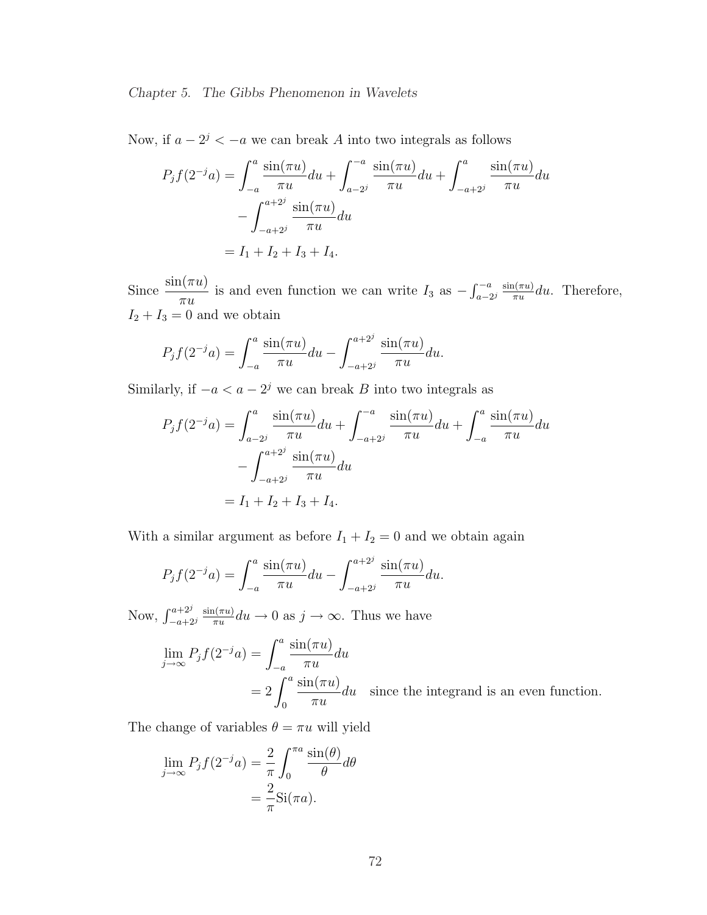Now, if $a - 2^j < -a$ we can break $A$ into two integrals as follows

$$
\begin{aligned}
P_j f(2^{-j}a) &= \int_{-a}^{a} \frac{\sin(\pi u)}{\pi u} du + \int_{a-2^j}^{-a} \frac{\sin(\pi u)}{\pi u} du + \int_{-a+2^j}^{a} \frac{\sin(\pi u)}{\pi u} du \\
&\quad - \int_{-a+2^j}^{a+2^j} \frac{\sin(\pi u)}{\pi u} du \\
&= I_1 + I_2 + I_3 + I_4.
\end{aligned}
$$

Since $\dfrac{\sin(\pi u)}{\pi u}$ is and even function we can write $I_3$ as $-\int_{a-2^j}^{-a} \frac{\sin(\pi u)}{\pi u} du$. Therefore, $I_2 + I_3 = 0$ and we obtain

$$
P_j f(2^{-j}a) = \int_{-a}^{a} \frac{\sin(\pi u)}{\pi u} du - \int_{-a+2^j}^{a+2^j} \frac{\sin(\pi u)}{\pi u} du.
$$

Similarly, if $-a < a - 2^j$ we can break $B$ into two integrals as

$$
\begin{aligned}
P_j f(2^{-j}a) &= \int_{a-2^j}^{a} \frac{\sin(\pi u)}{\pi u} du + \int_{-a+2^j}^{-a} \frac{\sin(\pi u)}{\pi u} du + \int_{-a}^{a} \frac{\sin(\pi u)}{\pi u} du \\
&\quad - \int_{-a+2^j}^{a+2^j} \frac{\sin(\pi u)}{\pi u} du \\
&= I_1 + I_2 + I_3 + I_4.
\end{aligned}
$$

With a similar argument as before $I_1 + I_2 = 0$ and we obtain again

$$
P_j f(2^{-j}a) = \int_{-a}^{a} \frac{\sin(\pi u)}{\pi u} du - \int_{-a+2^j}^{a+2^j} \frac{\sin(\pi u)}{\pi u} du.
$$

Now, $\int_{-a+2^j}^{a+2^j} \frac{\sin(\pi u)}{\pi u} du \to 0$ as $j \to \infty$. Thus we have

$$
\begin{aligned}
\lim_{j \to \infty} P_j f(2^{-j}a) &= \int_{-a}^{a} \frac{\sin(\pi u)}{\pi u} du \\
&= 2 \int_{0}^{a} \frac{\sin(\pi u)}{\pi u} du \quad \text{since the integrand is an even function.}
\end{aligned}
$$

The change of variables $\theta = \pi u$ will yield

$$
\begin{aligned}
\lim_{j \to \infty} P_j f(2^{-j}a) &= \frac{2}{\pi} \int_{0}^{\pi a} \frac{\sin(\theta)}{\theta} d\theta \\
&= \frac{2}{\pi} \mathrm{Si}(\pi a).
\end{aligned}
$$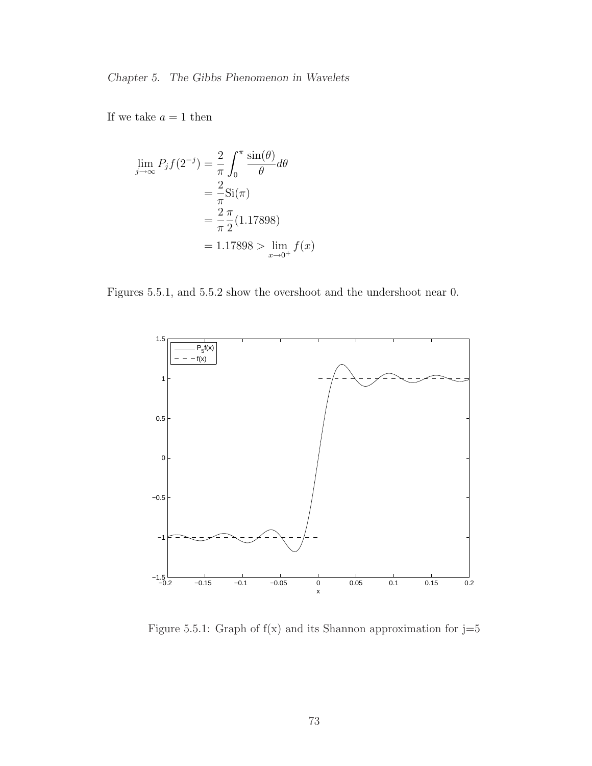If we take $a = 1$ then

$$
\begin{aligned}
\lim_{j \to \infty} P_j f(2^{-j}) &= \frac{2}{\pi} \int_0^{\pi} \frac{\sin(\theta)}{\theta} d\theta \\
&= \frac{2}{\pi} \mathrm{Si}(\pi) \\
&= \frac{2}{\pi} \frac{\pi}{2} (1.17898) \\
&= 1.17898 > \lim_{x \to 0^+} f(x)
\end{aligned}
$$

Figures 5.5.1, and 5.5.2 show the overshoot and the undershoot near 0.

Figure 5.5.1: Graph of f(x) and its Shannon approximation for j=5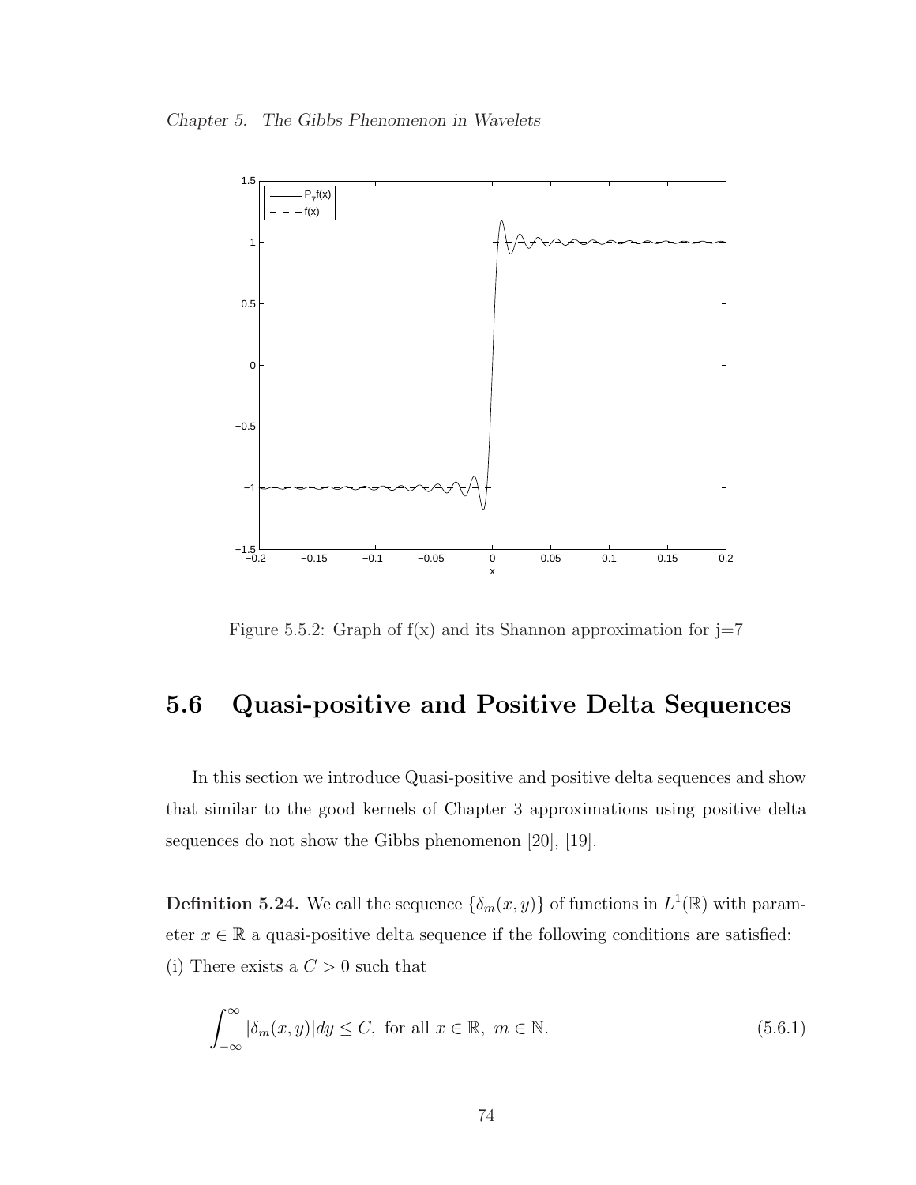Figure 5.5.2: Graph of f(x) and its Shannon approximation for j=7

## 5.6 Quasi-positive and Positive Delta Sequences

In this section we introduce Quasi-positive and positive delta sequences and show that similar to the good kernels of Chapter 3 approximations using positive delta sequences do not show the Gibbs phenomenon [20], [19].

**Definition 5.24.** We call the sequence $\{\delta_m(x, y)\}$ of functions in $L^1(\mathbb{R})$ with parameter $x \in \mathbb{R}$ a quasi-positive delta sequence if the following conditions are satisfied:
(i) There exists a $C > 0$ such that

$$\int_{-\infty}^{\infty} |\delta_m(x, y)| dy \leq C, \text{ for all } x \in \mathbb{R}, \ m \in \mathbb{N}. \tag{5.6.1}$$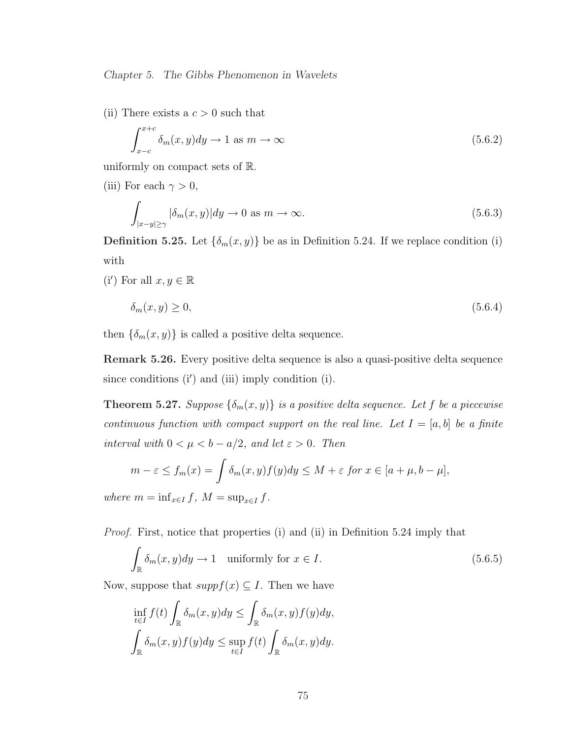(ii) There exists a $c > 0$ such that

$$\int_{x-c}^{x+c} \delta_m(x, y)dy \to 1 \text{ as } m \to \infty \tag{5.6.2}$$

uniformly on compact sets of $\mathbb{R}$.

(iii) For each $\gamma > 0$,

$$\int_{|x-y|\geq\gamma} |\delta_m(x, y)|dy \to 0 \text{ as } m \to \infty. \tag{5.6.3}$$

**Definition 5.25.** Let $\{\delta_m(x, y)\}$ be as in Definition 5.24. If we replace condition (i) with

(i′) For all $x, y \in \mathbb{R}$

$$\delta_m(x, y) \geq 0, \tag{5.6.4}$$

then $\{\delta_m(x, y)\}$ is called a positive delta sequence.

**Remark 5.26.** Every positive delta sequence is also a quasi-positive delta sequence since conditions (i′) and (iii) imply condition (i).

**Theorem 5.27.** *Suppose $\{\delta_m(x, y)\}$ is a positive delta sequence. Let $f$ be a piecewise continuous function with compact support on the real line. Let $I = [a, b]$ be a finite interval with $0 < \mu < b - a/2$, and let $\varepsilon > 0$. Then*

$$m - \varepsilon \leq f_m(x) = \int \delta_m(x, y)f(y)dy \leq M + \varepsilon \text{ for } x \in [a + \mu, b - \mu],$$

*where $m = \inf_{x\in I} f$, $M = \sup_{x\in I} f$.*

*Proof.* First, notice that properties (i) and (ii) in Definition 5.24 imply that

$$\int_{\mathbb{R}} \delta_m(x, y)dy \to 1 \quad \text{uniformly for } x \in I. \tag{5.6.5}$$

Now, suppose that $supp f(x) \subseteq I$. Then we have

$$\inf_{t\in I} f(t) \int_{\mathbb{R}} \delta_m(x, y)dy \leq \int_{\mathbb{R}} \delta_m(x, y)f(y)dy,$$

$$\int_{\mathbb{R}} \delta_m(x, y)f(y)dy \leq \sup_{t\in I} f(t) \int_{\mathbb{R}} \delta_m(x, y)dy.$$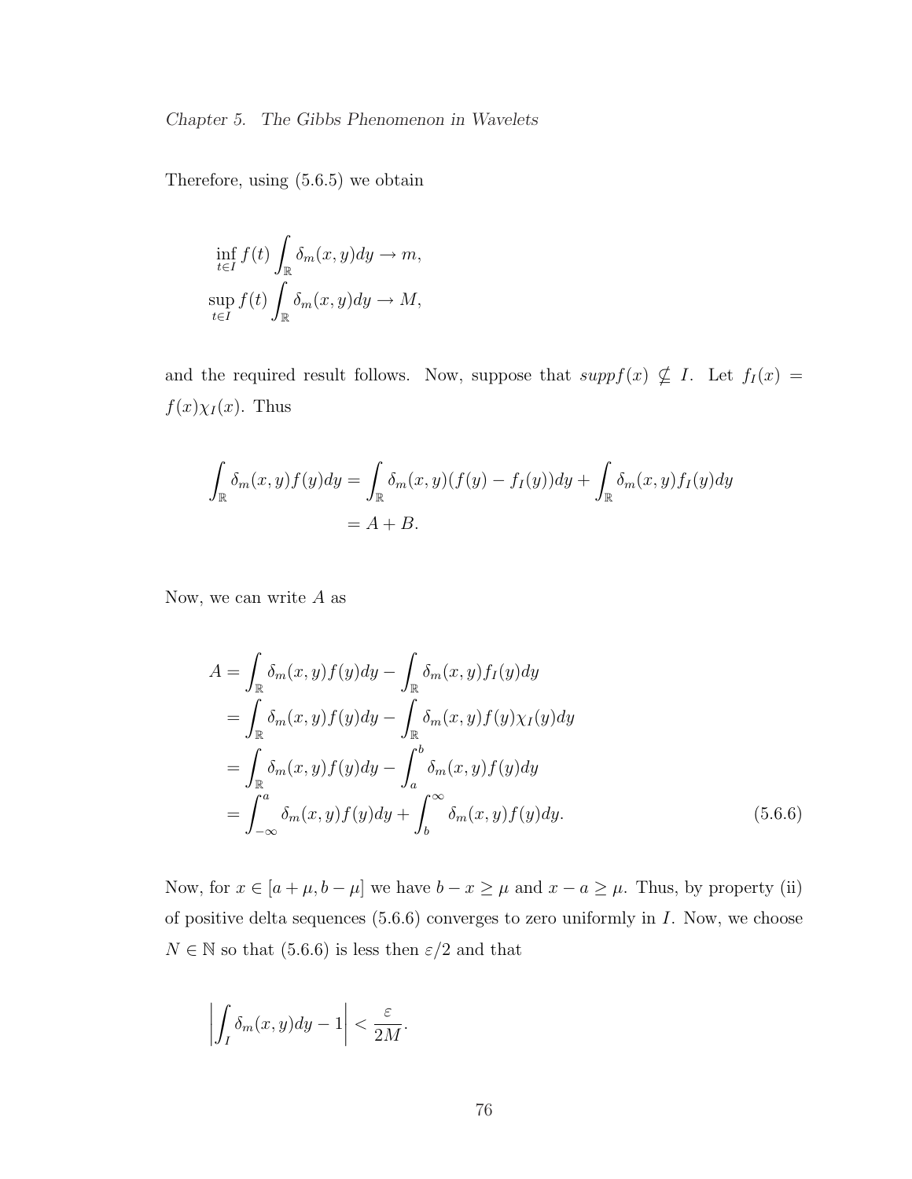Therefore, using (5.6.5) we obtain

$$
\begin{aligned}
\inf_{t\in I} f(t) \int_{\mathbb{R}} \delta_m(x,y)dy \to m, \\
\sup_{t\in I} f(t) \int_{\mathbb{R}} \delta_m(x,y)dy \to M,
\end{aligned}
$$

and the required result follows. Now, suppose that $supp f(x) \nsubseteq I$. Let $f_I(x) = f(x)\chi_I(x)$. Thus

$$
\begin{aligned}
\int_{\mathbb{R}} \delta_m(x,y)f(y)dy &= \int_{\mathbb{R}} \delta_m(x,y)(f(y) - f_I(y))dy + \int_{\mathbb{R}} \delta_m(x,y)f_I(y)dy \\
&= A + B.
\end{aligned}
$$

Now, we can write $A$ as

$$
\begin{aligned}
A &= \int_{\mathbb{R}} \delta_m(x,y)f(y)dy - \int_{\mathbb{R}} \delta_m(x,y)f_I(y)dy \\
&= \int_{\mathbb{R}} \delta_m(x,y)f(y)dy - \int_{\mathbb{R}} \delta_m(x,y)f(y)\chi_I(y)dy \\
&= \int_{\mathbb{R}} \delta_m(x,y)f(y)dy - \int_a^b \delta_m(x,y)f(y)dy \\
&= \int_{-\infty}^a \delta_m(x,y)f(y)dy + \int_b^{\infty} \delta_m(x,y)f(y)dy. \qquad (5.6.6)
\end{aligned}
$$

Now, for $x \in [a+\mu, b-\mu]$ we have $b - x \geq \mu$ and $x - a \geq \mu$. Thus, by property (ii) of positive delta sequences (5.6.6) converges to zero uniformly in $I$. Now, we choose $N \in \mathbb{N}$ so that (5.6.6) is less then $\varepsilon/2$ and that

$$
\left| \int_I \delta_m(x,y)dy - 1 \right| < \frac{\varepsilon}{2M}.
$$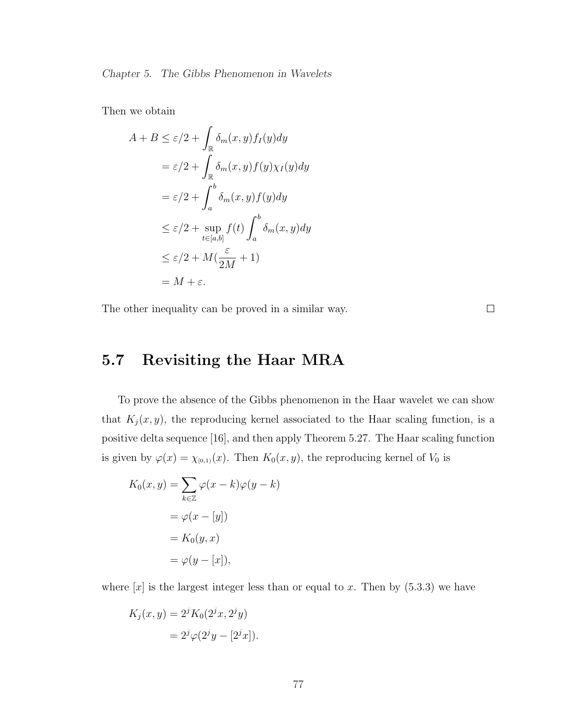Then we obtain

$$
\begin{aligned}
A + B &\leq \varepsilon/2 + \int_{\mathbb{R}} \delta_m(x,y) f_I(y) dy \\
&= \varepsilon/2 + \int_{\mathbb{R}} \delta_m(x,y) f(y) \chi_I(y) dy \\
&= \varepsilon/2 + \int_a^b \delta_m(x,y) f(y) dy \\
&\leq \varepsilon/2 + \sup_{t \in [a,b]} f(t) \int_a^b \delta_m(x,y) dy \\
&\leq \varepsilon/2 + M(\frac{\varepsilon}{2M} + 1) \\
&= M + \varepsilon.
\end{aligned}
$$

The other inequality can be proved in a similar way. □

## 5.7 Revisiting the Haar MRA

To prove the absence of the Gibbs phenomenon in the Haar wavelet we can show that $K_j(x,y)$, the reproducing kernel associated to the Haar scaling function, is a positive delta sequence [16], and then apply Theorem 5.27. The Haar scaling function is given by $\varphi(x) = \chi_{[0,1)}(x)$. Then $K_0(x,y)$, the reproducing kernel of $V_0$ is

$$
\begin{aligned}
K_0(x,y) &= \sum_{k \in \mathbb{Z}} \varphi(x-k)\varphi(y-k) \\
&= \varphi(x - [y]) \\
&= K_0(y,x) \\
&= \varphi(y - [x]),
\end{aligned}
$$

where $[x]$ is the largest integer less than or equal to $x$. Then by (5.3.3) we have

$$
\begin{aligned}
K_j(x,y) &= 2^j K_0(2^j x, 2^j y) \\
&= 2^j \varphi(2^j y - [2^j x]).
\end{aligned}
$$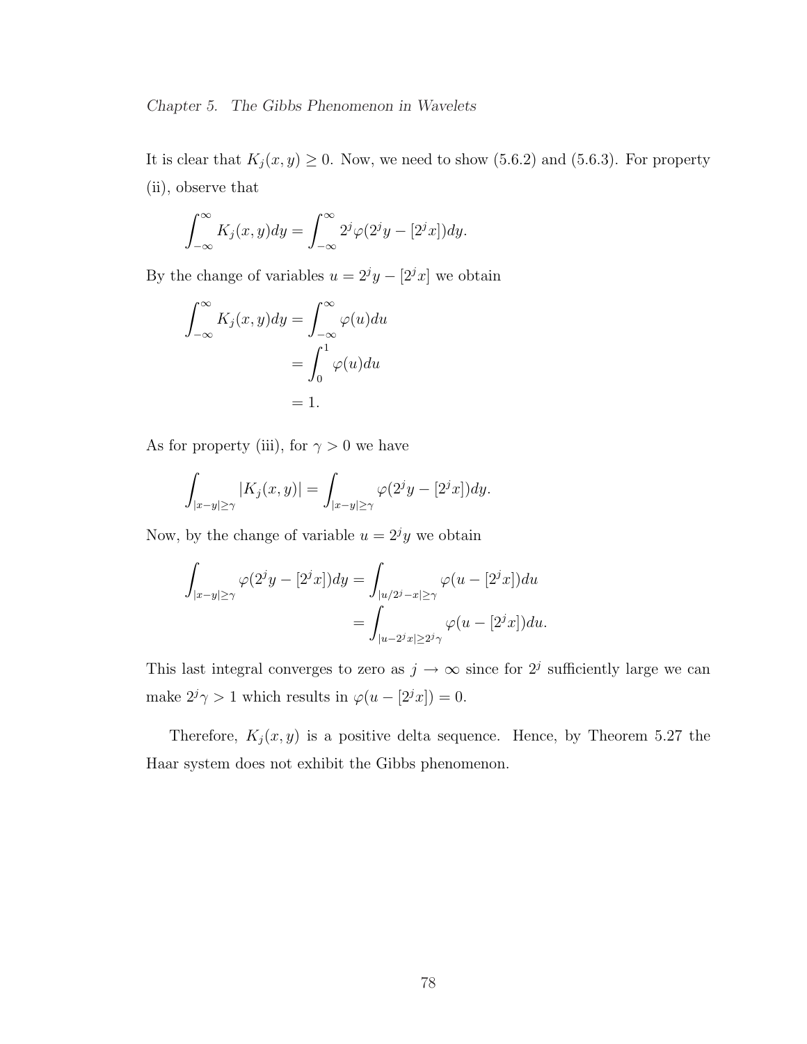It is clear that $K_j(x,y) \geq 0$. Now, we need to show (5.6.2) and (5.6.3). For property (ii), observe that

$$\int_{-\infty}^{\infty} K_j(x,y)dy = \int_{-\infty}^{\infty} 2^j \varphi(2^j y - [2^j x])dy.$$

By the change of variables $u = 2^j y - [2^j x]$ we obtain

$$\begin{aligned}
\int_{-\infty}^{\infty} K_j(x,y)dy &= \int_{-\infty}^{\infty} \varphi(u)du \\
&= \int_{0}^{1} \varphi(u)du \\
&= 1.
\end{aligned}$$

As for property (iii), for $\gamma > 0$ we have

$$\int_{|x-y|\geq\gamma} |K_j(x,y)| = \int_{|x-y|\geq\gamma} \varphi(2^j y - [2^j x])dy.$$

Now, by the change of variable $u = 2^j y$ we obtain

$$\begin{aligned}
\int_{|x-y|\geq\gamma} \varphi(2^j y - [2^j x])dy &= \int_{|u/2^j - x|\geq\gamma} \varphi(u - [2^j x])du \\
&= \int_{|u-2^j x|\geq 2^j\gamma} \varphi(u - [2^j x])du.
\end{aligned}$$

This last integral converges to zero as $j \to \infty$ since for $2^j$ sufficiently large we can make $2^j\gamma > 1$ which results in $\varphi(u - [2^j x]) = 0$.

Therefore, $K_j(x,y)$ is a positive delta sequence. Hence, by Theorem 5.27 the Haar system does not exhibit the Gibbs phenomenon.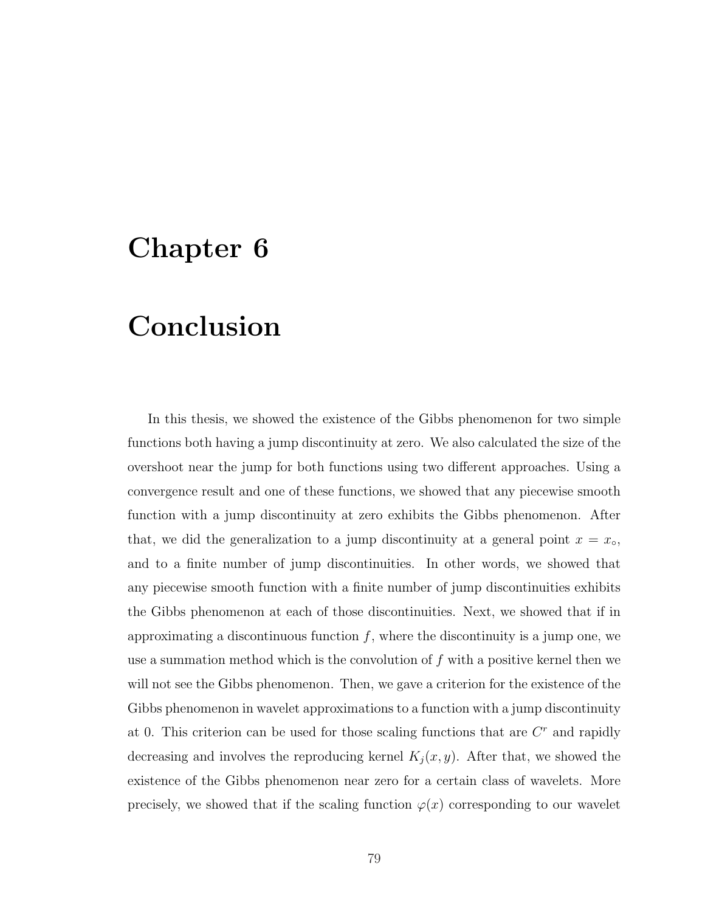# Chapter 6

# Conclusion

In this thesis, we showed the existence of the Gibbs phenomenon for two simple functions both having a jump discontinuity at zero. We also calculated the size of the overshoot near the jump for both functions using two different approaches. Using a convergence result and one of these functions, we showed that any piecewise smooth function with a jump discontinuity at zero exhibits the Gibbs phenomenon. After that, we did the generalization to a jump discontinuity at a general point $x = x_\circ$, and to a finite number of jump discontinuities. In other words, we showed that any piecewise smooth function with a finite number of jump discontinuities exhibits the Gibbs phenomenon at each of those discontinuities. Next, we showed that if in approximating a discontinuous function $f$, where the discontinuity is a jump one, we use a summation method which is the convolution of $f$ with a positive kernel then we will not see the Gibbs phenomenon. Then, we gave a criterion for the existence of the Gibbs phenomenon in wavelet approximations to a function with a jump discontinuity at 0. This criterion can be used for those scaling functions that are $C^r$ and rapidly decreasing and involves the reproducing kernel $K_j(x, y)$. After that, we showed the existence of the Gibbs phenomenon near zero for a certain class of wavelets. More precisely, we showed that if the scaling function $\varphi(x)$ corresponding to our wavelet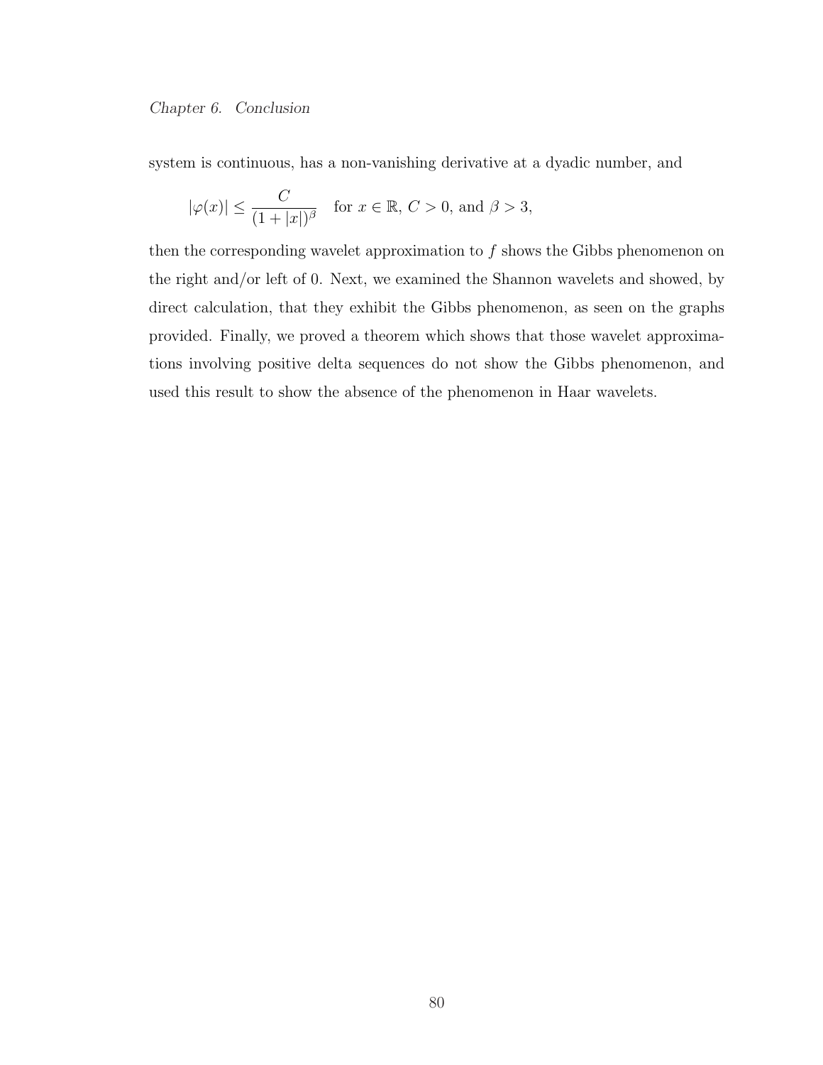system is continuous, has a non-vanishing derivative at a dyadic number, and

$$|\varphi(x)| \leq \frac{C}{(1+|x|)^{\beta}} \quad \text{for } x \in \mathbb{R},\, C > 0, \text{ and } \beta > 3,$$

then the corresponding wavelet approximation to $f$ shows the Gibbs phenomenon on the right and/or left of 0. Next, we examined the Shannon wavelets and showed, by direct calculation, that they exhibit the Gibbs phenomenon, as seen on the graphs provided. Finally, we proved a theorem which shows that those wavelet approximations involving positive delta sequences do not show the Gibbs phenomenon, and used this result to show the absence of the phenomenon in Haar wavelets.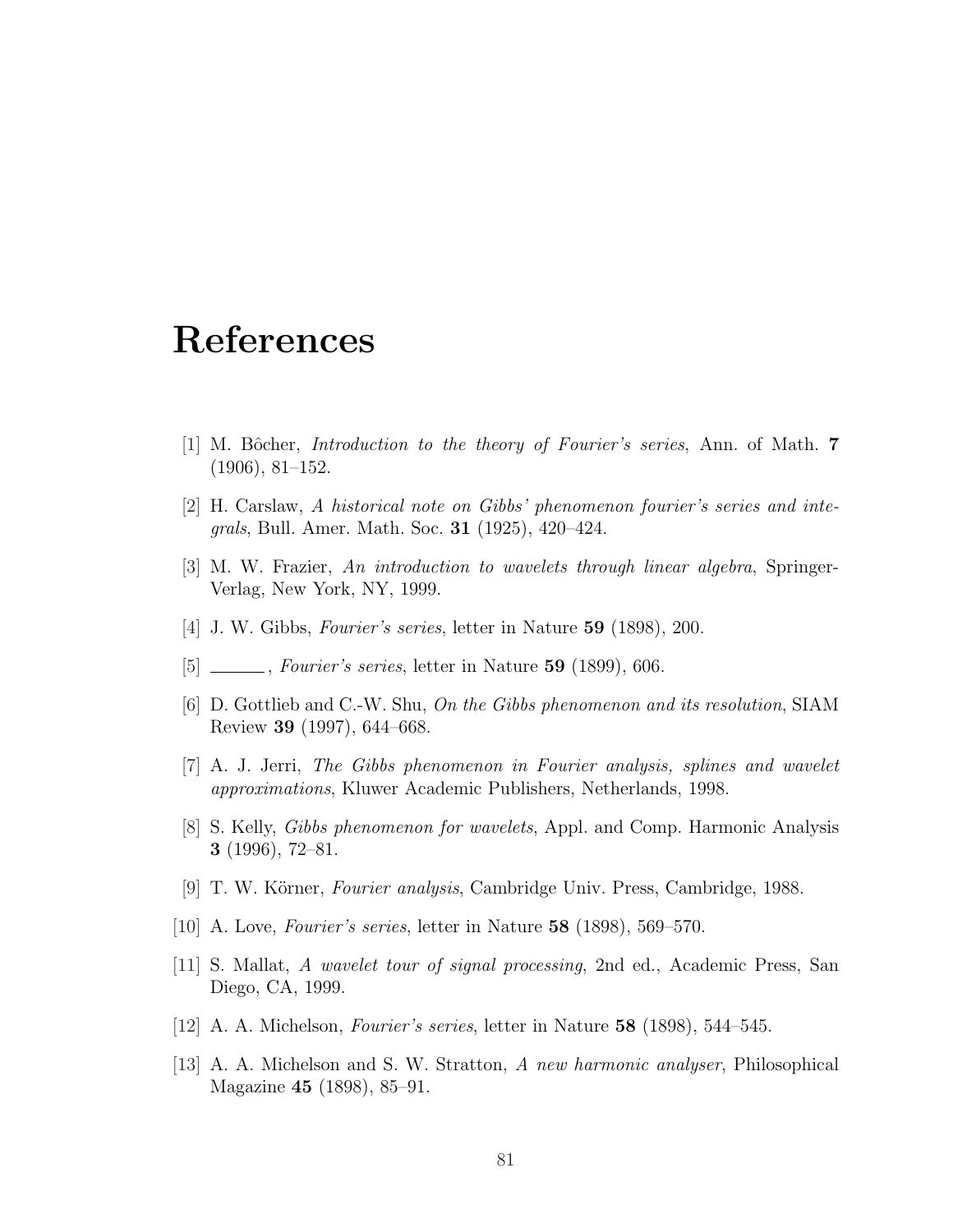# References

[1] M. Bôcher, *Introduction to the theory of Fourier's series*, Ann. of Math. **7** (1906), 81–152.

[2] H. Carslaw, *A historical note on Gibbs' phenomenon fourier's series and integrals*, Bull. Amer. Math. Soc. **31** (1925), 420–424.

[3] M. W. Frazier, *An introduction to wavelets through linear algebra*, Springer-Verlag, New York, NY, 1999.

[4] J. W. Gibbs, *Fourier's series*, letter in Nature **59** (1898), 200.

[5] ______, *Fourier's series*, letter in Nature **59** (1899), 606.

[6] D. Gottlieb and C.-W. Shu, *On the Gibbs phenomenon and its resolution*, SIAM Review **39** (1997), 644–668.

[7] A. J. Jerri, *The Gibbs phenomenon in Fourier analysis, splines and wavelet approximations*, Kluwer Academic Publishers, Netherlands, 1998.

[8] S. Kelly, *Gibbs phenomenon for wavelets*, Appl. and Comp. Harmonic Analysis **3** (1996), 72–81.

[9] T. W. Körner, *Fourier analysis*, Cambridge Univ. Press, Cambridge, 1988.

[10] A. Love, *Fourier's series*, letter in Nature **58** (1898), 569–570.

[11] S. Mallat, *A wavelet tour of signal processing*, 2nd ed., Academic Press, San Diego, CA, 1999.

[12] A. A. Michelson, *Fourier's series*, letter in Nature **58** (1898), 544–545.

[13] A. A. Michelson and S. W. Stratton, *A new harmonic analyser*, Philosophical Magazine **45** (1898), 85–91.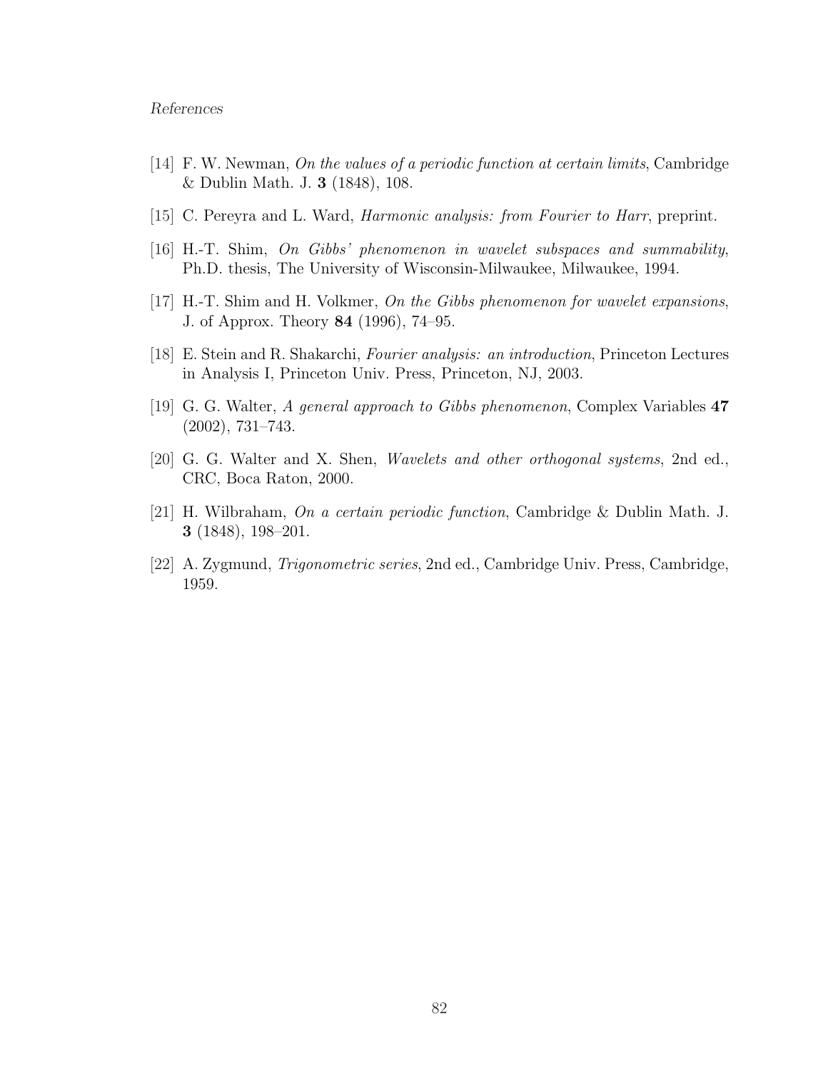*References*

[14] F. W. Newman, *On the values of a periodic function at certain limits*, Cambridge & Dublin Math. J. **3** (1848), 108.

[15] C. Pereyra and L. Ward, *Harmonic analysis: from Fourier to Harr*, preprint.

[16] H.-T. Shim, *On Gibbs' phenomenon in wavelet subspaces and summability*, Ph.D. thesis, The University of Wisconsin-Milwaukee, Milwaukee, 1994.

[17] H.-T. Shim and H. Volkmer, *On the Gibbs phenomenon for wavelet expansions*, J. of Approx. Theory **84** (1996), 74–95.

[18] E. Stein and R. Shakarchi, *Fourier analysis: an introduction*, Princeton Lectures in Analysis I, Princeton Univ. Press, Princeton, NJ, 2003.

[19] G. G. Walter, *A general approach to Gibbs phenomenon*, Complex Variables **47** (2002), 731–743.

[20] G. G. Walter and X. Shen, *Wavelets and other orthogonal systems*, 2nd ed., CRC, Boca Raton, 2000.

[21] H. Wilbraham, *On a certain periodic function*, Cambridge & Dublin Math. J. **3** (1848), 198–201.

[22] A. Zygmund, *Trigonometric series*, 2nd ed., Cambridge Univ. Press, Cambridge, 1959.